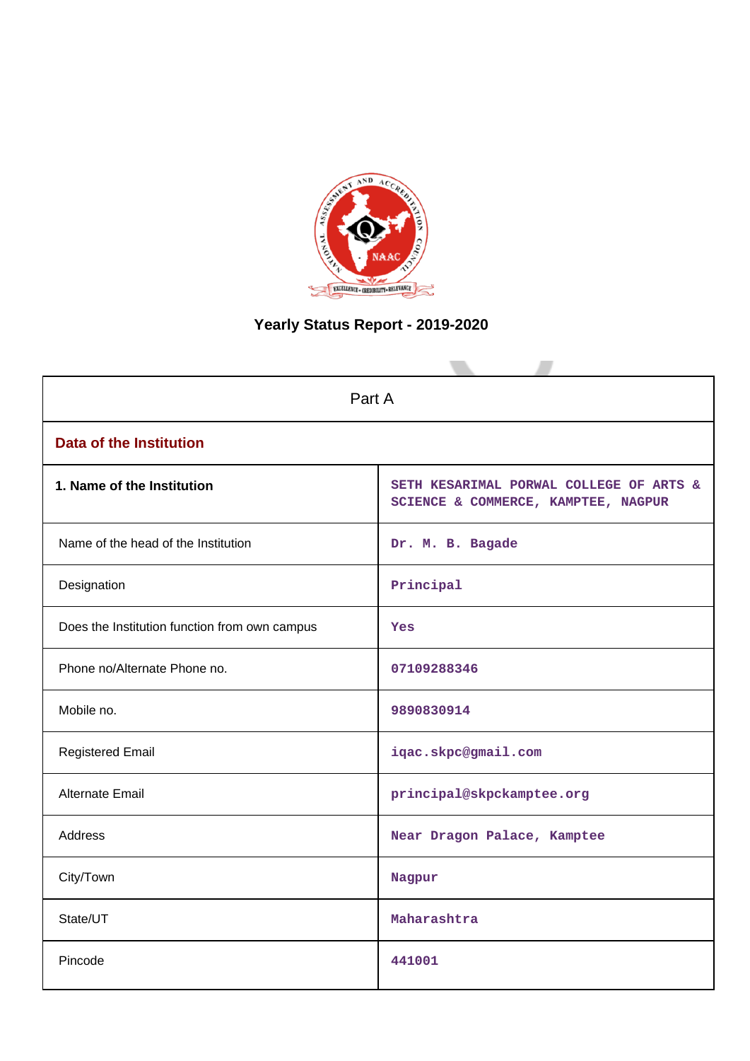# Yearly Status Report - 2019-2020

| Part A | |
|---|---|
| **Data of the Institution** | |
| **1. Name of the Institution** | SETH KESARIMAL PORWAL COLLEGE OF ARTS & SCIENCE & COMMERCE, KAMPTEE, NAGPUR |
| Name of the head of the Institution | Dr. M. B. Bagade |
| Designation | Principal |
| Does the Institution function from own campus | Yes |
| Phone no/Alternate Phone no. | 07109288346 |
| Mobile no. | 9890830914 |
| Registered Email | iqac.skpc@gmail.com |
| Alternate Email | principal@skpckamptee.org |
| Address | Near Dragon Palace, Kamptee |
| City/Town | Nagpur |
| State/UT | Maharashtra |
| Pincode | 441001 |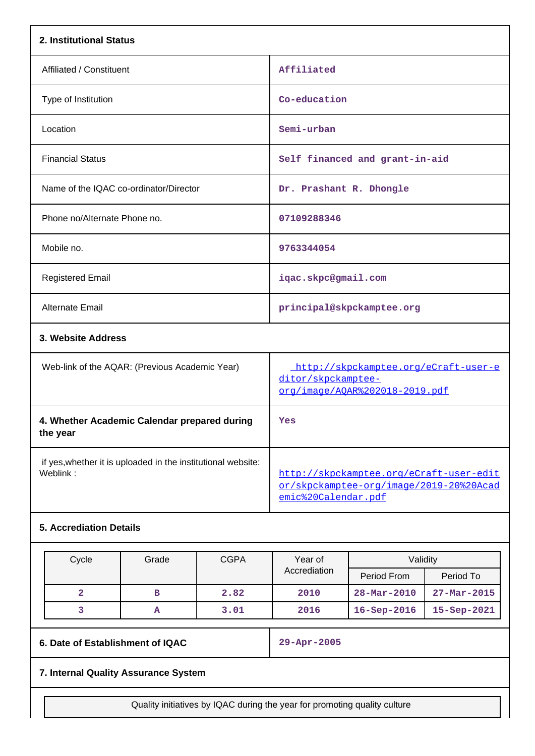### 2. Institutional Status

| | |
|---|---|
| Affiliated / Constituent | Affiliated |
| Type of Institution | Co-education |
| Location | Semi-urban |
| Financial Status | Self financed and grant-in-aid |
| Name of the IQAC co-ordinator/Director | Dr. Prashant R. Dhongle |
| Phone no/Alternate Phone no. | 07109288346 |
| Mobile no. | 9763344054 |
| Registered Email | iqac.skpc@gmail.com |
| Alternate Email | principal@skpckamptee.org |

### 3. Website Address

| | |
|---|---|
| Web-link of the AQAR: (Previous Academic Year) | http://skpckamptee.org/eCraft-user-editor/skpckamptee-org/image/AQAR%202018-2019.pdf |
| **4. Whether Academic Calendar prepared during the year** | Yes |
| if yes,whether it is uploaded in the institutional website: Weblink : | http://skpckamptee.org/eCraft-user-editor/skpckamptee-org/image/2019-20%20Academic%20Calendar.pdf |

### 5. Accrediation Details

| Cycle | Grade | CGPA | Year of Accrediation | Validity | |
|---|---|---|---|---|---|
| | | | | Period From | Period To |
| 2 | B | 2.82 | 2010 | 28-Mar-2010 | 27-Mar-2015 |
| 3 | A | 3.01 | 2016 | 16-Sep-2016 | 15-Sep-2021 |

| | |
|---|---|
| **6. Date of Establishment of IQAC** | 29-Apr-2005 |

### 7. Internal Quality Assurance System

| Quality initiatives by IQAC during the year for promoting quality culture |
|---|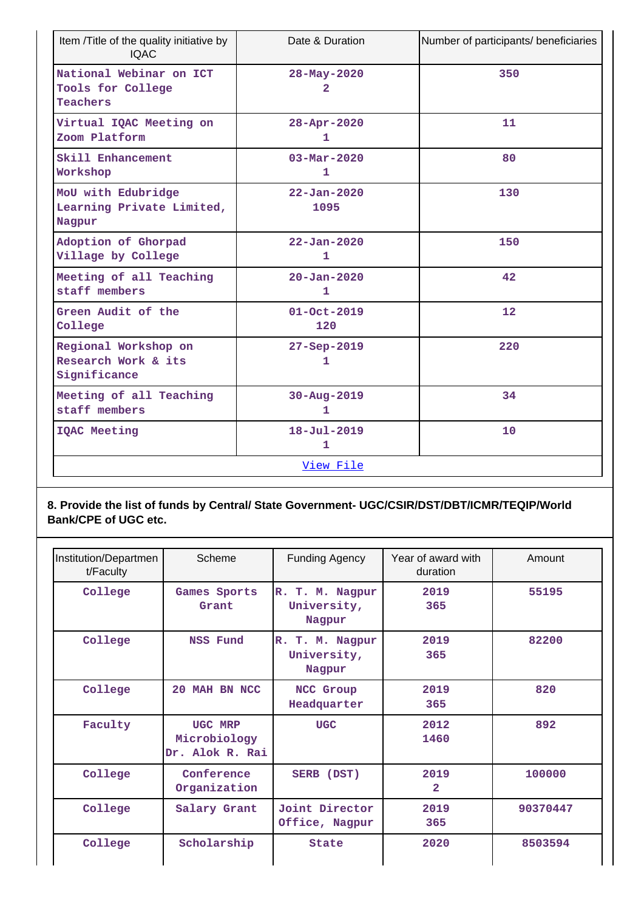| Item /Title of the quality initiative by IQAC | Date & Duration | Number of participants/ beneficiaries |
|---|---|---|
| National Webinar on ICT Tools for College Teachers | 28-May-2020<br>2 | 350 |
| Virtual IQAC Meeting on Zoom Platform | 28-Apr-2020<br>1 | 11 |
| Skill Enhancement Workshop | 03-Mar-2020<br>1 | 80 |
| MoU with Edubridge Learning Private Limited, Nagpur | 22-Jan-2020<br>1095 | 130 |
| Adoption of Ghorpad Village by College | 22-Jan-2020<br>1 | 150 |
| Meeting of all Teaching staff members | 20-Jan-2020<br>1 | 42 |
| Green Audit of the College | 01-Oct-2019<br>120 | 12 |
| Regional Workshop on Research Work & its Significance | 27-Sep-2019<br>1 | 220 |
| Meeting of all Teaching staff members | 30-Aug-2019<br>1 | 34 |
| IQAC Meeting | 18-Jul-2019<br>1 | 10 |
| View File | | |

**8. Provide the list of funds by Central/ State Government- UGC/CSIR/DST/DBT/ICMR/TEQIP/World Bank/CPE of UGC etc.**

| Institution/Department/Faculty | Scheme | Funding Agency | Year of award with duration | Amount |
|---|---|---|---|---|
| College | Games Sports Grant | R. T. M. Nagpur University, Nagpur | 2019<br>365 | 55195 |
| College | NSS Fund | R. T. M. Nagpur University, Nagpur | 2019<br>365 | 82200 |
| College | 20 MAH BN NCC | NCC Group Headquarter | 2019<br>365 | 820 |
| Faculty | UGC MRP Microbiology Dr. Alok R. Rai | UGC | 2012<br>1460 | 892 |
| College | Conference Organization | SERB (DST) | 2019<br>2 | 100000 |
| College | Salary Grant | Joint Director Office, Nagpur | 2019<br>365 | 90370447 |
| College | Scholarship | State | 2020 | 8503594 |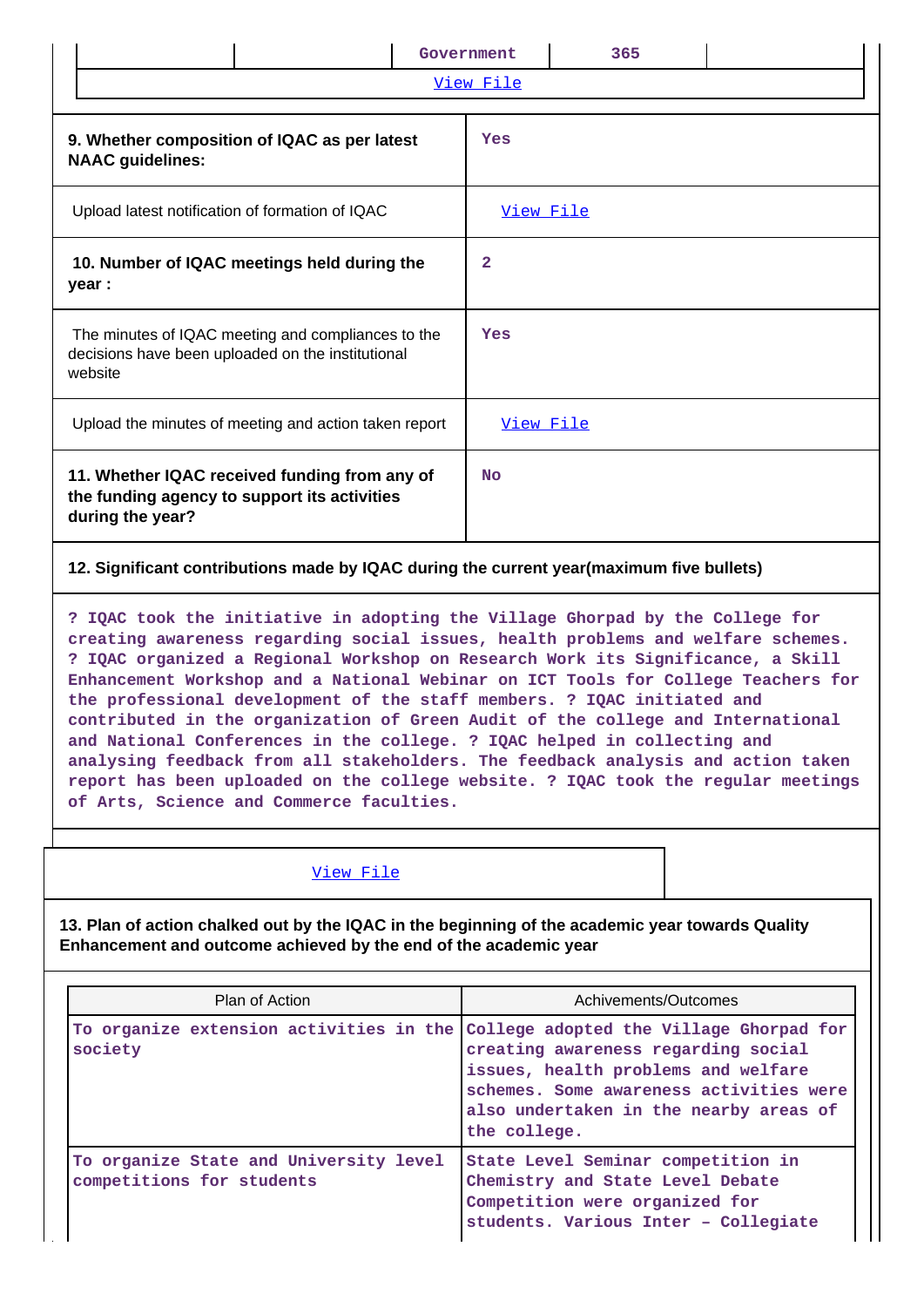| | | Government | 365 | |
|---|---|---|---|---|

View File

| | |
|---|---|
| **9. Whether composition of IQAC as per latest NAAC guidelines:** | Yes |
| Upload latest notification of formation of IQAC | View File |
| **10. Number of IQAC meetings held during the year :** | 2 |
| The minutes of IQAC meeting and compliances to the decisions have been uploaded on the institutional website | Yes |
| Upload the minutes of meeting and action taken report | View File |
| **11. Whether IQAC received funding from any of the funding agency to support its activities during the year?** | No |

**12. Significant contributions made by IQAC during the current year(maximum five bullets)**

? IQAC took the initiative in adopting the Village Ghorpad by the College for creating awareness regarding social issues, health problems and welfare schemes. ? IQAC organized a Regional Workshop on Research Work its Significance, a Skill Enhancement Workshop and a National Webinar on ICT Tools for College Teachers for the professional development of the staff members. ? IQAC initiated and contributed in the organization of Green Audit of the college and International and National Conferences in the college. ? IQAC helped in collecting and analysing feedback from all stakeholders. The feedback analysis and action taken report has been uploaded on the college website. ? IQAC took the regular meetings of Arts, Science and Commerce faculties.

View File

**13. Plan of action chalked out by the IQAC in the beginning of the academic year towards Quality Enhancement and outcome achieved by the end of the academic year**

| Plan of Action | Achivements/Outcomes |
|---|---|
| To organize extension activities in the society | College adopted the Village Ghorpad for creating awareness regarding social issues, health problems and welfare schemes. Some awareness activities were also undertaken in the nearby areas of the college. |
| To organize State and University level competitions for students | State Level Seminar competition in Chemistry and State Level Debate Competition were organized for students. Various Inter – Collegiate |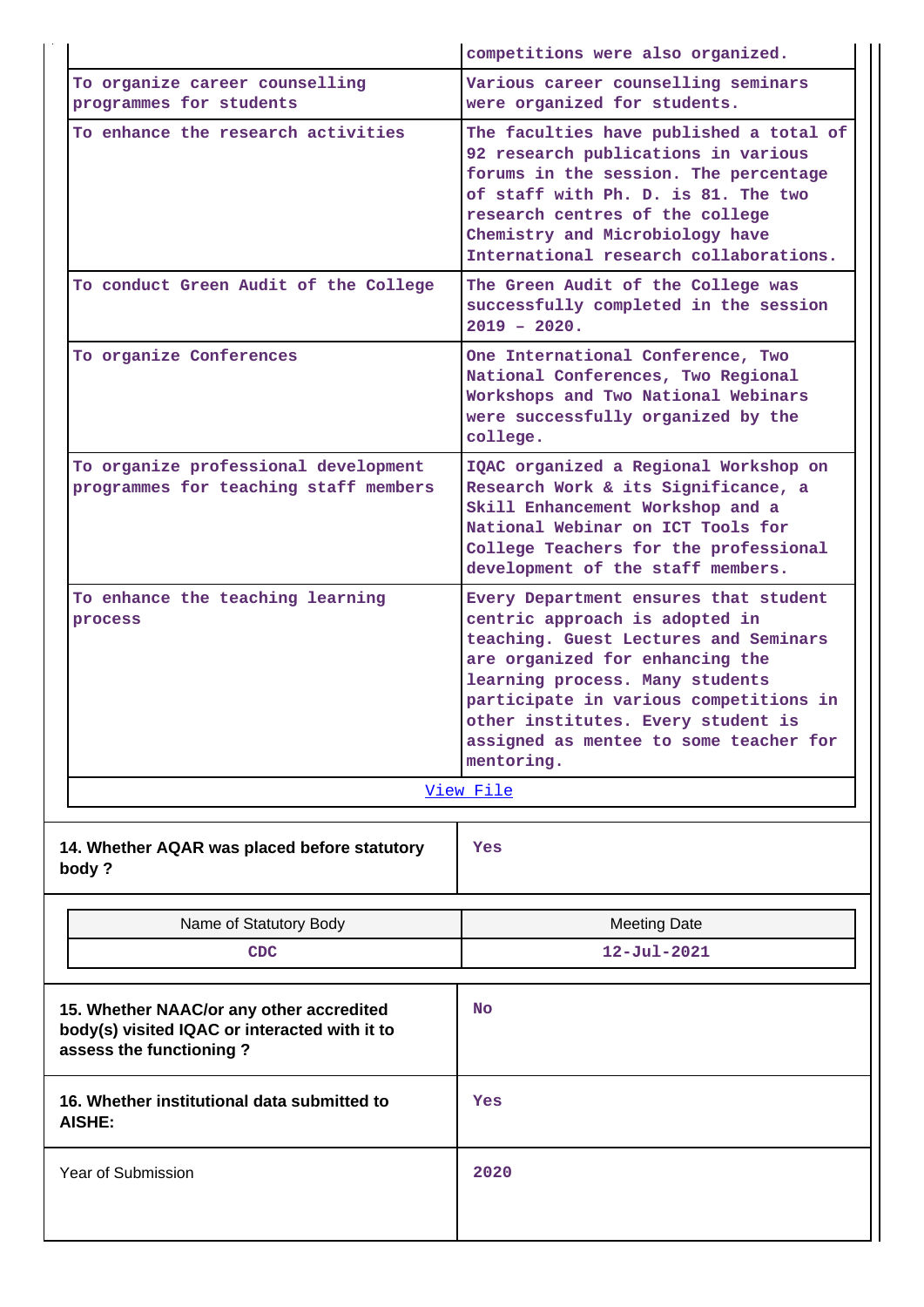| | |
|---|---|
| | competitions were also organized. |
| To organize career counselling programmes for students | Various career counselling seminars were organized for students. |
| To enhance the research activities | The faculties have published a total of 92 research publications in various forums in the session. The percentage of staff with Ph. D. is 81. The two research centres of the college Chemistry and Microbiology have International research collaborations. |
| To conduct Green Audit of the College | The Green Audit of the College was successfully completed in the session 2019 – 2020. |
| To organize Conferences | One International Conference, Two National Conferences, Two Regional Workshops and Two National Webinars were successfully organized by the college. |
| To organize professional development programmes for teaching staff members | IQAC organized a Regional Workshop on Research Work & its Significance, a Skill Enhancement Workshop and a National Webinar on ICT Tools for College Teachers for the professional development of the staff members. |
| To enhance the teaching learning process | Every Department ensures that student centric approach is adopted in teaching. Guest Lectures and Seminars are organized for enhancing the learning process. Many students participate in various competitions in other institutes. Every student is assigned as mentee to some teacher for mentoring. |
| View File | |

| | |
|---|---|
| **14. Whether AQAR was placed before statutory body ?** | Yes |

| Name of Statutory Body | Meeting Date |
|---|---|
| CDC | 12-Jul-2021 |

| | |
|---|---|
| **15. Whether NAAC/or any other accredited body(s) visited IQAC or interacted with it to assess the functioning ?** | No |
| **16. Whether institutional data submitted to AISHE:** | Yes |
| Year of Submission | 2020 |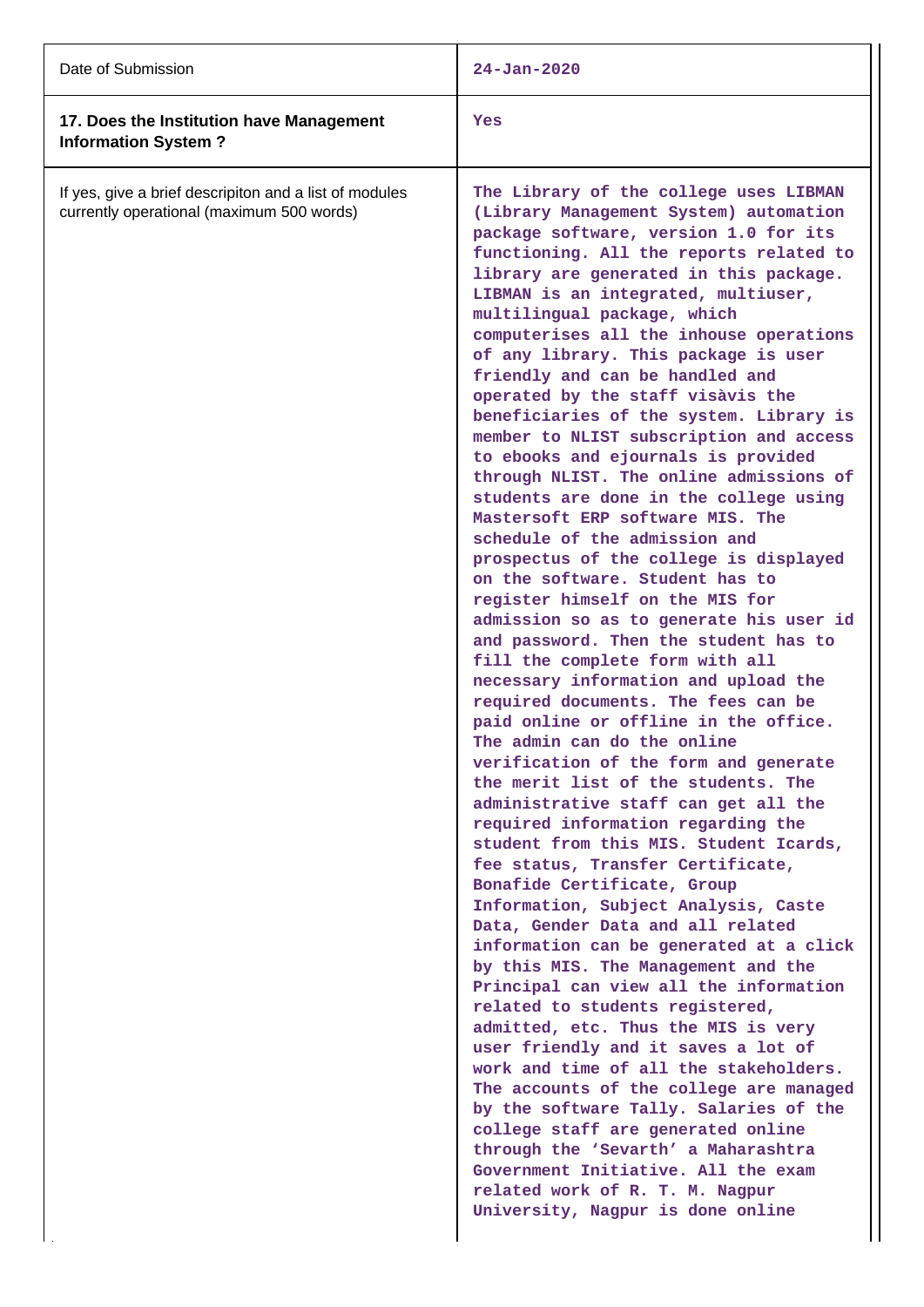| Date of Submission | 24-Jan-2020 |
|---|---|
| **17. Does the Institution have Management Information System ?** | Yes |
| If yes, give a brief descripiton and a list of modules currently operational (maximum 500 words) | The Library of the college uses LIBMAN (Library Management System) automation package software, version 1.0 for its functioning. All the reports related to library are generated in this package. LIBMAN is an integrated, multiuser, multilingual package, which computerises all the inhouse operations of any library. This package is user friendly and can be handled and operated by the staff visàvis the beneficiaries of the system. Library is member to NLIST subscription and access to ebooks and ejournals is provided through NLIST. The online admissions of students are done in the college using Mastersoft ERP software MIS. The schedule of the admission and prospectus of the college is displayed on the software. Student has to register himself on the MIS for admission so as to generate his user id and password. Then the student has to fill the complete form with all necessary information and upload the required documents. The fees can be paid online or offline in the office. The admin can do the online verification of the form and generate the merit list of the students. The administrative staff can get all the required information regarding the student from this MIS. Student Icards, fee status, Transfer Certificate, Bonafide Certificate, Group Information, Subject Analysis, Caste Data, Gender Data and all related information can be generated at a click by this MIS. The Management and the Principal can view all the information related to students registered, admitted, etc. Thus the MIS is very user friendly and it saves a lot of work and time of all the stakeholders. The accounts of the college are managed by the software Tally. Salaries of the college staff are generated online through the 'Sevarth' a Maharashtra Government Initiative. All the exam related work of R. T. M. Nagpur University, Nagpur is done online |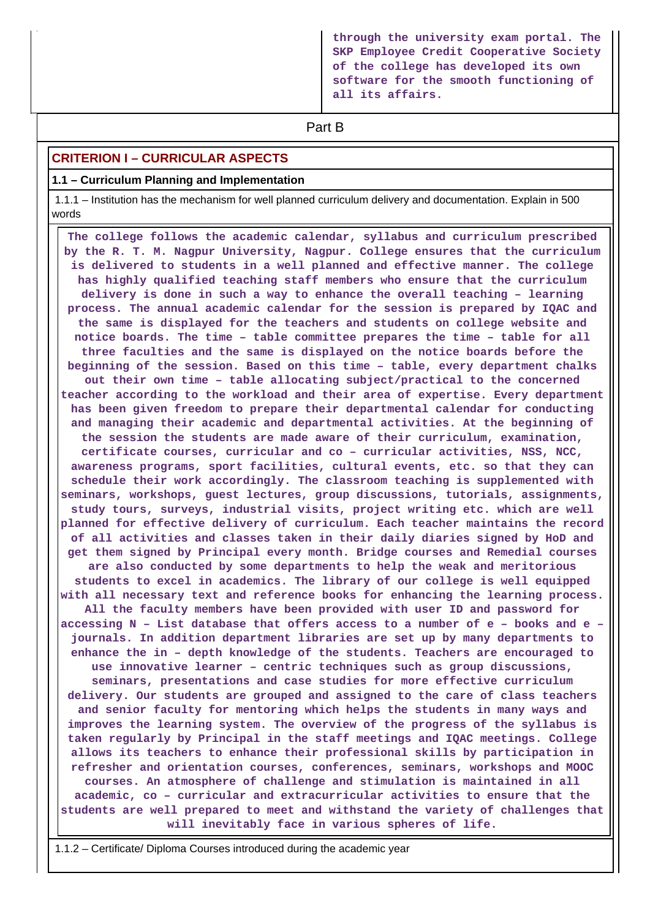**through the university exam portal. The SKP Employee Credit Cooperative Society of the college has developed its own software for the smooth functioning of all its affairs.**

## Part B

### CRITERION I – CURRICULAR ASPECTS

**1.1 – Curriculum Planning and Implementation**

1.1.1 – Institution has the mechanism for well planned curriculum delivery and documentation. Explain in 500 words

**The college follows the academic calendar, syllabus and curriculum prescribed by the R. T. M. Nagpur University, Nagpur. College ensures that the curriculum is delivered to students in a well planned and effective manner. The college has highly qualified teaching staff members who ensure that the curriculum delivery is done in such a way to enhance the overall teaching – learning process. The annual academic calendar for the session is prepared by IQAC and the same is displayed for the teachers and students on college website and notice boards. The time – table committee prepares the time – table for all three faculties and the same is displayed on the notice boards before the beginning of the session. Based on this time – table, every department chalks out their own time – table allocating subject/practical to the concerned teacher according to the workload and their area of expertise. Every department has been given freedom to prepare their departmental calendar for conducting and managing their academic and departmental activities. At the beginning of the session the students are made aware of their curriculum, examination, certificate courses, curricular and co – curricular activities, NSS, NCC, awareness programs, sport facilities, cultural events, etc. so that they can schedule their work accordingly. The classroom teaching is supplemented with seminars, workshops, guest lectures, group discussions, tutorials, assignments, study tours, surveys, industrial visits, project writing etc. which are well planned for effective delivery of curriculum. Each teacher maintains the record of all activities and classes taken in their daily diaries signed by HoD and get them signed by Principal every month. Bridge courses and Remedial courses are also conducted by some departments to help the weak and meritorious students to excel in academics. The library of our college is well equipped with all necessary text and reference books for enhancing the learning process. All the faculty members have been provided with user ID and password for accessing N – List database that offers access to a number of e – books and e – journals. In addition department libraries are set up by many departments to enhance the in – depth knowledge of the students. Teachers are encouraged to use innovative learner – centric techniques such as group discussions, seminars, presentations and case studies for more effective curriculum delivery. Our students are grouped and assigned to the care of class teachers and senior faculty for mentoring which helps the students in many ways and improves the learning system. The overview of the progress of the syllabus is taken regularly by Principal in the staff meetings and IQAC meetings. College allows its teachers to enhance their professional skills by participation in refresher and orientation courses, conferences, seminars, workshops and MOOC courses. An atmosphere of challenge and stimulation is maintained in all academic, co – curricular and extracurricular activities to ensure that the students are well prepared to meet and withstand the variety of challenges that will inevitably face in various spheres of life.**

1.1.2 – Certificate/ Diploma Courses introduced during the academic year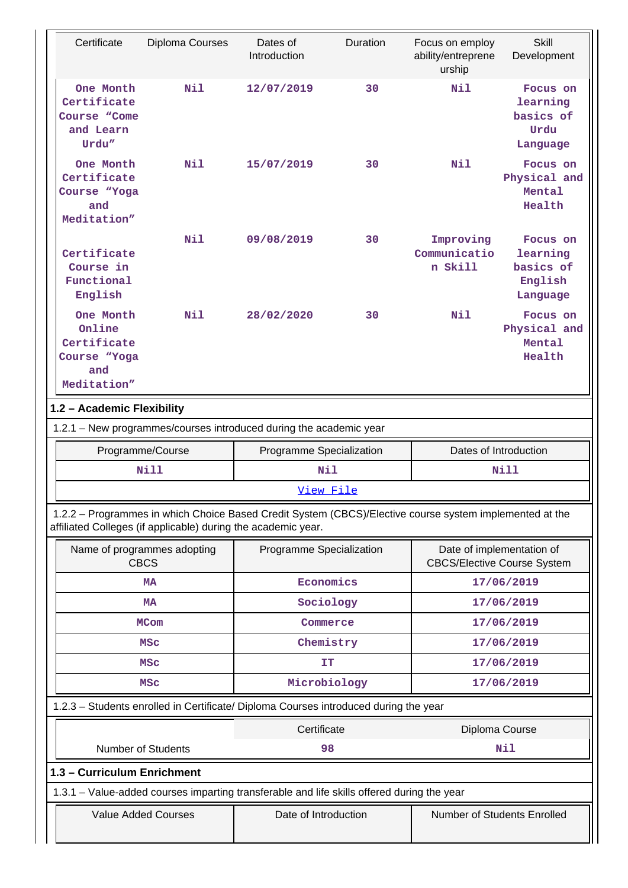| Certificate | Diploma Courses | Dates of Introduction | Duration | Focus on employ ability/entrepreneurship | Skill Development |
|---|---|---|---|---|---|
| One Month Certificate Course "Come and Learn Urdu" | Nil | 12/07/2019 | 30 | Nil | Focus on learning basics of Urdu Language |
| One Month Certificate Course "Yoga and Meditation" | Nil | 15/07/2019 | 30 | Nil | Focus on Physical and Mental Health |
| Certificate Course in Functional English | Nil | 09/08/2019 | 30 | Improving Communication Skill | Focus on learning basics of English Language |
| One Month Online Certificate Course "Yoga and Meditation" | Nil | 28/02/2020 | 30 | Nil | Focus on Physical and Mental Health |

**1.2 – Academic Flexibility**

1.2.1 – New programmes/courses introduced during the academic year

| Programme/Course | Programme Specialization | Dates of Introduction |
|---|---|---|
| Nill | Nil | Nill |
| View File | | |

1.2.2 – Programmes in which Choice Based Credit System (CBCS)/Elective course system implemented at the affiliated Colleges (if applicable) during the academic year.

| Name of programmes adopting CBCS | Programme Specialization | Date of implementation of CBCS/Elective Course System |
|---|---|---|
| MA | Economics | 17/06/2019 |
| MA | Sociology | 17/06/2019 |
| MCom | Commerce | 17/06/2019 |
| MSc | Chemistry | 17/06/2019 |
| MSc | IT | 17/06/2019 |
| MSc | Microbiology | 17/06/2019 |

1.2.3 – Students enrolled in Certificate/ Diploma Courses introduced during the year

| | Certificate | Diploma Course |
|---|---|---|
| Number of Students | 98 | Nil |

**1.3 – Curriculum Enrichment**

1.3.1 – Value-added courses imparting transferable and life skills offered during the year

| Value Added Courses | Date of Introduction | Number of Students Enrolled |
|---|---|---|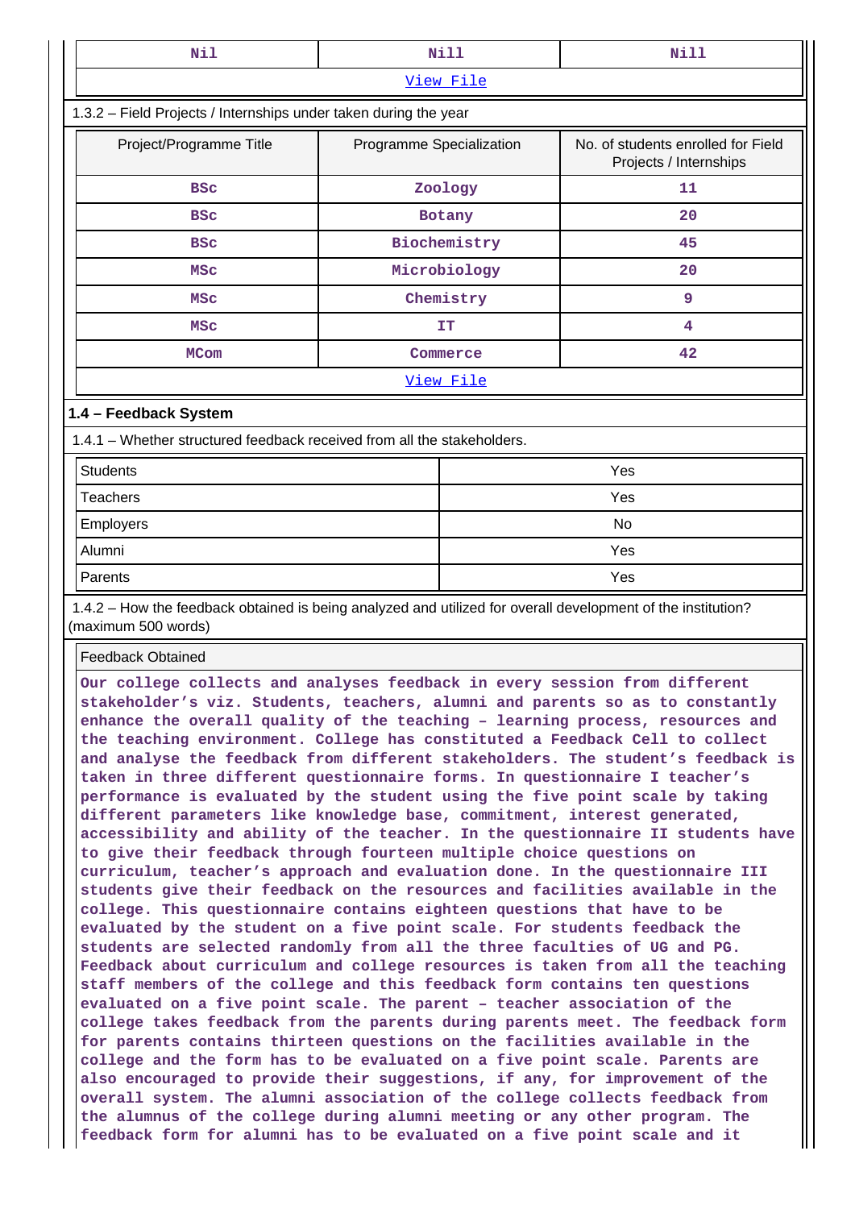| Nil | Nill | Nill |
|---|---|---|
| [View File](#) | | |

1.3.2 – Field Projects / Internships under taken during the year

| Project/Programme Title | Programme Specialization | No. of students enrolled for Field Projects / Internships |
|---|---|---|
| BSc | Zoology | 11 |
| BSc | Botany | 20 |
| BSc | Biochemistry | 45 |
| MSc | Microbiology | 20 |
| MSc | Chemistry | 9 |
| MSc | IT | 4 |
| MCom | Commerce | 42 |

[View File](#)

## 1.4 – Feedback System

1.4.1 – Whether structured feedback received from all the stakeholders.

| Stakeholder | Response |
|---|---|
| Students | Yes |
| Teachers | Yes |
| Employers | No |
| Alumni | Yes |
| Parents | Yes |

1.4.2 – How the feedback obtained is being analyzed and utilized for overall development of the institution? (maximum 500 words)

Feedback Obtained

Our college collects and analyses feedback in every session from different stakeholder's viz. Students, teachers, alumni and parents so as to constantly enhance the overall quality of the teaching – learning process, resources and the teaching environment. College has constituted a Feedback Cell to collect and analyse the feedback from different stakeholders. The student's feedback is taken in three different questionnaire forms. In questionnaire I teacher's performance is evaluated by the student using the five point scale by taking different parameters like knowledge base, commitment, interest generated, accessibility and ability of the teacher. In the questionnaire II students have to give their feedback through fourteen multiple choice questions on curriculum, teacher's approach and evaluation done. In the questionnaire III students give their feedback on the resources and facilities available in the college. This questionnaire contains eighteen questions that have to be evaluated by the student on a five point scale. For students feedback the students are selected randomly from all the three faculties of UG and PG. Feedback about curriculum and college resources is taken from all the teaching staff members of the college and this feedback form contains ten questions evaluated on a five point scale. The parent – teacher association of the college takes feedback from the parents during parents meet. The feedback form for parents contains thirteen questions on the facilities available in the college and the form has to be evaluated on a five point scale. Parents are also encouraged to provide their suggestions, if any, for improvement of the overall system. The alumni association of the college collects feedback from the alumnus of the college during alumni meeting or any other program. The feedback form for alumni has to be evaluated on a five point scale and it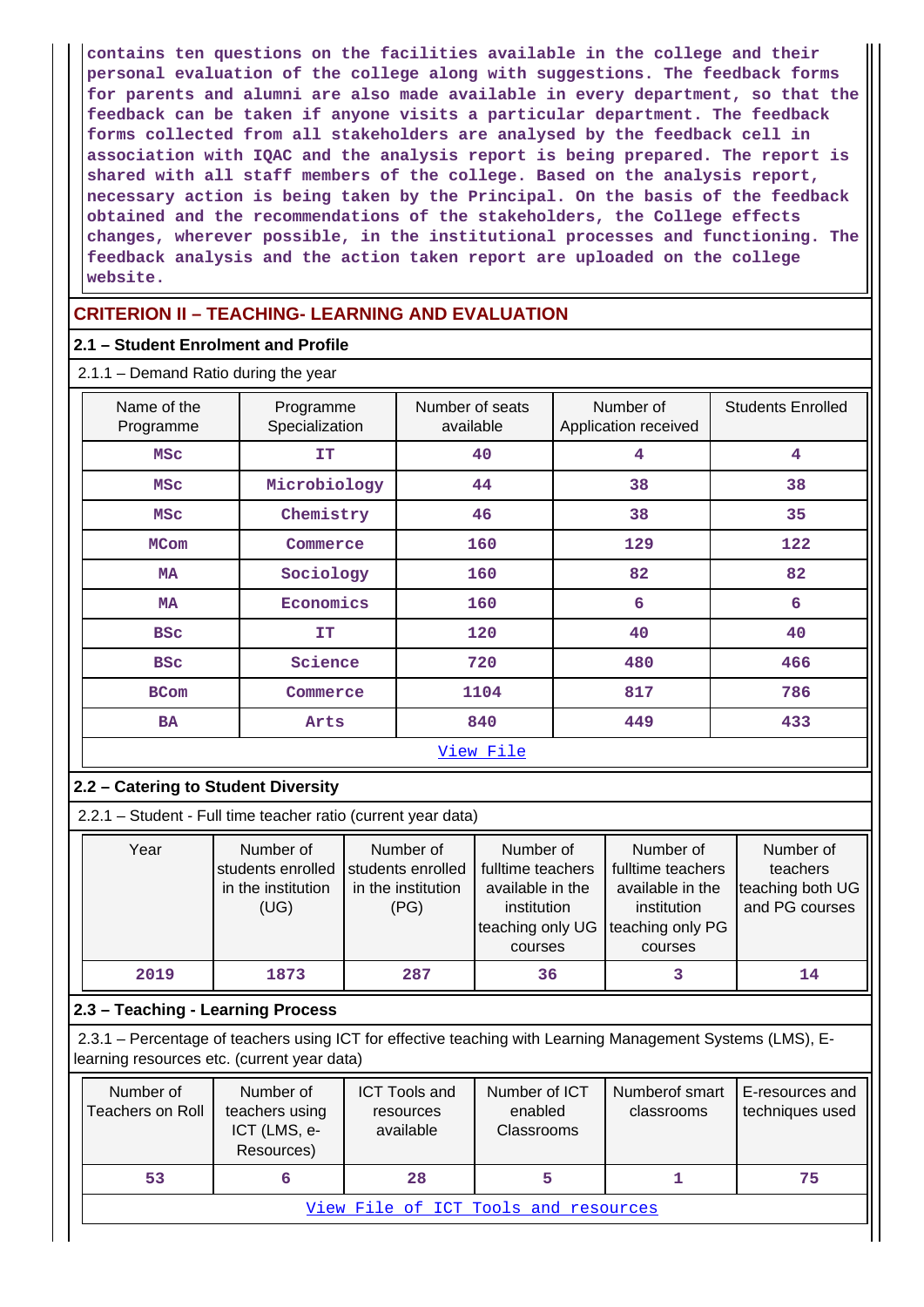contains ten questions on the facilities available in the college and their personal evaluation of the college along with suggestions. The feedback forms for parents and alumni are also made available in every department, so that the feedback can be taken if anyone visits a particular department. The feedback forms collected from all stakeholders are analysed by the feedback cell in association with IQAC and the analysis report is being prepared. The report is shared with all staff members of the college. Based on the analysis report, necessary action is being taken by the Principal. On the basis of the feedback obtained and the recommendations of the stakeholders, the College effects changes, wherever possible, in the institutional processes and functioning. The feedback analysis and the action taken report are uploaded on the college website.

## CRITERION II – TEACHING- LEARNING AND EVALUATION

### 2.1 – Student Enrolment and Profile

2.1.1 – Demand Ratio during the year

| Name of the Programme | Programme Specialization | Number of seats available | Number of Application received | Students Enrolled |
|---|---|---|---|---|
| MSc | IT | 40 | 4 | 4 |
| MSc | Microbiology | 44 | 38 | 38 |
| MSc | Chemistry | 46 | 38 | 35 |
| MCom | Commerce | 160 | 129 | 122 |
| MA | Sociology | 160 | 82 | 82 |
| MA | Economics | 160 | 6 | 6 |
| BSc | IT | 120 | 40 | 40 |
| BSc | Science | 720 | 480 | 466 |
| BCom | Commerce | 1104 | 817 | 786 |
| BA | Arts | 840 | 449 | 433 |
| View File | | | | |

### 2.2 – Catering to Student Diversity

2.2.1 – Student - Full time teacher ratio (current year data)

| Year | Number of students enrolled in the institution (UG) | Number of students enrolled in the institution (PG) | Number of fulltime teachers available in the institution teaching only UG courses | Number of fulltime teachers available in the institution teaching only PG courses | Number of teachers teaching both UG and PG courses |
|---|---|---|---|---|---|
| 2019 | 1873 | 287 | 36 | 3 | 14 |

### 2.3 – Teaching - Learning Process

2.3.1 – Percentage of teachers using ICT for effective teaching with Learning Management Systems (LMS), E-learning resources etc. (current year data)

| Number of Teachers on Roll | Number of teachers using ICT (LMS, e-Resources) | ICT Tools and resources available | Number of ICT enabled Classrooms | Numberof smart classrooms | E-resources and techniques used |
|---|---|---|---|---|---|
| 53 | 6 | 28 | 5 | 1 | 75 |
| View File of ICT Tools and resources | | | | | |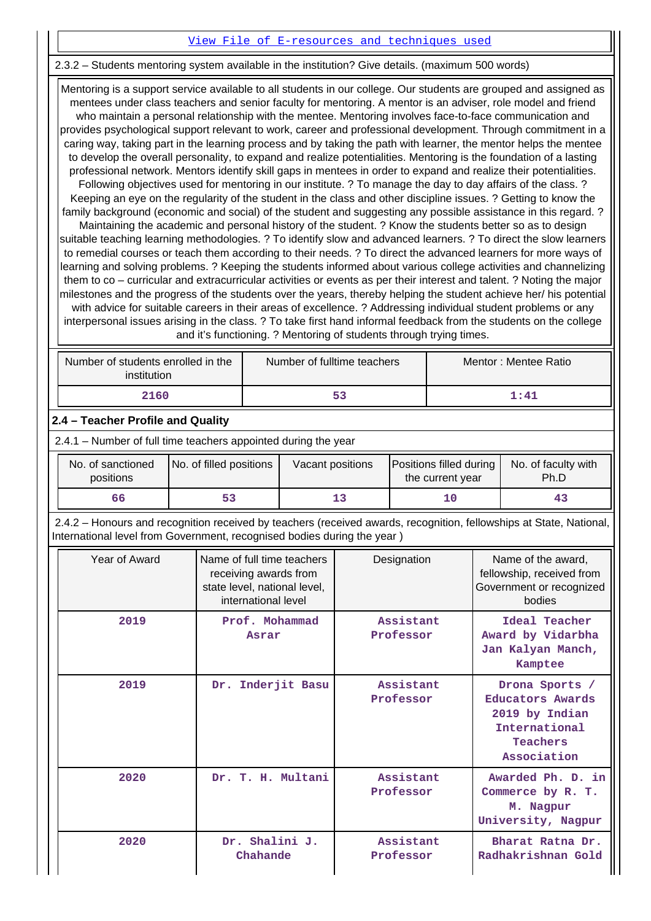[View File of E-resources and techniques used]

2.3.2 – Students mentoring system available in the institution? Give details. (maximum 500 words)

Mentoring is a support service available to all students in our college. Our students are grouped and assigned as mentees under class teachers and senior faculty for mentoring. A mentor is an adviser, role model and friend who maintain a personal relationship with the mentee. Mentoring involves face-to-face communication and provides psychological support relevant to work, career and professional development. Through commitment in a caring way, taking part in the learning process and by taking the path with learner, the mentor helps the mentee to develop the overall personality, to expand and realize potentialities. Mentoring is the foundation of a lasting professional network. Mentors identify skill gaps in mentees in order to expand and realize their potentialities. Following objectives used for mentoring in our institute. ? To manage the day to day affairs of the class. ? Keeping an eye on the regularity of the student in the class and other discipline issues. ? Getting to know the family background (economic and social) of the student and suggesting any possible assistance in this regard. ? Maintaining the academic and personal history of the student. ? Know the students better so as to design suitable teaching learning methodologies. ? To identify slow and advanced learners. ? To direct the slow learners to remedial courses or teach them according to their needs. ? To direct the advanced learners for more ways of learning and solving problems. ? Keeping the students informed about various college activities and channelizing them to co – curricular and extracurricular activities or events as per their interest and talent. ? Noting the major milestones and the progress of the students over the years, thereby helping the student achieve her/ his potential with advice for suitable careers in their areas of excellence. ? Addressing individual student problems or any interpersonal issues arising in the class. ? To take first hand informal feedback from the students on the college and it's functioning. ? Mentoring of students through trying times.

| Number of students enrolled in the institution | Number of fulltime teachers | Mentor : Mentee Ratio |
|---|---|---|
| 2160 | 53 | 1:41 |

## 2.4 – Teacher Profile and Quality

2.4.1 – Number of full time teachers appointed during the year

| No. of sanctioned positions | No. of filled positions | Vacant positions | Positions filled during the current year | No. of faculty with Ph.D |
|---|---|---|---|---|
| 66 | 53 | 13 | 10 | 43 |

2.4.2 – Honours and recognition received by teachers (received awards, recognition, fellowships at State, National, International level from Government, recognised bodies during the year )

| Year of Award | Name of full time teachers receiving awards from state level, national level, international level | Designation | Name of the award, fellowship, received from Government or recognized bodies |
|---|---|---|---|
| 2019 | Prof. Mohammad Asrar | Assistant Professor | Ideal Teacher Award by Vidarbha Jan Kalyan Manch, Kamptee |
| 2019 | Dr. Inderjit Basu | Assistant Professor | Drona Sports / Educators Awards 2019 by Indian International Teachers Association |
| 2020 | Dr. T. H. Multani | Assistant Professor | Awarded Ph. D. in Commerce by R. T. M. Nagpur University, Nagpur |
| 2020 | Dr. Shalini J. Chahande | Assistant Professor | Bharat Ratna Dr. Radhakrishnan Gold |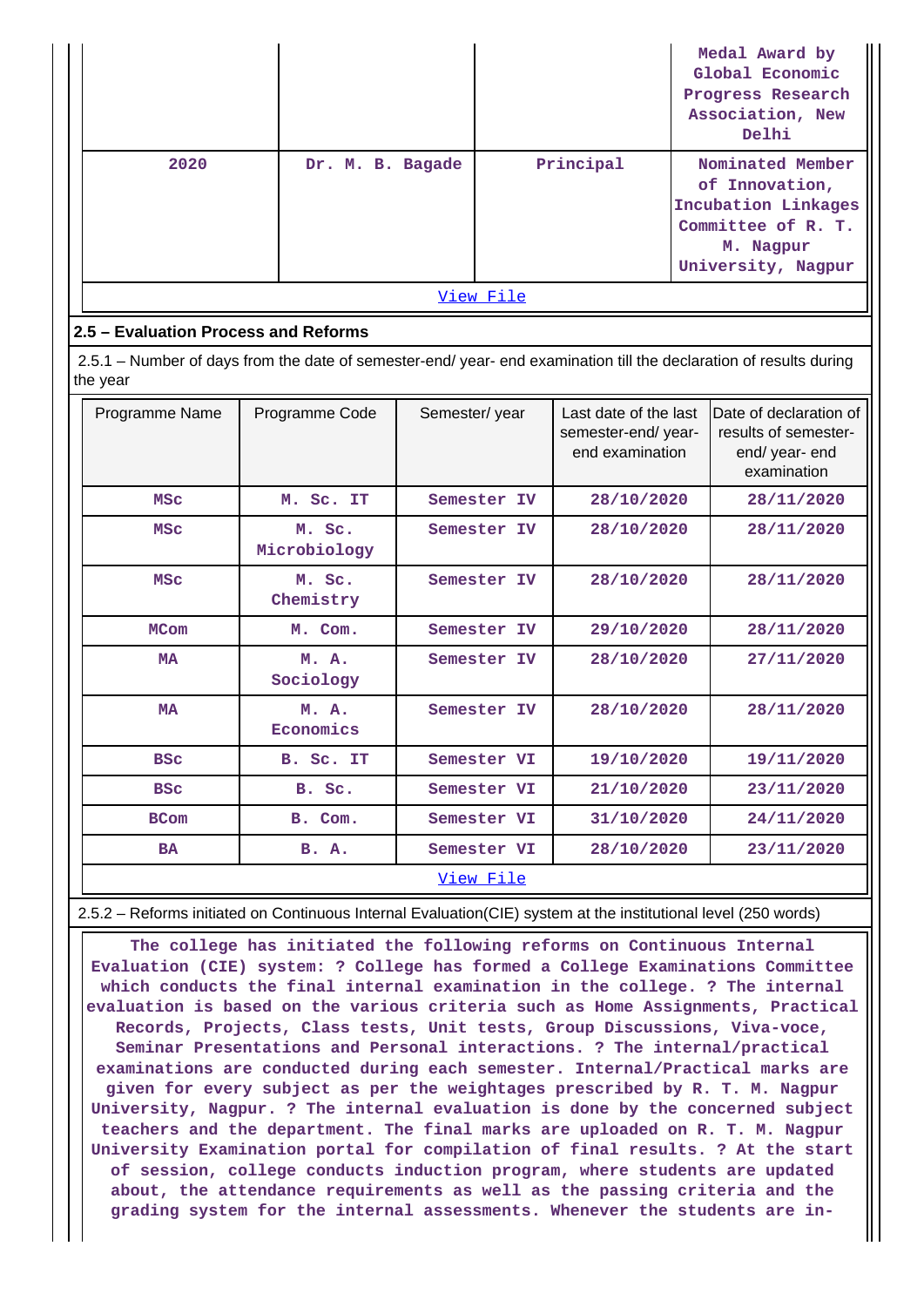| | | | Medal Award by Global Economic Progress Research Association, New Delhi |
|---|---|---|---|
| 2020 | Dr. M. B. Bagade | Principal | Nominated Member of Innovation, Incubation Linkages Committee of R. T. M. Nagpur University, Nagpur |

View File

## 2.5 – Evaluation Process and Reforms

2.5.1 – Number of days from the date of semester-end/ year- end examination till the declaration of results during the year

| Programme Name | Programme Code | Semester/ year | Last date of the last semester-end/ year- end examination | Date of declaration of results of semester- end/ year- end examination |
|---|---|---|---|---|
| MSc | M. Sc. IT | Semester IV | 28/10/2020 | 28/11/2020 |
| MSc | M. Sc. Microbiology | Semester IV | 28/10/2020 | 28/11/2020 |
| MSc | M. Sc. Chemistry | Semester IV | 28/10/2020 | 28/11/2020 |
| MCom | M. Com. | Semester IV | 29/10/2020 | 28/11/2020 |
| MA | M. A. Sociology | Semester IV | 28/10/2020 | 27/11/2020 |
| MA | M. A. Economics | Semester IV | 28/10/2020 | 28/11/2020 |
| BSc | B. Sc. IT | Semester VI | 19/10/2020 | 19/11/2020 |
| BSc | B. Sc. | Semester VI | 21/10/2020 | 23/11/2020 |
| BCom | B. Com. | Semester VI | 31/10/2020 | 24/11/2020 |
| BA | B. A. | Semester VI | 28/10/2020 | 23/11/2020 |

View File

2.5.2 – Reforms initiated on Continuous Internal Evaluation(CIE) system at the institutional level (250 words)

The college has initiated the following reforms on Continuous Internal Evaluation (CIE) system: ? College has formed a College Examinations Committee which conducts the final internal examination in the college. ? The internal evaluation is based on the various criteria such as Home Assignments, Practical Records, Projects, Class tests, Unit tests, Group Discussions, Viva-voce, Seminar Presentations and Personal interactions. ? The internal/practical examinations are conducted during each semester. Internal/Practical marks are given for every subject as per the weightages prescribed by R. T. M. Nagpur University, Nagpur. ? The internal evaluation is done by the concerned subject teachers and the department. The final marks are uploaded on R. T. M. Nagpur University Examination portal for compilation of final results. ? At the start of session, college conducts induction program, where students are updated about, the attendance requirements as well as the passing criteria and the grading system for the internal assessments. Whenever the students are in-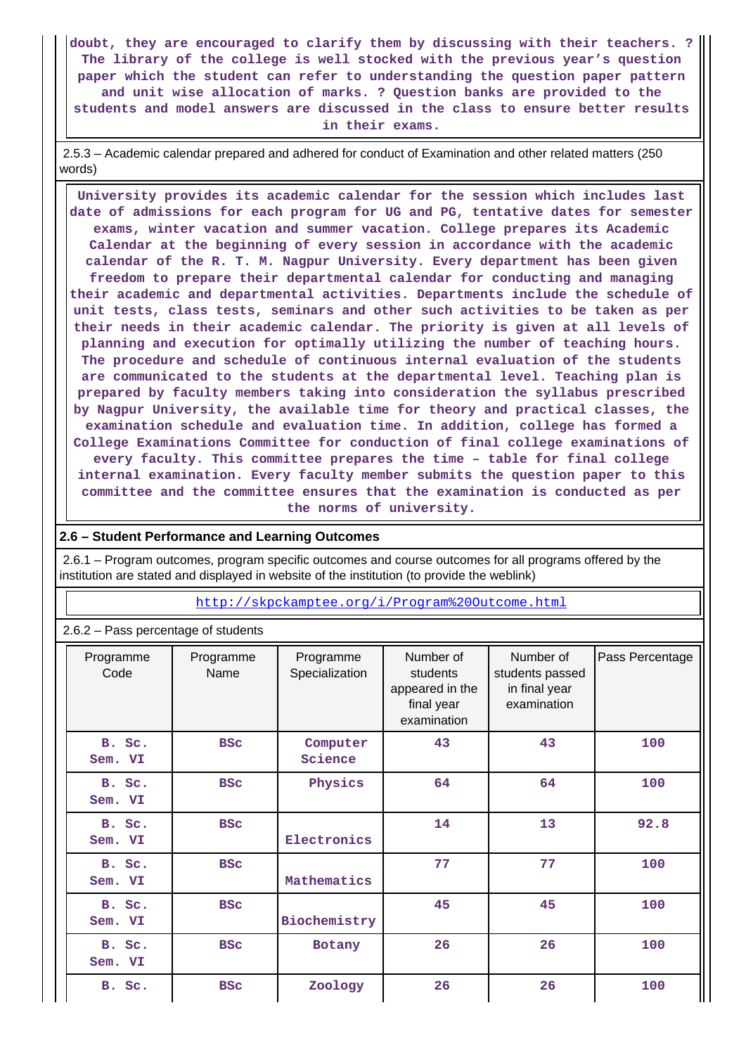doubt, they are encouraged to clarify them by discussing with their teachers. ? The library of the college is well stocked with the previous year's question paper which the student can refer to understanding the question paper pattern and unit wise allocation of marks. ? Question banks are provided to the students and model answers are discussed in the class to ensure better results in their exams.

2.5.3 – Academic calendar prepared and adhered for conduct of Examination and other related matters (250 words)

University provides its academic calendar for the session which includes last date of admissions for each program for UG and PG, tentative dates for semester exams, winter vacation and summer vacation. College prepares its Academic Calendar at the beginning of every session in accordance with the academic calendar of the R. T. M. Nagpur University. Every department has been given freedom to prepare their departmental calendar for conducting and managing their academic and departmental activities. Departments include the schedule of unit tests, class tests, seminars and other such activities to be taken as per their needs in their academic calendar. The priority is given at all levels of planning and execution for optimally utilizing the number of teaching hours. The procedure and schedule of continuous internal evaluation of the students are communicated to the students at the departmental level. Teaching plan is prepared by faculty members taking into consideration the syllabus prescribed by Nagpur University, the available time for theory and practical classes, the examination schedule and evaluation time. In addition, college has formed a College Examinations Committee for conduction of final college examinations of every faculty. This committee prepares the time – table for final college internal examination. Every faculty member submits the question paper to this committee and the committee ensures that the examination is conducted as per the norms of university.

## 2.6 – Student Performance and Learning Outcomes

2.6.1 – Program outcomes, program specific outcomes and course outcomes for all programs offered by the institution are stated and displayed in website of the institution (to provide the weblink)

http://skpckamptee.org/i/Program%20Outcome.html

2.6.2 – Pass percentage of students

| Programme Code | Programme Name | Programme Specialization | Number of students appeared in the final year examination | Number of students passed in final year examination | Pass Percentage |
|---|---|---|---|---|---|
| B. Sc. Sem. VI | BSc | Computer Science | 43 | 43 | 100 |
| B. Sc. Sem. VI | BSc | Physics | 64 | 64 | 100 |
| B. Sc. Sem. VI | BSc | Electronics | 14 | 13 | 92.8 |
| B. Sc. Sem. VI | BSc | Mathematics | 77 | 77 | 100 |
| B. Sc. Sem. VI | BSc | Biochemistry | 45 | 45 | 100 |
| B. Sc. Sem. VI | BSc | Botany | 26 | 26 | 100 |
| B. Sc. | BSc | Zoology | 26 | 26 | 100 |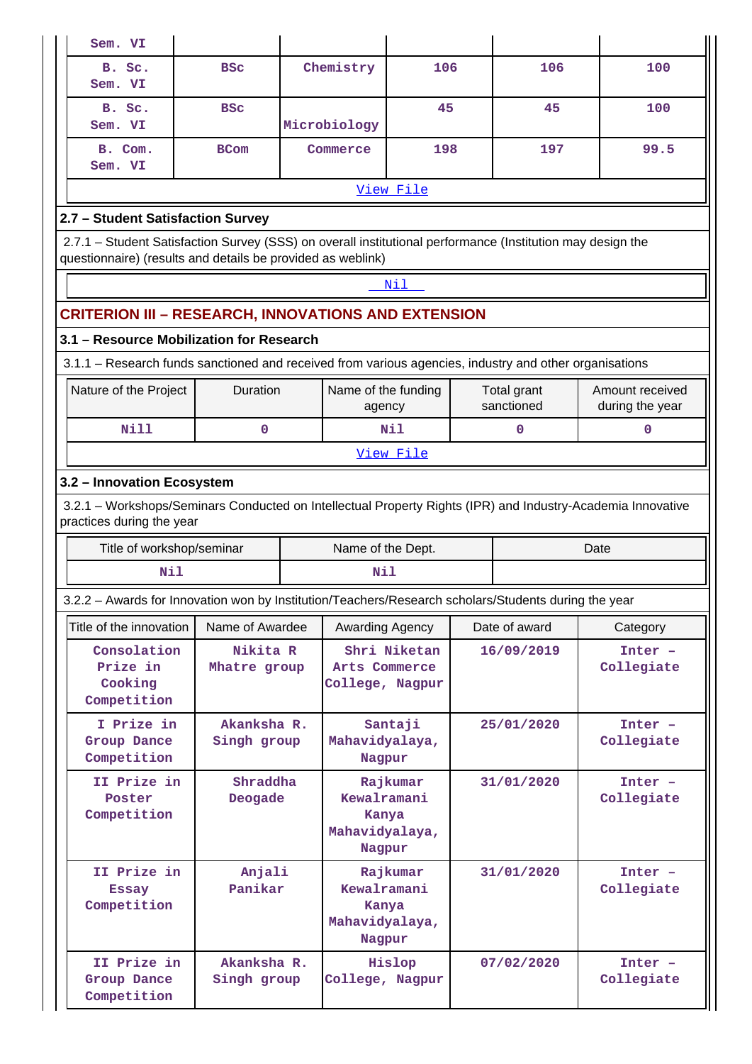| Sem. VI | | | | | |
|---|---|---|---|---|---|
| B. Sc. Sem. VI | BSc | Chemistry | 106 | 106 | 100 |
| B. Sc. Sem. VI | BSc | Microbiology | 45 | 45 | 100 |
| B. Com. Sem. VI | BCom | Commerce | 198 | 197 | 99.5 |

View File

### 2.7 – Student Satisfaction Survey

2.7.1 – Student Satisfaction Survey (SSS) on overall institutional performance (Institution may design the questionnaire) (results and details be provided as weblink)

Nil

## CRITERION III – RESEARCH, INNOVATIONS AND EXTENSION

### 3.1 – Resource Mobilization for Research

3.1.1 – Research funds sanctioned and received from various agencies, industry and other organisations

| Nature of the Project | Duration | Name of the funding agency | Total grant sanctioned | Amount received during the year |
|---|---|---|---|---|
| Nill | 0 | Nil | 0 | 0 |

View File

### 3.2 – Innovation Ecosystem

3.2.1 – Workshops/Seminars Conducted on Intellectual Property Rights (IPR) and Industry-Academia Innovative practices during the year

| Title of workshop/seminar | Name of the Dept. | Date |
|---|---|---|
| Nil | Nil | |

3.2.2 – Awards for Innovation won by Institution/Teachers/Research scholars/Students during the year

| Title of the innovation | Name of Awardee | Awarding Agency | Date of award | Category |
|---|---|---|---|---|
| Consolation Prize in Cooking Competition | Nikita R Mhatre group | Shri Niketan Arts Commerce College, Nagpur | 16/09/2019 | Inter – Collegiate |
| I Prize in Group Dance Competition | Akanksha R. Singh group | Santaji Mahavidyalaya, Nagpur | 25/01/2020 | Inter – Collegiate |
| II Prize in Poster Competition | Shraddha Deogade | Rajkumar Kewalramani Kanya Mahavidyalaya, Nagpur | 31/01/2020 | Inter – Collegiate |
| II Prize in Essay Competition | Anjali Panikar | Rajkumar Kewalramani Kanya Mahavidyalaya, Nagpur | 31/01/2020 | Inter – Collegiate |
| II Prize in Group Dance Competition | Akanksha R. Singh group | Hislop College, Nagpur | 07/02/2020 | Inter – Collegiate |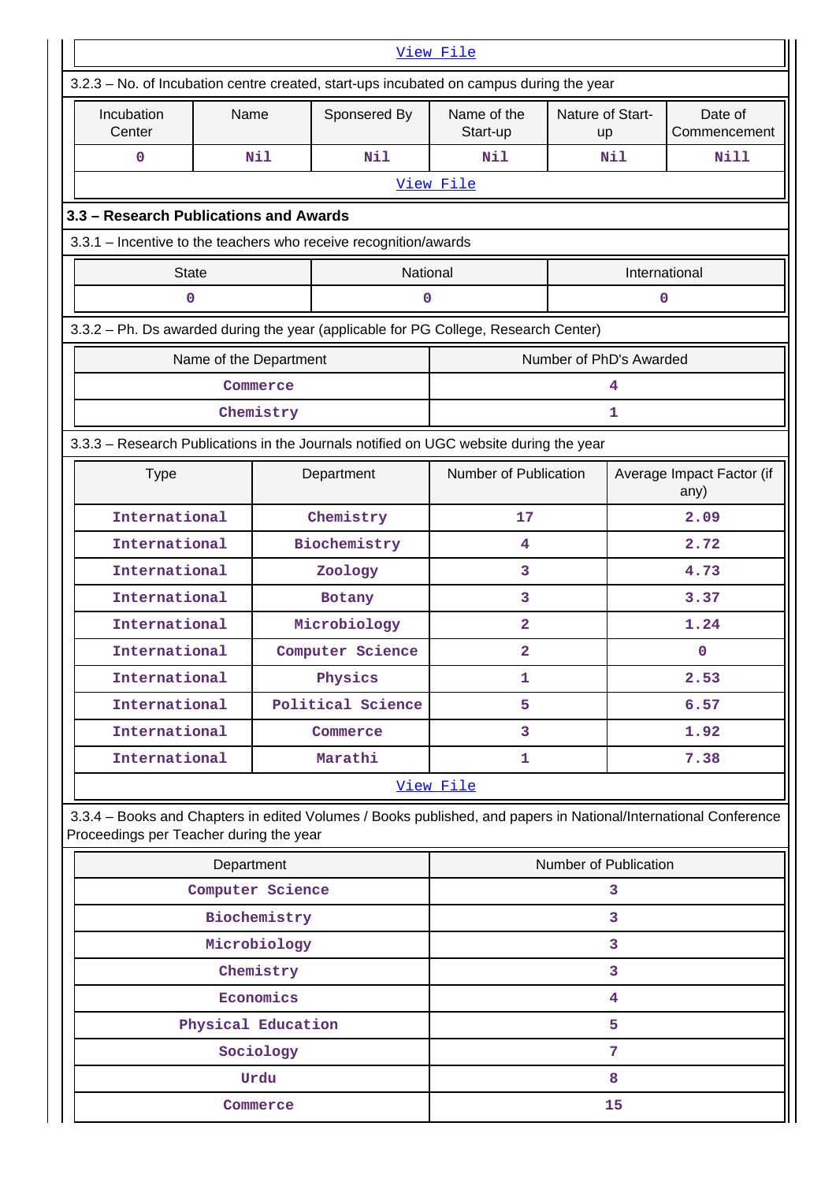[View File]

3.2.3 – No. of Incubation centre created, start-ups incubated on campus during the year

| Incubation Center | Name | Sponsered By | Name of the Start-up | Nature of Start-up | Date of Commencement |
|---|---|---|---|---|---|
| 0 | Nil | Nil | Nil | Nil | Nill |

[View File]

### 3.3 – Research Publications and Awards

3.3.1 – Incentive to the teachers who receive recognition/awards

| State | National | International |
|---|---|---|
| 0 | 0 | 0 |

3.3.2 – Ph. Ds awarded during the year (applicable for PG College, Research Center)

| Name of the Department | Number of PhD's Awarded |
|---|---|
| Commerce | 4 |
| Chemistry | 1 |

3.3.3 – Research Publications in the Journals notified on UGC website during the year

| Type | Department | Number of Publication | Average Impact Factor (if any) |
|---|---|---|---|
| International | Chemistry | 17 | 2.09 |
| International | Biochemistry | 4 | 2.72 |
| International | Zoology | 3 | 4.73 |
| International | Botany | 3 | 3.37 |
| International | Microbiology | 2 | 1.24 |
| International | Computer Science | 2 | 0 |
| International | Physics | 1 | 2.53 |
| International | Political Science | 5 | 6.57 |
| International | Commerce | 3 | 1.92 |
| International | Marathi | 1 | 7.38 |

[View File]

3.3.4 – Books and Chapters in edited Volumes / Books published, and papers in National/International Conference Proceedings per Teacher during the year

| Department | Number of Publication |
|---|---|
| Computer Science | 3 |
| Biochemistry | 3 |
| Microbiology | 3 |
| Chemistry | 3 |
| Economics | 4 |
| Physical Education | 5 |
| Sociology | 7 |
| Urdu | 8 |
| Commerce | 15 |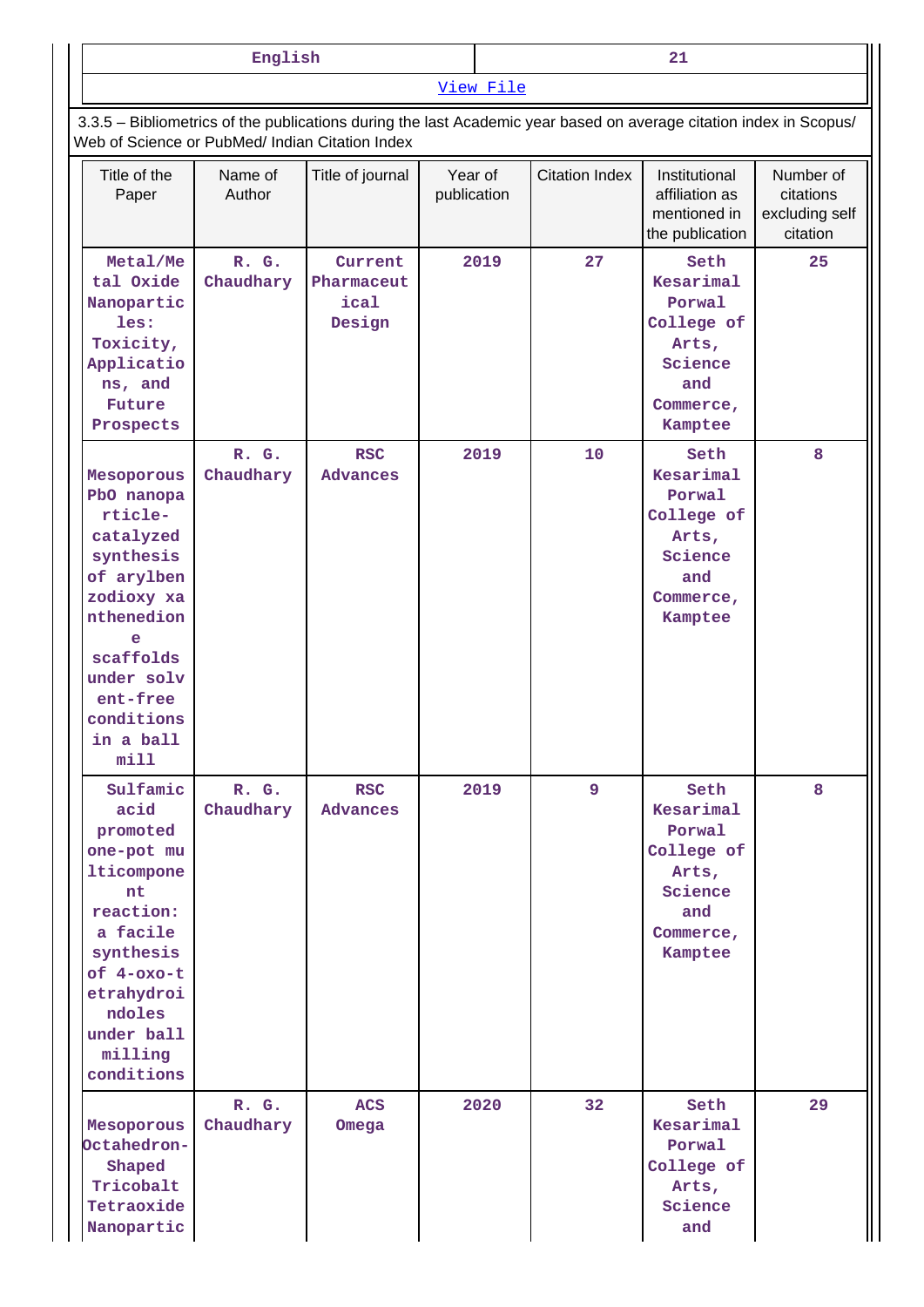| English | 21 |
|---|---|

View File

3.3.5 – Bibliometrics of the publications during the last Academic year based on average citation index in Scopus/ Web of Science or PubMed/ Indian Citation Index

| Title of the Paper | Name of Author | Title of journal | Year of publication | Citation Index | Institutional affiliation as mentioned in the publication | Number of citations excluding self citation |
|---|---|---|---|---|---|---|
| Metal/Metal Oxide Nanoparticles: Toxicity, Applications, and Future Prospects | R. G. Chaudhary | Current Pharmaceutical Design | 2019 | 27 | Seth Kesarimal Porwal College of Arts, Science and Commerce, Kamptee | 25 |
| Mesoporous PbO nanoparticle-catalyzed synthesis of arylbenzodioxy xanthenedione scaffolds under solvent-free conditions in a ball mill | R. G. Chaudhary | RSC Advances | 2019 | 10 | Seth Kesarimal Porwal College of Arts, Science and Commerce, Kamptee | 8 |
| Sulfamic acid promoted one-pot multicomponent reaction: a facile synthesis of 4-oxo-tetrahydroindoles under ball milling conditions | R. G. Chaudhary | RSC Advances | 2019 | 9 | Seth Kesarimal Porwal College of Arts, Science and Commerce, Kamptee | 8 |
| Mesoporous Octahedron-Shaped Tricobalt Tetraoxide Nanopartic | R. G. Chaudhary | ACS Omega | 2020 | 32 | Seth Kesarimal Porwal College of Arts, Science and | 29 |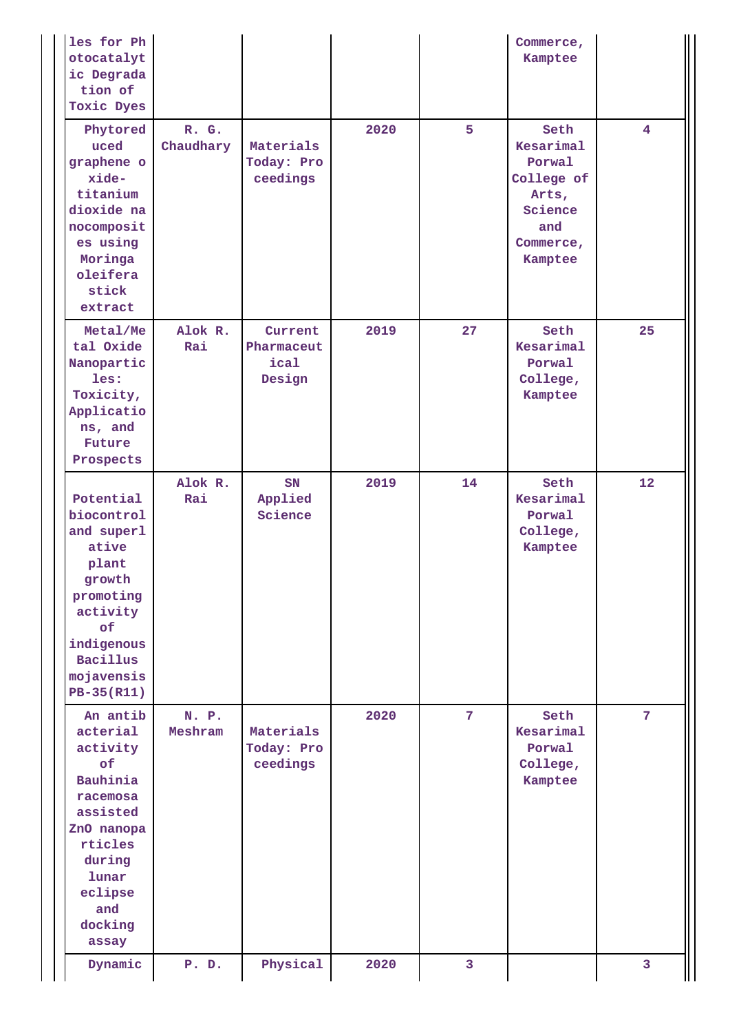| | | | | | | |
|---|---|---|---|---|---|---|
| les for Photocatalytic Degradation of Toxic Dyes | | | | | Commerce, Kamptee | |
| Phytoreduced graphene oxide-titanium dioxide nanocomposites using Moringa oleifera stick extract | R. G. Chaudhary | Materials Today: Proceedings | 2020 | 5 | Seth Kesarimal Porwal College of Arts, Science and Commerce, Kamptee | 4 |
| Metal/Metal Oxide Nanoparticles: Toxicity, Applications, and Future Prospects | Alok R. Rai | Current Pharmaceutical Design | 2019 | 27 | Seth Kesarimal Porwal College, Kamptee | 25 |
| Potential biocontrol and superlative plant growth promoting activity of indigenous Bacillus mojavensis PB-35(R11) | Alok R. Rai | SN Applied Science | 2019 | 14 | Seth Kesarimal Porwal College, Kamptee | 12 |
| An antibacterial activity of Bauhinia racemosa assisted ZnO nanoparticles during lunar eclipse and docking assay | N. P. Meshram | Materials Today: Proceedings | 2020 | 7 | Seth Kesarimal Porwal College, Kamptee | 7 |
| Dynamic | P. D. | Physical | 2020 | 3 | | 3 |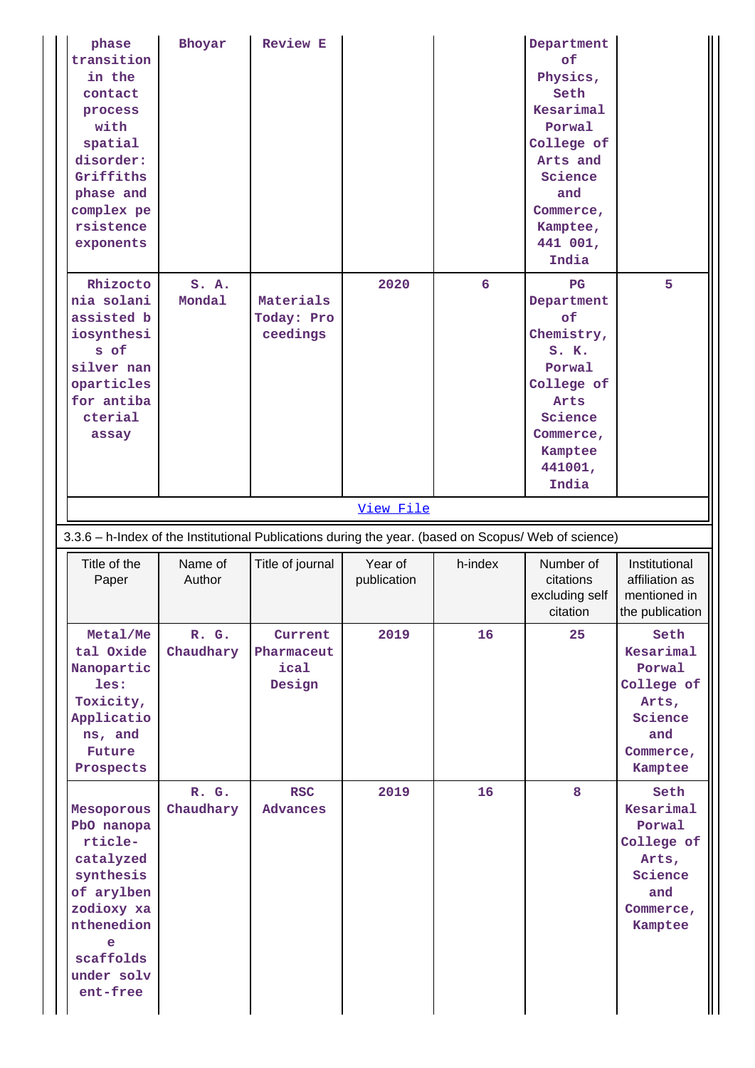| phase transition in the contact process with spatial disorder: Griffiths phase and complex persistence exponents | Bhoyar | Review E | | | Department of Physics, Seth Kesarimal Porwal College of Arts and Science and Commerce, Kamptee, 441 001, India | |
|---|---|---|---|---|---|---|
| Rhizoctonia solani assisted biosynthesis of silver nanoparticles for antibacterial assay | S. A. Mondal | Materials Today: Proceedings | 2020 | 6 | PG Department of Chemistry, S. K. Porwal College of Arts Science Commerce, Kamptee 441001, India | 5 |

[View File]

3.3.6 – h-Index of the Institutional Publications during the year. (based on Scopus/ Web of science)

| Title of the Paper | Name of Author | Title of journal | Year of publication | h-index | Number of citations excluding self citation | Institutional affiliation as mentioned in the publication |
|---|---|---|---|---|---|---|
| Metal/Metal Oxide Nanoparticles: Toxicity, Applications, and Future Prospects | R. G. Chaudhary | Current Pharmaceutical Design | 2019 | 16 | 25 | Seth Kesarimal Porwal College of Arts, Science and Commerce, Kamptee |
| Mesoporous PbO nanoparticle-catalyzed synthesis of arylbenzodioxy xanthenedione scaffolds under solvent-free | R. G. Chaudhary | RSC Advances | 2019 | 16 | 8 | Seth Kesarimal Porwal College of Arts, Science and Commerce, Kamptee |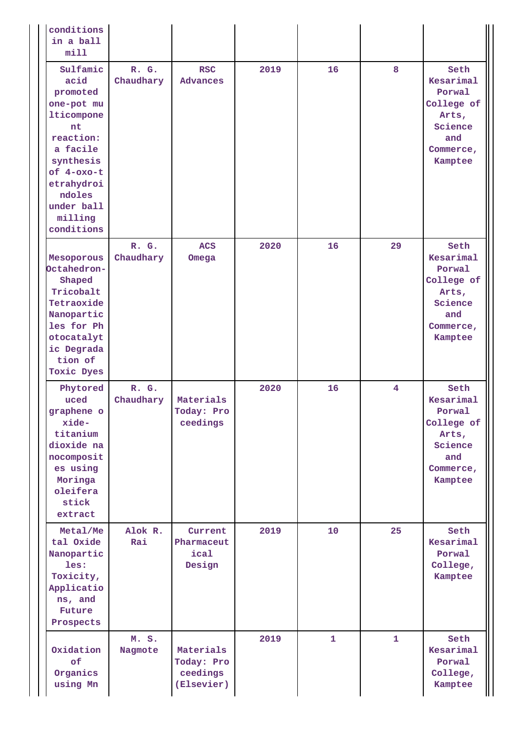| | | | | | | |
|---|---|---|---|---|---|---|
| conditions in a ball mill | | | | | | |
| Sulfamic acid promoted one-pot multicomponent reaction: a facile synthesis of 4-oxo-tetrahydroindoles under ball milling conditions | R. G. Chaudhary | RSC Advances | 2019 | 16 | 8 | Seth Kesarimal Porwal College of Arts, Science and Commerce, Kamptee |
| Mesoporous Octahedron-Shaped Tricobalt Tetraoxide Nanoparticles for Photocatalytic Degradation of Toxic Dyes | R. G. Chaudhary | ACS Omega | 2020 | 16 | 29 | Seth Kesarimal Porwal College of Arts, Science and Commerce, Kamptee |
| Phytoreduced graphene oxide-titanium dioxide nanocomposites using Moringa oleifera stick extract | R. G. Chaudhary | Materials Today: Proceedings | 2020 | 16 | 4 | Seth Kesarimal Porwal College of Arts, Science and Commerce, Kamptee |
| Metal/Metal Oxide Nanoparticles: Toxicity, Applications, and Future Prospects | Alok R. Rai | Current Pharmaceutical Design | 2019 | 10 | 25 | Seth Kesarimal Porwal College, Kamptee |
| Oxidation of Organics using Mn | M. S. Nagmote | Materials Today: Proceedings (Elsevier) | 2019 | 1 | 1 | Seth Kesarimal Porwal College, Kamptee |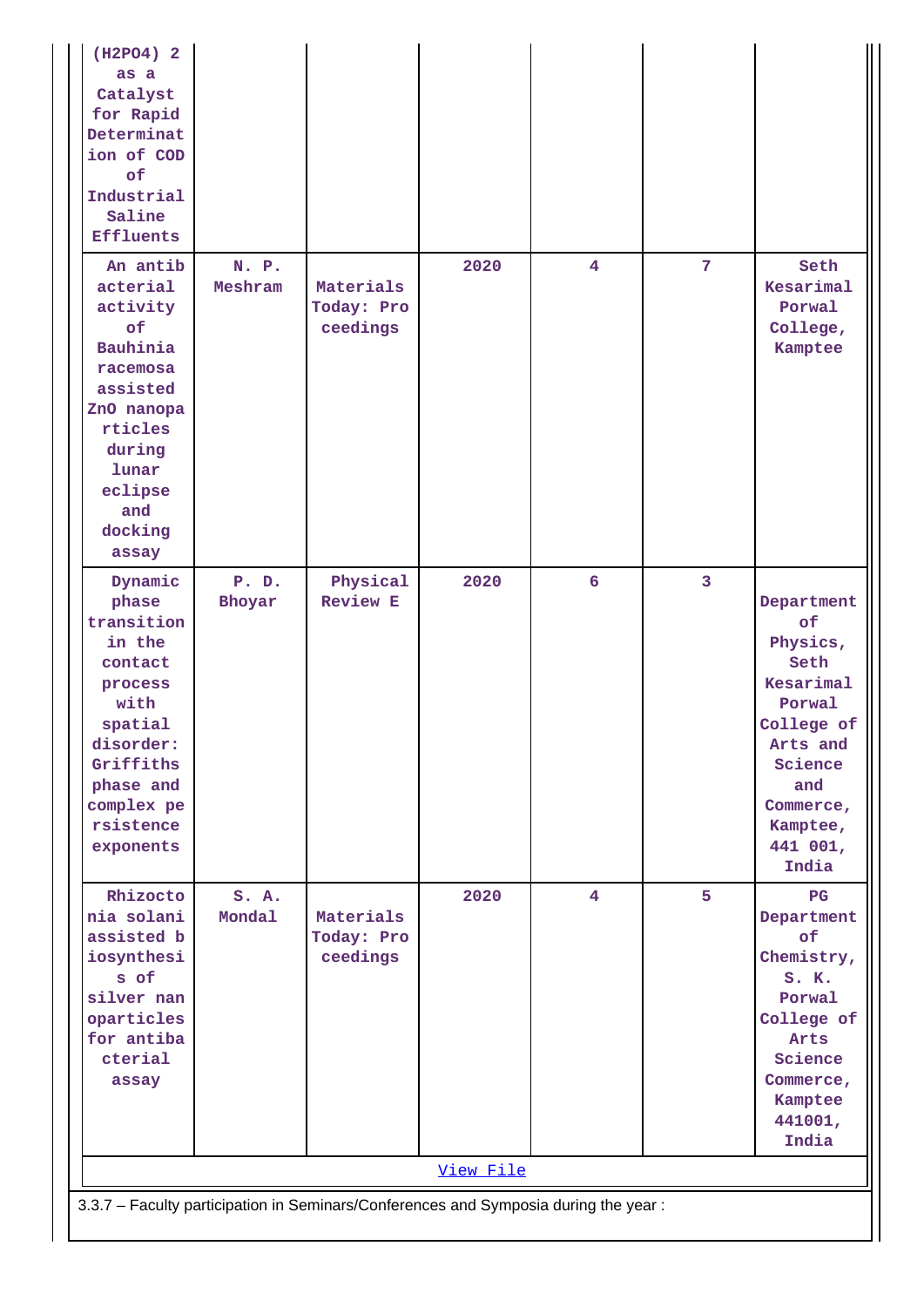| | | | | | | |
|---|---|---|---|---|---|---|
| $(H_2PO_4)_2$ as a Catalyst for Rapid Determination of COD of Industrial Saline Effluents | | | | | | |
| An antibacterial activity of Bauhinia racemosa assisted ZnO nanoparticles during lunar eclipse and docking assay | N. P. Meshram | Materials Today: Proceedings | 2020 | 4 | 7 | Seth Kesarimal Porwal College, Kamptee |
| Dynamic phase transition in the contact process with spatial disorder: Griffiths phase and complex persistence exponents | P. D. Bhoyar | Physical Review E | 2020 | 6 | 3 | Department of Physics, Seth Kesarimal Porwal College of Arts and Science and Commerce, Kamptee, 441 001, India |
| Rhizoctonia solani assisted biosynthesis of silver nanoparticles for antibacterial assay | S. A. Mondal | Materials Today: Proceedings | 2020 | 4 | 5 | PG Department of Chemistry, S. K. Porwal College of Arts Science Commerce, Kamptee 441001, India |
| View File | | | | | | |

3.3.7 – Faculty participation in Seminars/Conferences and Symposia during the year :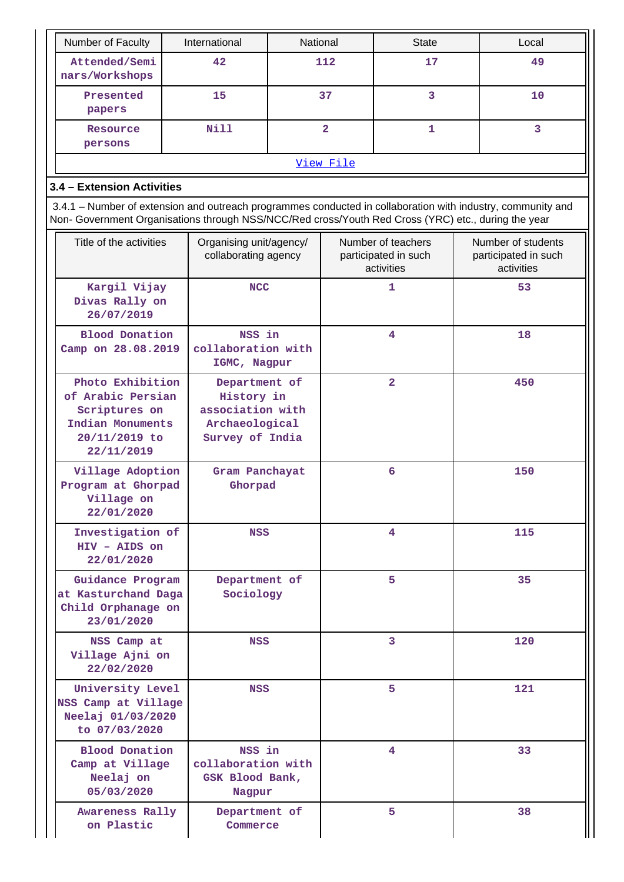| Number of Faculty | International | National | State | Local |
|---|---|---|---|---|
| Attended/Seminars/Workshops | 42 | 112 | 17 | 49 |
| Presented papers | 15 | 37 | 3 | 10 |
| Resource persons | Nill | 2 | 1 | 3 |

View File

### 3.4 – Extension Activities

3.4.1 – Number of extension and outreach programmes conducted in collaboration with industry, community and Non- Government Organisations through NSS/NCC/Red cross/Youth Red Cross (YRC) etc., during the year

| Title of the activities | Organising unit/agency/ collaborating agency | Number of teachers participated in such activities | Number of students participated in such activities |
|---|---|---|---|
| Kargil Vijay Divas Rally on 26/07/2019 | NCC | 1 | 53 |
| Blood Donation Camp on 28.08.2019 | NSS in collaboration with IGMC, Nagpur | 4 | 18 |
| Photo Exhibition of Arabic Persian Scriptures on Indian Monuments 20/11/2019 to 22/11/2019 | Department of History in association with Archaeological Survey of India | 2 | 450 |
| Village Adoption Program at Ghorpad Village on 22/01/2020 | Gram Panchayat Ghorpad | 6 | 150 |
| Investigation of HIV – AIDS on 22/01/2020 | NSS | 4 | 115 |
| Guidance Program at Kasturchand Daga Child Orphanage on 23/01/2020 | Department of Sociology | 5 | 35 |
| NSS Camp at Village Ajni on 22/02/2020 | NSS | 3 | 120 |
| University Level NSS Camp at Village Neelaj 01/03/2020 to 07/03/2020 | NSS | 5 | 121 |
| Blood Donation Camp at Village Neelaj on 05/03/2020 | NSS in collaboration with GSK Blood Bank, Nagpur | 4 | 33 |
| Awareness Rally on Plastic | Department of Commerce | 5 | 38 |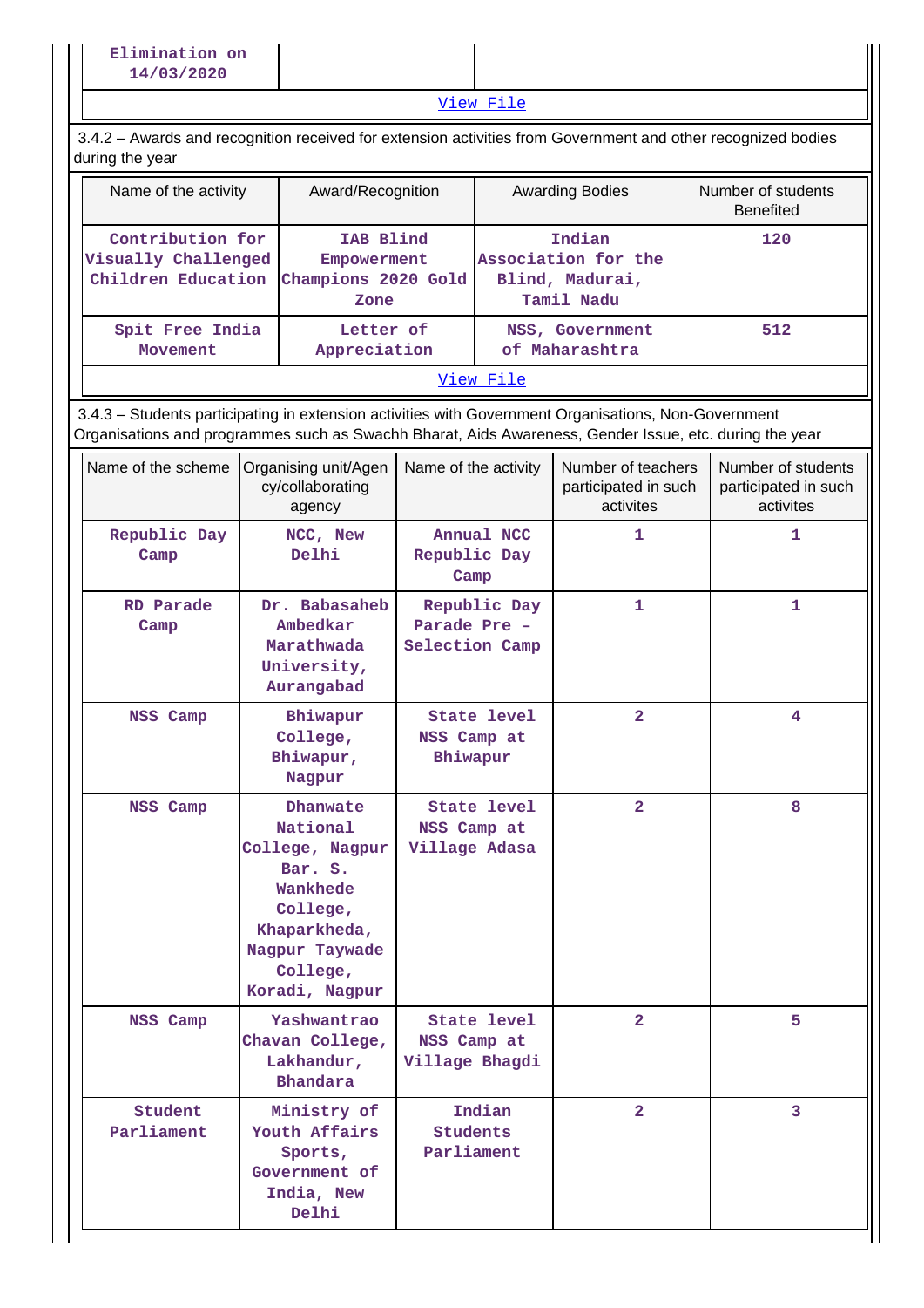| Elimination on 14/03/2020 | | | |
|---|---|---|---|

View File

3.4.2 – Awards and recognition received for extension activities from Government and other recognized bodies during the year

| Name of the activity | Award/Recognition | Awarding Bodies | Number of students Benefited |
|---|---|---|---|
| Contribution for Visually Challenged Children Education | IAB Blind Empowerment Champions 2020 Gold Zone | Indian Association for the Blind, Madurai, Tamil Nadu | 120 |
| Spit Free India Movement | Letter of Appreciation | NSS, Government of Maharashtra | 512 |

View File

3.4.3 – Students participating in extension activities with Government Organisations, Non-Government Organisations and programmes such as Swachh Bharat, Aids Awareness, Gender Issue, etc. during the year

| Name of the scheme | Organising unit/Agency/collaborating agency | Name of the activity | Number of teachers participated in such activites | Number of students participated in such activites |
|---|---|---|---|---|
| Republic Day Camp | NCC, New Delhi | Annual NCC Republic Day Camp | 1 | 1 |
| RD Parade Camp | Dr. Babasaheb Ambedkar Marathwada University, Aurangabad | Republic Day Parade Pre – Selection Camp | 1 | 1 |
| NSS Camp | Bhiwapur College, Bhiwapur, Nagpur | State level NSS Camp at Bhiwapur | 2 | 4 |
| NSS Camp | Dhanwate National College, Nagpur Bar. S. Wankhede College, Khaparkheda, Nagpur Taywade College, Koradi, Nagpur | State level NSS Camp at Village Adasa | 2 | 8 |
| NSS Camp | Yashwantrao Chavan College, Lakhandur, Bhandara | State level NSS Camp at Village Bhagdi | 2 | 5 |
| Student Parliament | Ministry of Youth Affairs Sports, Government of India, New Delhi | Indian Students Parliament | 2 | 3 |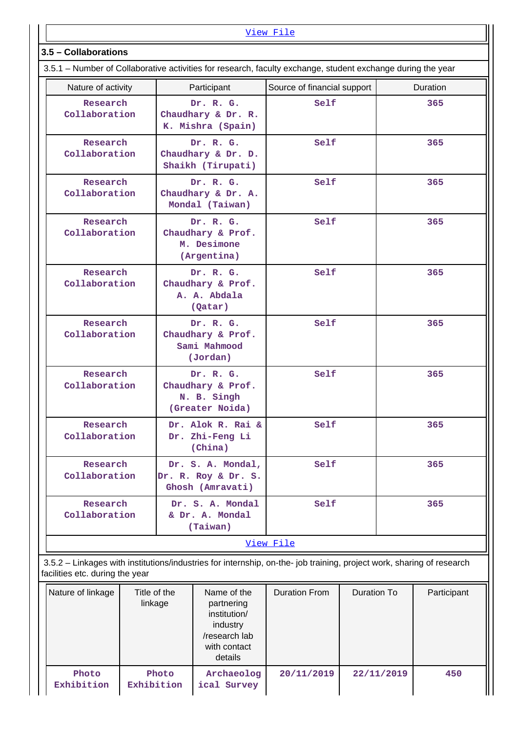View File

### 3.5 – Collaborations

3.5.1 – Number of Collaborative activities for research, faculty exchange, student exchange during the year

| Nature of activity | Participant | Source of financial support | Duration |
|---|---|---|---|
| Research Collaboration | Dr. R. G. Chaudhary & Dr. R. K. Mishra (Spain) | Self | 365 |
| Research Collaboration | Dr. R. G. Chaudhary & Dr. D. Shaikh (Tirupati) | Self | 365 |
| Research Collaboration | Dr. R. G. Chaudhary & Dr. A. Mondal (Taiwan) | Self | 365 |
| Research Collaboration | Dr. R. G. Chaudhary & Prof. M. Desimone (Argentina) | Self | 365 |
| Research Collaboration | Dr. R. G. Chaudhary & Prof. A. A. Abdala (Qatar) | Self | 365 |
| Research Collaboration | Dr. R. G. Chaudhary & Prof. Sami Mahmood (Jordan) | Self | 365 |
| Research Collaboration | Dr. R. G. Chaudhary & Prof. N. B. Singh (Greater Noida) | Self | 365 |
| Research Collaboration | Dr. Alok R. Rai & Dr. Zhi-Feng Li (China) | Self | 365 |
| Research Collaboration | Dr. S. A. Mondal, Dr. R. Roy & Dr. S. Ghosh (Amravati) | Self | 365 |
| Research Collaboration | Dr. S. A. Mondal & Dr. A. Mondal (Taiwan) | Self | 365 |

View File

3.5.2 – Linkages with institutions/industries for internship, on-the- job training, project work, sharing of research facilities etc. during the year

| Nature of linkage | Title of the linkage | Name of the partnering institution/ industry /research lab with contact details | Duration From | Duration To | Participant |
|---|---|---|---|---|---|
| Photo Exhibition | Photo Exhibition | Archaeological Survey | 20/11/2019 | 22/11/2019 | 450 |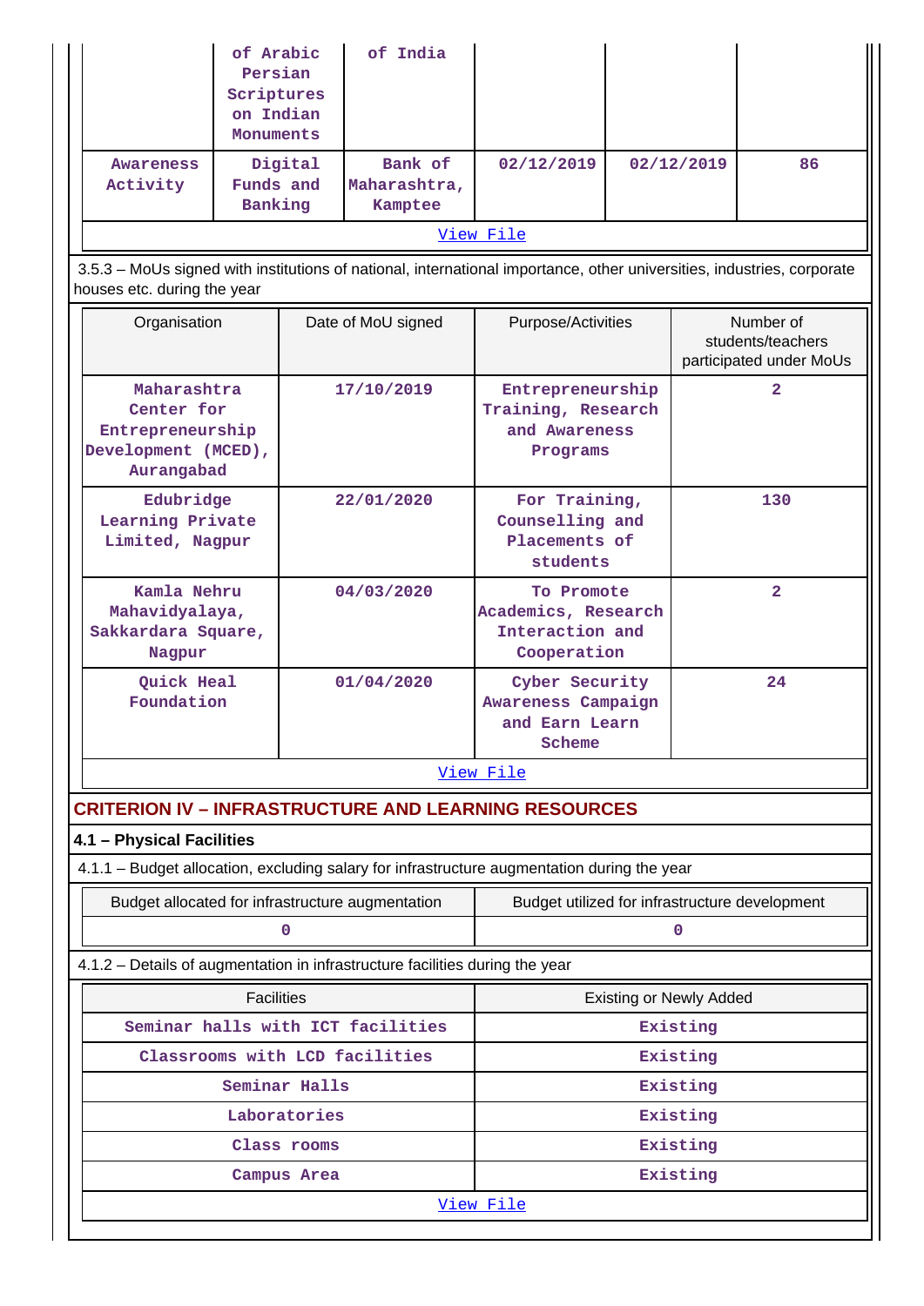|  | of Arabic Persian Scriptures on Indian Monuments | of India |  |  |  |
|---|---|---|---|---|---|
| Awareness Activity | Digital Funds and Banking | Bank of Maharashtra, Kamptee | 02/12/2019 | 02/12/2019 | 86 |
| View File | | | | | |

3.5.3 – MoUs signed with institutions of national, international importance, other universities, industries, corporate houses etc. during the year

| Organisation | Date of MoU signed | Purpose/Activities | Number of students/teachers participated under MoUs |
|---|---|---|---|
| Maharashtra Center for Entrepreneurship Development (MCED), Aurangabad | 17/10/2019 | Entrepreneurship Training, Research and Awareness Programs | 2 |
| Edubridge Learning Private Limited, Nagpur | 22/01/2020 | For Training, Counselling and Placements of students | 130 |
| Kamla Nehru Mahavidyalaya, Sakkardara Square, Nagpur | 04/03/2020 | To Promote Academics, Research Interaction and Cooperation | 2 |
| Quick Heal Foundation | 01/04/2020 | Cyber Security Awareness Campaign and Earn Learn Scheme | 24 |
| View File | | | |

## CRITERION IV – INFRASTRUCTURE AND LEARNING RESOURCES

### 4.1 – Physical Facilities

4.1.1 – Budget allocation, excluding salary for infrastructure augmentation during the year

| Budget allocated for infrastructure augmentation | Budget utilized for infrastructure development |
|---|---|
| 0 | 0 |

4.1.2 – Details of augmentation in infrastructure facilities during the year

| Facilities | Existing or Newly Added |
|---|---|
| Seminar halls with ICT facilities | Existing |
| Classrooms with LCD facilities | Existing |
| Seminar Halls | Existing |
| Laboratories | Existing |
| Class rooms | Existing |
| Campus Area | Existing |
| View File | |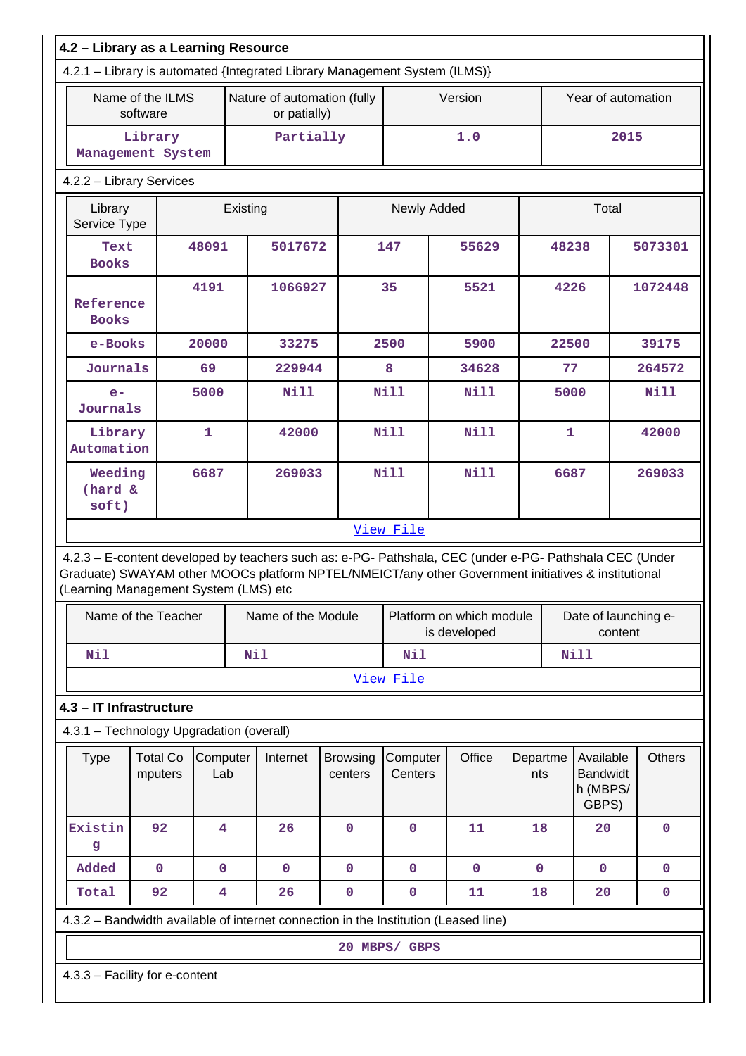## 4.2 – Library as a Learning Resource

4.2.1 – Library is automated {Integrated Library Management System (ILMS)}

| Name of the ILMS software | Nature of automation (fully or patially) | Version | Year of automation |
|---|---|---|---|
| Library Management System | Partially | 1.0 | 2015 |

4.2.2 – Library Services

| Library Service Type | Existing | | Newly Added | | Total | |
|---|---|---|---|---|---|---|
| Text Books | 48091 | 5017672 | 147 | 55629 | 48238 | 5073301 |
| Reference Books | 4191 | 1066927 | 35 | 5521 | 4226 | 1072448 |
| e-Books | 20000 | 33275 | 2500 | 5900 | 22500 | 39175 |
| Journals | 69 | 229944 | 8 | 34628 | 77 | 264572 |
| e-Journals | 5000 | Nill | Nill | Nill | 5000 | Nill |
| Library Automation | 1 | 42000 | Nill | Nill | 1 | 42000 |
| Weeding (hard & soft) | 6687 | 269033 | Nill | Nill | 6687 | 269033 |

View File

4.2.3 – E-content developed by teachers such as: e-PG- Pathshala, CEC (under e-PG- Pathshala CEC (Under Graduate) SWAYAM other MOOCs platform NPTEL/NMEICT/any other Government initiatives & institutional (Learning Management System (LMS) etc

| Name of the Teacher | Name of the Module | Platform on which module is developed | Date of launching e-content |
|---|---|---|---|
| Nil | Nil | Nil | Nill |

View File

## 4.3 – IT Infrastructure

4.3.1 – Technology Upgradation (overall)

| Type | Total Computers | Computer Lab | Internet | Browsing centers | Computer Centers | Office | Departments | Available Bandwidth (MBPS/ GBPS) | Others |
|---|---|---|---|---|---|---|---|---|---|
| Existing | 92 | 4 | 26 | 0 | 0 | 11 | 18 | 20 | 0 |
| Added | 0 | 0 | 0 | 0 | 0 | 0 | 0 | 0 | 0 |
| Total | 92 | 4 | 26 | 0 | 0 | 11 | 18 | 20 | 0 |

4.3.2 – Bandwidth available of internet connection in the Institution (Leased line)

20 MBPS/ GBPS

4.3.3 – Facility for e-content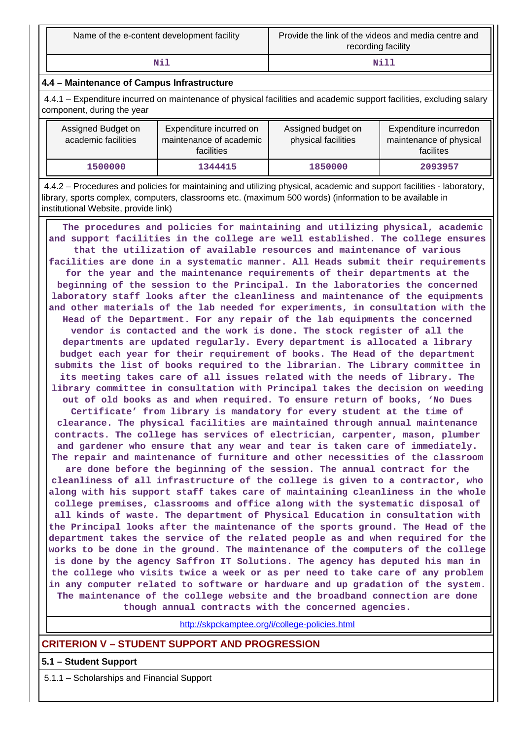| Name of the e-content development facility | Provide the link of the videos and media centre and recording facility |
|---|---|
| Nil | Nill |

**4.4 – Maintenance of Campus Infrastructure**

4.4.1 – Expenditure incurred on maintenance of physical facilities and academic support facilities, excluding salary component, during the year

| Assigned Budget on academic facilities | Expenditure incurred on maintenance of academic facilities | Assigned budget on physical facilities | Expenditure incurredon maintenance of physical facilites |
|---|---|---|---|
| 1500000 | 1344415 | 1850000 | 2093957 |

4.4.2 – Procedures and policies for maintaining and utilizing physical, academic and support facilities - laboratory, library, sports complex, computers, classrooms etc. (maximum 500 words) (information to be available in institutional Website, provide link)

The procedures and policies for maintaining and utilizing physical, academic and support facilities in the college are well established. The college ensures that the utilization of available resources and maintenance of various facilities are done in a systematic manner. All Heads submit their requirements for the year and the maintenance requirements of their departments at the beginning of the session to the Principal. In the laboratories the concerned laboratory staff looks after the cleanliness and maintenance of the equipments and other materials of the lab needed for experiments, in consultation with the Head of the Department. For any repair of the lab equipments the concerned vendor is contacted and the work is done. The stock register of all the departments are updated regularly. Every department is allocated a library budget each year for their requirement of books. The Head of the department submits the list of books required to the librarian. The Library committee in its meeting takes care of all issues related with the needs of library. The library committee in consultation with Principal takes the decision on weeding out of old books as and when required. To ensure return of books, ‘No Dues Certificate’ from library is mandatory for every student at the time of clearance. The physical facilities are maintained through annual maintenance contracts. The college has services of electrician, carpenter, mason, plumber and gardener who ensure that any wear and tear is taken care of immediately. The repair and maintenance of furniture and other necessities of the classroom are done before the beginning of the session. The annual contract for the cleanliness of all infrastructure of the college is given to a contractor, who along with his support staff takes care of maintaining cleanliness in the whole college premises, classrooms and office along with the systematic disposal of all kinds of waste. The department of Physical Education in consultation with the Principal looks after the maintenance of the sports ground. The Head of the department takes the service of the related people as and when required for the works to be done in the ground. The maintenance of the computers of the college is done by the agency Saffron IT Solutions. The agency has deputed his man in the college who visits twice a week or as per need to take care of any problem in any computer related to software or hardware and up gradation of the system. The maintenance of the college website and the broadband connection are done though annual contracts with the concerned agencies.

http://skpckamptee.org/i/college-policies.html

## CRITERION V – STUDENT SUPPORT AND PROGRESSION

**5.1 – Student Support**

5.1.1 – Scholarships and Financial Support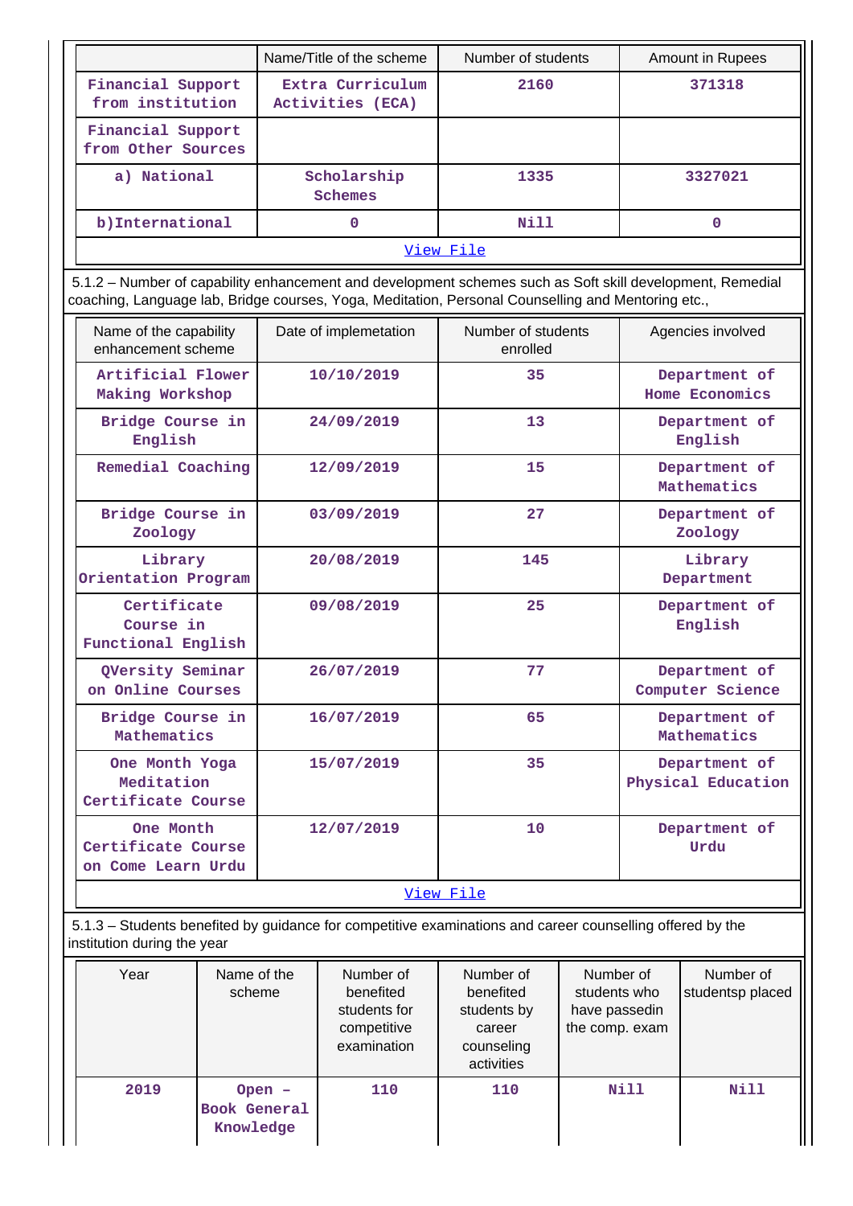| | Name/Title of the scheme | Number of students | Amount in Rupees |
|---|---|---|---|
| Financial Support from institution | Extra Curriculum Activities (ECA) | 2160 | 371318 |
| Financial Support from Other Sources | | | |
| a) National | Scholarship Schemes | 1335 | 3327021 |
| b)International | 0 | Nill | 0 |

[View File]

5.1.2 – Number of capability enhancement and development schemes such as Soft skill development, Remedial coaching, Language lab, Bridge courses, Yoga, Meditation, Personal Counselling and Mentoring etc.,

| Name of the capability enhancement scheme | Date of implemetation | Number of students enrolled | Agencies involved |
|---|---|---|---|
| Artificial Flower Making Workshop | 10/10/2019 | 35 | Department of Home Economics |
| Bridge Course in English | 24/09/2019 | 13 | Department of English |
| Remedial Coaching | 12/09/2019 | 15 | Department of Mathematics |
| Bridge Course in Zoology | 03/09/2019 | 27 | Department of Zoology |
| Library Orientation Program | 20/08/2019 | 145 | Library Department |
| Certificate Course in Functional English | 09/08/2019 | 25 | Department of English |
| QVersity Seminar on Online Courses | 26/07/2019 | 77 | Department of Computer Science |
| Bridge Course in Mathematics | 16/07/2019 | 65 | Department of Mathematics |
| One Month Yoga Meditation Certificate Course | 15/07/2019 | 35 | Department of Physical Education |
| One Month Certificate Course on Come Learn Urdu | 12/07/2019 | 10 | Department of Urdu |

[View File]

5.1.3 – Students benefited by guidance for competitive examinations and career counselling offered by the institution during the year

| Year | Name of the scheme | Number of benefited students for competitive examination | Number of benefited students by career counseling activities | Number of students who have passedin the comp. exam | Number of studentsp placed |
|---|---|---|---|---|---|
| 2019 | Open – Book General Knowledge | 110 | 110 | Nill | Nill |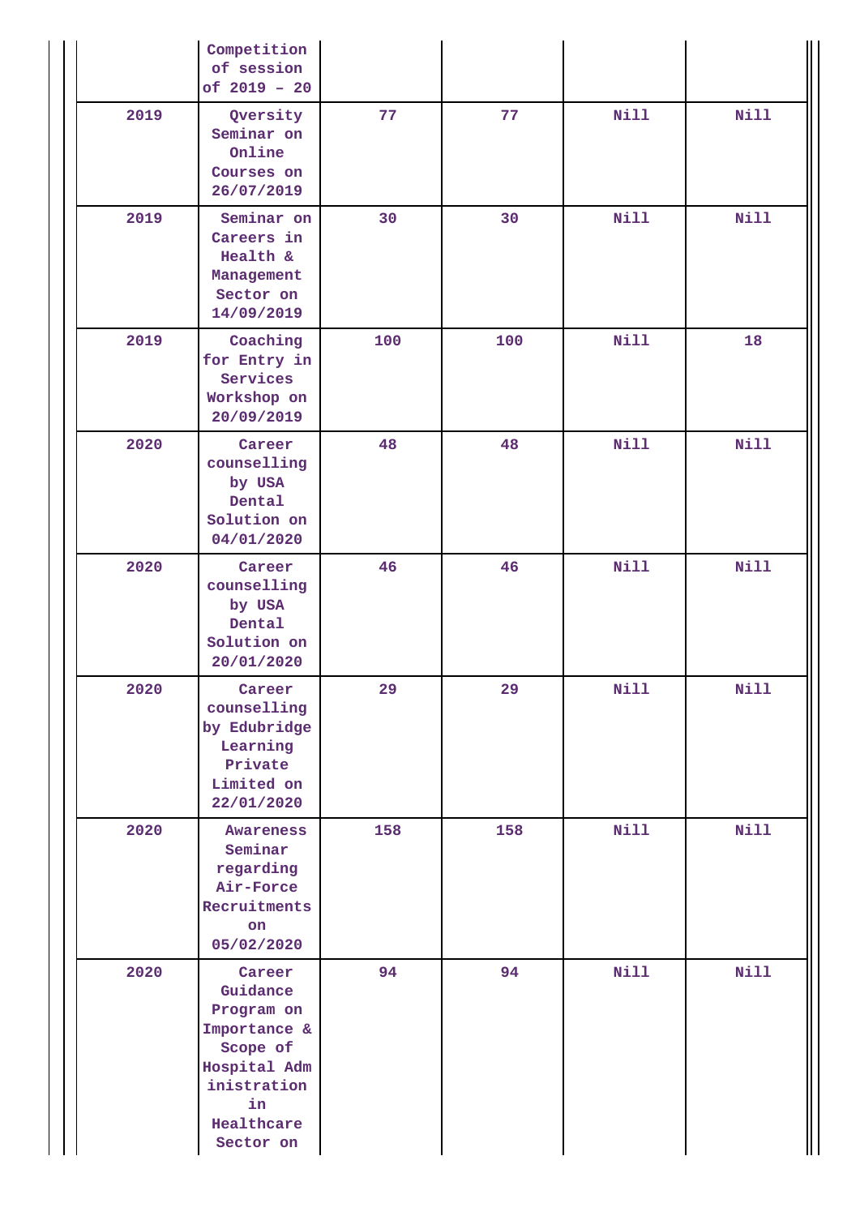| | | | | | |
|---|---|---|---|---|---|
| | Competition of session of 2019 – 20 | | | | |
| 2019 | Qversity Seminar on Online Courses on 26/07/2019 | 77 | 77 | Nill | Nill |
| 2019 | Seminar on Careers in Health & Management Sector on 14/09/2019 | 30 | 30 | Nill | Nill |
| 2019 | Coaching for Entry in Services Workshop on 20/09/2019 | 100 | 100 | Nill | 18 |
| 2020 | Career counselling by USA Dental Solution on 04/01/2020 | 48 | 48 | Nill | Nill |
| 2020 | Career counselling by USA Dental Solution on 20/01/2020 | 46 | 46 | Nill | Nill |
| 2020 | Career counselling by Edubridge Learning Private Limited on 22/01/2020 | 29 | 29 | Nill | Nill |
| 2020 | Awareness Seminar regarding Air-Force Recruitments on 05/02/2020 | 158 | 158 | Nill | Nill |
| 2020 | Career Guidance Program on Importance & Scope of Hospital Administration in Healthcare Sector on | 94 | 94 | Nill | Nill |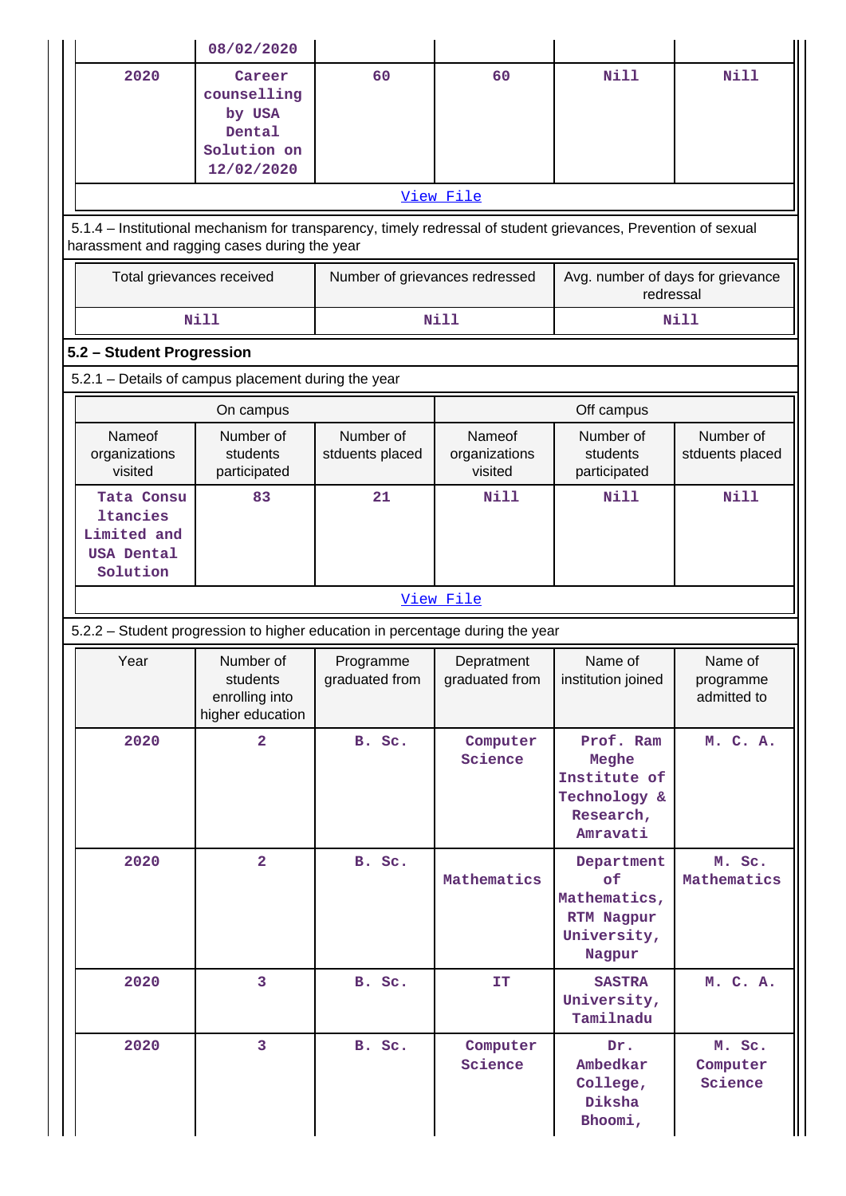| | 08/02/2020 | | | | |
|---|---|---|---|---|---|
| 2020 | Career counselling by USA Dental Solution on 12/02/2020 | 60 | 60 | Nill | Nill |

View File

5.1.4 – Institutional mechanism for transparency, timely redressal of student grievances, Prevention of sexual harassment and ragging cases during the year

| Total grievances received | Number of grievances redressed | Avg. number of days for grievance redressal |
|---|---|---|
| Nill | Nill | Nill |

## 5.2 – Student Progression

5.2.1 – Details of campus placement during the year

| On campus | | | Off campus | | |
|---|---|---|---|---|---|
| Nameof organizations visited | Number of students participated | Number of stduents placed | Nameof organizations visited | Number of students participated | Number of stduents placed |
| Tata Consultancies Limited and USA Dental Solution | 83 | 21 | Nill | Nill | Nill |

View File

5.2.2 – Student progression to higher education in percentage during the year

| Year | Number of students enrolling into higher education | Programme graduated from | Depratment graduated from | Name of institution joined | Name of programme admitted to |
|---|---|---|---|---|---|
| 2020 | 2 | B. Sc. | Computer Science | Prof. Ram Meghe Institute of Technology & Research, Amravati | M. C. A. |
| 2020 | 2 | B. Sc. | Mathematics | Department of Mathematics, RTM Nagpur University, Nagpur | M. Sc. Mathematics |
| 2020 | 3 | B. Sc. | IT | SASTRA University, Tamilnadu | M. C. A. |
| 2020 | 3 | B. Sc. | Computer Science | Dr. Ambedkar College, Diksha Bhoomi, | M. Sc. Computer Science |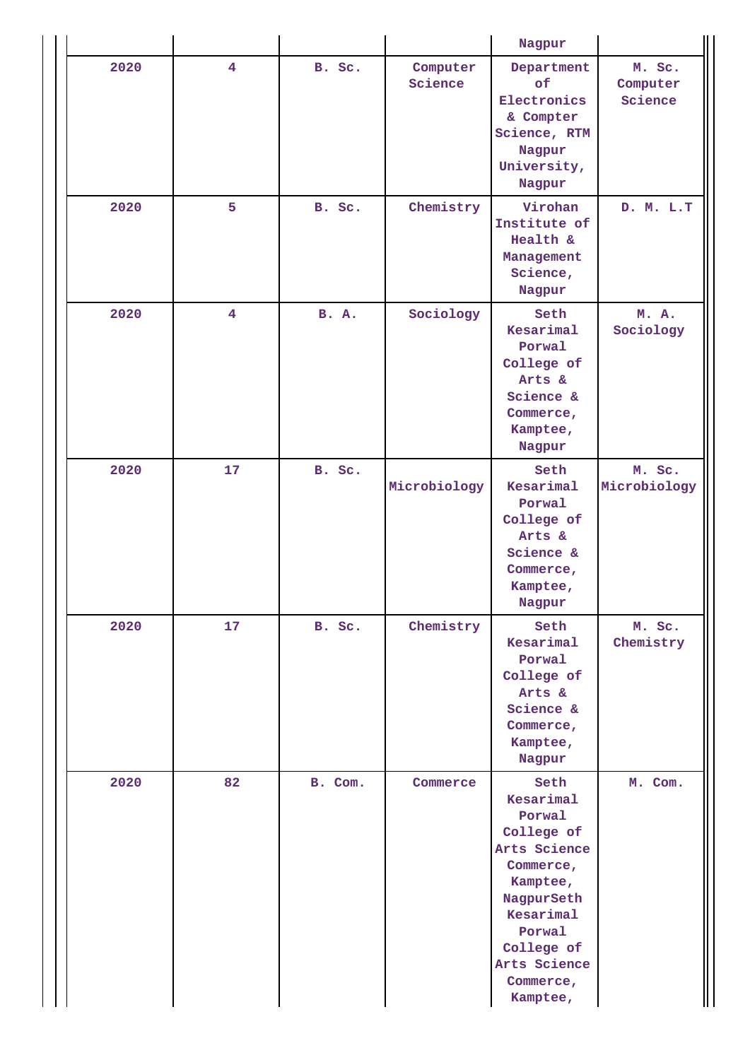| | | | | Nagpur | |
|---|---|---|---|---|---|
| 2020 | 4 | B. Sc. | Computer Science | Department of Electronics & Compter Science, RTM Nagpur University, Nagpur | M. Sc. Computer Science |
| 2020 | 5 | B. Sc. | Chemistry | Virohan Institute of Health & Management Science, Nagpur | D. M. L.T |
| 2020 | 4 | B. A. | Sociology | Seth Kesarimal Porwal College of Arts & Science & Commerce, Kamptee, Nagpur | M. A. Sociology |
| 2020 | 17 | B. Sc. | Microbiology | Seth Kesarimal Porwal College of Arts & Science & Commerce, Kamptee, Nagpur | M. Sc. Microbiology |
| 2020 | 17 | B. Sc. | Chemistry | Seth Kesarimal Porwal College of Arts & Science & Commerce, Kamptee, Nagpur | M. Sc. Chemistry |
| 2020 | 82 | B. Com. | Commerce | Seth Kesarimal Porwal College of Arts Science Commerce, Kamptee, NagpurSeth Kesarimal Porwal College of Arts Science Commerce, Kamptee, | M. Com. |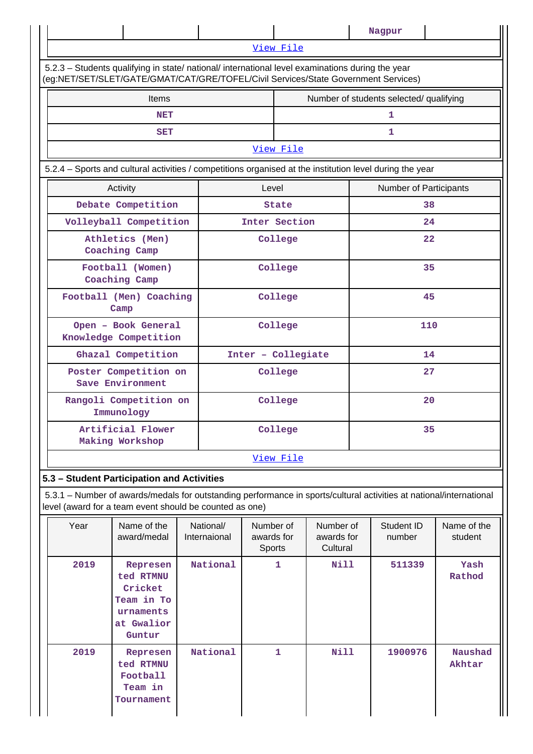| | | | | Nagpur | |
|---|---|---|---|---|---|
| View File | | | | | |

5.2.3 – Students qualifying in state/ national/ international level examinations during the year (eg:NET/SET/SLET/GATE/GMAT/CAT/GRE/TOFEL/Civil Services/State Government Services)

| Items | Number of students selected/ qualifying |
|---|---|
| NET | 1 |
| SET | 1 |
| View File | |

5.2.4 – Sports and cultural activities / competitions organised at the institution level during the year

| Activity | Level | Number of Participants |
|---|---|---|
| Debate Competition | State | 38 |
| Volleyball Competition | Inter Section | 24 |
| Athletics (Men) Coaching Camp | College | 22 |
| Football (Women) Coaching Camp | College | 35 |
| Football (Men) Coaching Camp | College | 45 |
| Open – Book General Knowledge Competition | College | 110 |
| Ghazal Competition | Inter – Collegiate | 14 |
| Poster Competition on Save Enviroment | College | 27 |
| Rangoli Competition on Immunology | College | 20 |
| Artificial Flower Making Workshop | College | 35 |
| View File | | |

**5.3 – Student Participation and Activities**

5.3.1 – Number of awards/medals for outstanding performance in sports/cultural activities at national/international level (award for a team event should be counted as one)

| Year | Name of the award/medal | National/ Internaional | Number of awards for Sports | Number of awards for Cultural | Student ID number | Name of the student |
|---|---|---|---|---|---|---|
| 2019 | Represented RTMNU Cricket Team in Tournaments at Gwalior Guntur | National | 1 | Nill | 511339 | Yash Rathod |
| 2019 | Represented RTMNU Football Team in Tournament | National | 1 | Nill | 1900976 | Naushad Akhtar |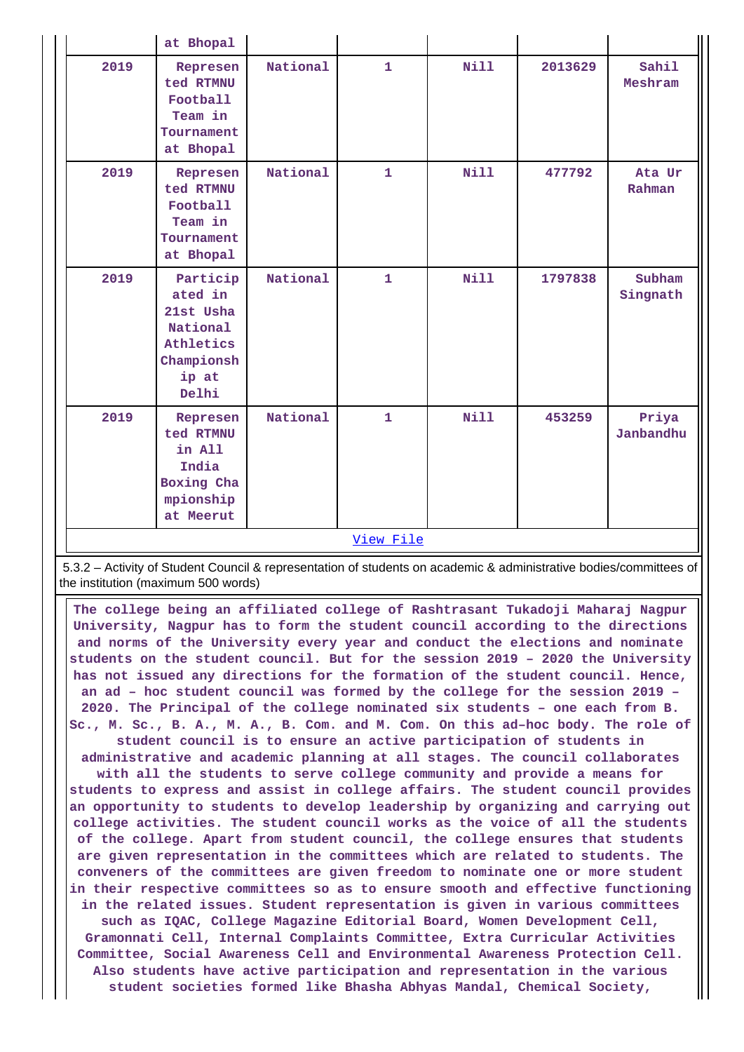| | at Bhopal | | | | | |
|---|---|---|---|---|---|---|
| 2019 | Represented RTMNU Football Team in Tournament at Bhopal | National | 1 | Nill | 2013629 | Sahil Meshram |
| 2019 | Represented RTMNU Football Team in Tournament at Bhopal | National | 1 | Nill | 477792 | Ata Ur Rahman |
| 2019 | Participated in 21st Usha National Athletics Championship at Delhi | National | 1 | Nill | 1797838 | Subham Singnath |
| 2019 | Represented RTMNU in All India Boxing Championship at Meerut | National | 1 | Nill | 453259 | Priya Janbandhu |

View File

5.3.2 – Activity of Student Council & representation of students on academic & administrative bodies/committees of the institution (maximum 500 words)

The college being an affiliated college of Rashtrasant Tukadoji Maharaj Nagpur University, Nagpur has to form the student council according to the directions and norms of the University every year and conduct the elections and nominate students on the student council. But for the session 2019 – 2020 the University has not issued any directions for the formation of the student council. Hence, an ad – hoc student council was formed by the college for the session 2019 – 2020. The Principal of the college nominated six students – one each from B. Sc., M. Sc., B. A., M. A., B. Com. and M. Com. On this ad–hoc body. The role of student council is to ensure an active participation of students in administrative and academic planning at all stages. The council collaborates with all the students to serve college community and provide a means for students to express and assist in college affairs. The student council provides an opportunity to students to develop leadership by organizing and carrying out college activities. The student council works as the voice of all the students of the college. Apart from student council, the college ensures that students are given representation in the committees which are related to students. The conveners of the committees are given freedom to nominate one or more student in their respective committees so as to ensure smooth and effective functioning in the related issues. Student representation is given in various committees such as IQAC, College Magazine Editorial Board, Women Development Cell, Gramonnati Cell, Internal Complaints Committee, Extra Curricular Activities Committee, Social Awareness Cell and Environmental Awareness Protection Cell. Also students have active participation and representation in the various student societies formed like Bhasha Abhyas Mandal, Chemical Society,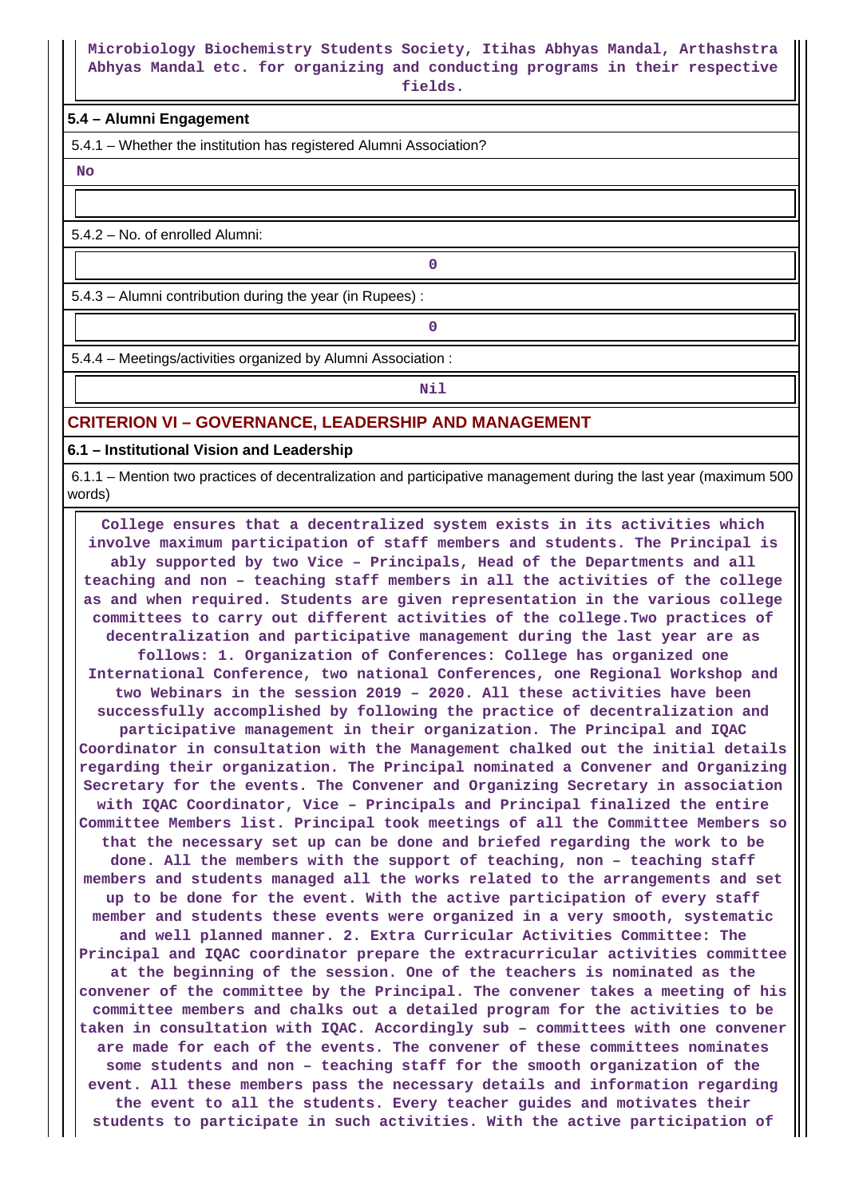Microbiology Biochemistry Students Society, Itihas Abhyas Mandal, Arthashstra Abhyas Mandal etc. for organizing and conducting programs in their respective fields.

### 5.4 – Alumni Engagement

5.4.1 – Whether the institution has registered Alumni Association?

No

5.4.2 – No. of enrolled Alumni:

0

5.4.3 – Alumni contribution during the year (in Rupees) :

0

5.4.4 – Meetings/activities organized by Alumni Association :

Nil

## CRITERION VI – GOVERNANCE, LEADERSHIP AND MANAGEMENT

### 6.1 – Institutional Vision and Leadership

6.1.1 – Mention two practices of decentralization and participative management during the last year (maximum 500 words)

College ensures that a decentralized system exists in its activities which involve maximum participation of staff members and students. The Principal is ably supported by two Vice – Principals, Head of the Departments and all teaching and non – teaching staff members in all the activities of the college as and when required. Students are given representation in the various college committees to carry out different activities of the college.Two practices of decentralization and participative management during the last year are as follows: 1. Organization of Conferences: College has organized one International Conference, two national Conferences, one Regional Workshop and two Webinars in the session 2019 – 2020. All these activities have been successfully accomplished by following the practice of decentralization and participative management in their organization. The Principal and IQAC Coordinator in consultation with the Management chalked out the initial details regarding their organization. The Principal nominated a Convener and Organizing Secretary for the events. The Convener and Organizing Secretary in association with IQAC Coordinator, Vice – Principals and Principal finalized the entire Committee Members list. Principal took meetings of all the Committee Members so that the necessary set up can be done and briefed regarding the work to be done. All the members with the support of teaching, non – teaching staff members and students managed all the works related to the arrangements and set up to be done for the event. With the active participation of every staff member and students these events were organized in a very smooth, systematic and well planned manner. 2. Extra Curricular Activities Committee: The Principal and IQAC coordinator prepare the extracurricular activities committee at the beginning of the session. One of the teachers is nominated as the convener of the committee by the Principal. The convener takes a meeting of his committee members and chalks out a detailed program for the activities to be taken in consultation with IQAC. Accordingly sub – committees with one convener are made for each of the events. The convener of these committees nominates some students and non – teaching staff for the smooth organization of the event. All these members pass the necessary details and information regarding the event to all the students. Every teacher guides and motivates their students to participate in such activities. With the active participation of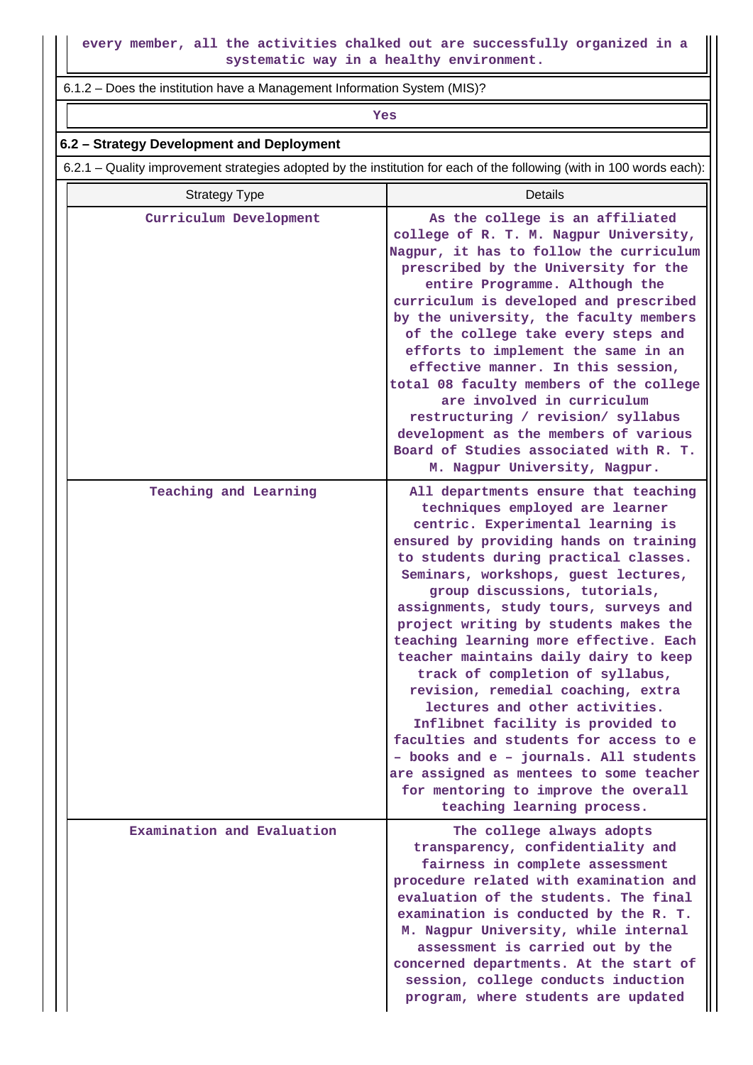every member, all the activities chalked out are successfully organized in a systematic way in a healthy environment.

6.1.2 – Does the institution have a Management Information System (MIS)?

Yes

### 6.2 – Strategy Development and Deployment

6.2.1 – Quality improvement strategies adopted by the institution for each of the following (with in 100 words each):

| Strategy Type | Details |
|---|---|
| Curriculum Development | As the college is an affiliated college of R. T. M. Nagpur University, Nagpur, it has to follow the curriculum prescribed by the University for the entire Programme. Although the curriculum is developed and prescribed by the university, the faculty members of the college take every steps and efforts to implement the same in an effective manner. In this session, total 08 faculty members of the college are involved in curriculum restructuring / revision/ syllabus development as the members of various Board of Studies associated with R. T. M. Nagpur University, Nagpur. |
| Teaching and Learning | All departments ensure that teaching techniques employed are learner centric. Experimental learning is ensured by providing hands on training to students during practical classes. Seminars, workshops, guest lectures, group discussions, tutorials, assignments, study tours, surveys and project writing by students makes the teaching learning more effective. Each teacher maintains daily dairy to keep track of completion of syllabus, revision, remedial coaching, extra lectures and other activities. Inflibnet facility is provided to faculties and students for access to e – books and e – journals. All students are assigned as mentees to some teacher for mentoring to improve the overall teaching learning process. |
| Examination and Evaluation | The college always adopts transparency, confidentiality and fairness in complete assessment procedure related with examination and evaluation of the students. The final examination is conducted by the R. T. M. Nagpur University, while internal assessment is carried out by the concerned departments. At the start of session, college conducts induction program, where students are updated |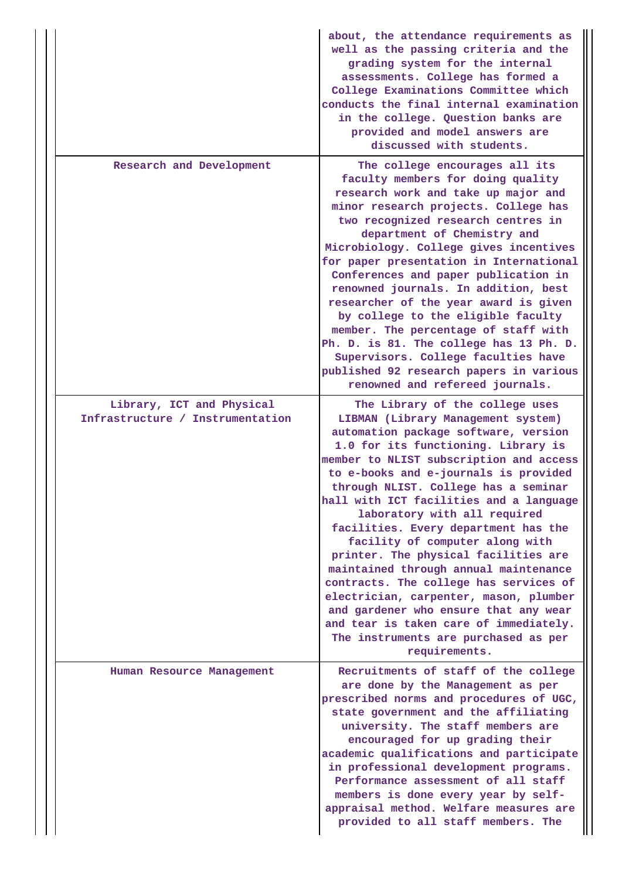| | |
|---|---|
| | about, the attendance requirements as well as the passing criteria and the grading system for the internal assessments. College has formed a College Examinations Committee which conducts the final internal examination in the college. Question banks are provided and model answers are discussed with students. |
| Research and Development | The college encourages all its faculty members for doing quality research work and take up major and minor research projects. College has two recognized research centres in department of Chemistry and Microbiology. College gives incentives for paper presentation in International Conferences and paper publication in renowned journals. In addition, best researcher of the year award is given by college to the eligible faculty member. The percentage of staff with Ph. D. is 81. The college has 13 Ph. D. Supervisors. College faculties have published 92 research papers in various renowned and refereed journals. |
| Library, ICT and Physical Infrastructure / Instrumentation | The Library of the college uses LIBMAN (Library Management system) automation package software, version 1.0 for its functioning. Library is member to NLIST subscription and access to e-books and e-journals is provided through NLIST. College has a seminar hall with ICT facilities and a language laboratory with all required facilities. Every department has the facility of computer along with printer. The physical facilities are maintained through annual maintenance contracts. The college has services of electrician, carpenter, mason, plumber and gardener who ensure that any wear and tear is taken care of immediately. The instruments are purchased as per requirements. |
| Human Resource Management | Recruitments of staff of the college are done by the Management as per prescribed norms and procedures of UGC, state government and the affiliating university. The staff members are encouraged for up grading their academic qualifications and participate in professional development programs. Performance assessment of all staff members is done every year by self-appraisal method. Welfare measures are provided to all staff members. The |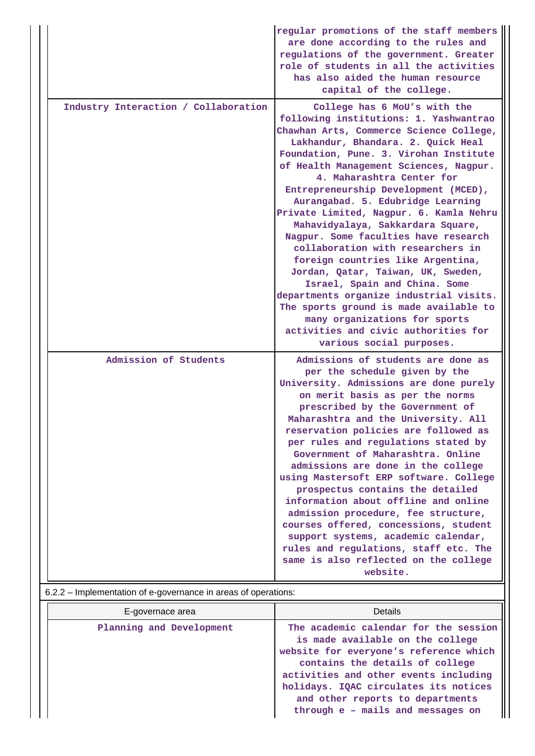| | |
|---|---|
| | regular promotions of the staff members are done according to the rules and regulations of the government. Greater role of students in all the activities has also aided the human resource capital of the college. |
| Industry Interaction / Collaboration | College has 6 MoU's with the following institutions: 1. Yashwantrao Chawhan Arts, Commerce Science College, Lakhandur, Bhandara. 2. Quick Heal Foundation, Pune. 3. Virohan Institute of Health Management Sciences, Nagpur. 4. Maharashtra Center for Entrepreneurship Development (MCED), Aurangabad. 5. Edubridge Learning Private Limited, Nagpur. 6. Kamla Nehru Mahavidyalaya, Sakkardara Square, Nagpur. Some faculties have research collaboration with researchers in foreign countries like Argentina, Jordan, Qatar, Taiwan, UK, Sweden, Israel, Spain and China. Some departments organize industrial visits. The sports ground is made available to many organizations for sports activities and civic authorities for various social purposes. |
| Admission of Students | Admissions of students are done as per the schedule given by the University. Admissions are done purely on merit basis as per the norms prescribed by the Government of Maharashtra and the University. All reservation policies are followed as per rules and regulations stated by Government of Maharashtra. Online admissions are done in the college using Mastersoft ERP software. College prospectus contains the detailed information about offline and online admission procedure, fee structure, courses offered, concessions, student support systems, academic calendar, rules and regulations, staff etc. The same is also reflected on the college website. |

6.2.2 – Implementation of e-governance in areas of operations:

| E-governace area | Details |
|---|---|
| Planning and Development | The academic calendar for the session is made available on the college website for everyone's reference which contains the details of college activities and other events including holidays. IQAC circulates its notices and other reports to departments through e – mails and messages on |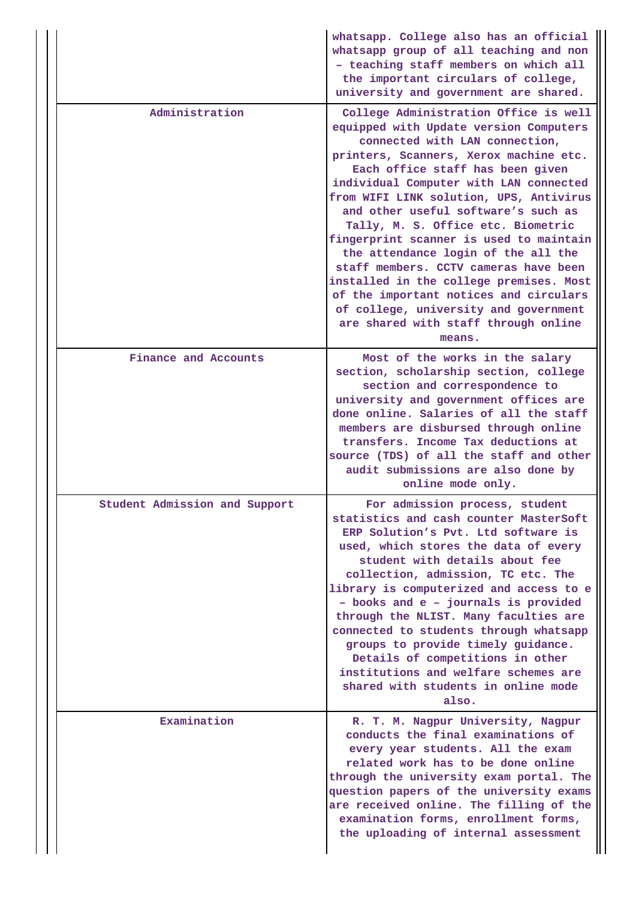| | |
|---|---|
| | whatsapp. College also has an official whatsapp group of all teaching and non – teaching staff members on which all the important circulars of college, university and government are shared. |
| Administration | College Administration Office is well equipped with Update version Computers connected with LAN connection, printers, Scanners, Xerox machine etc. Each office staff has been given individual Computer with LAN connected from WIFI LINK solution, UPS, Antivirus and other useful software's such as Tally, M. S. Office etc. Biometric fingerprint scanner is used to maintain the attendance login of the all the staff members. CCTV cameras have been installed in the college premises. Most of the important notices and circulars of college, university and government are shared with staff through online means. |
| Finance and Accounts | Most of the works in the salary section, scholarship section, college section and correspondence to university and government offices are done online. Salaries of all the staff members are disbursed through online transfers. Income Tax deductions at source (TDS) of all the staff and other audit submissions are also done by online mode only. |
| Student Admission and Support | For admission process, student statistics and cash counter MasterSoft ERP Solution's Pvt. Ltd software is used, which stores the data of every student with details about fee collection, admission, TC etc. The library is computerized and access to e – books and e – journals is provided through the NLIST. Many faculties are connected to students through whatsapp groups to provide timely guidance. Details of competitions in other institutions and welfare schemes are shared with students in online mode also. |
| Examination | R. T. M. Nagpur University, Nagpur conducts the final examinations of every year students. All the exam related work has to be done online through the university exam portal. The question papers of the university exams are received online. The filling of the examination forms, enrollment forms, the uploading of internal assessment |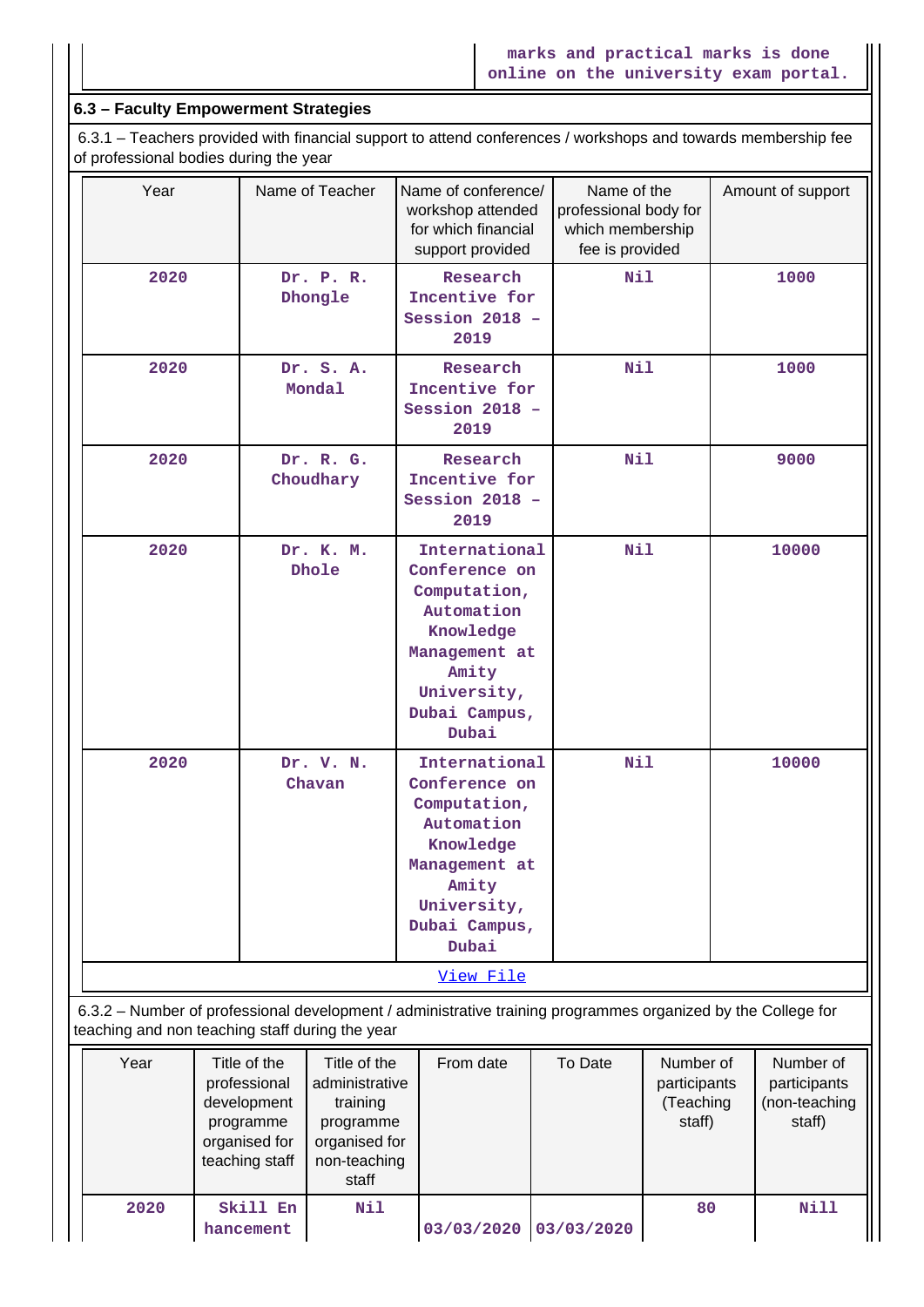| | marks and practical marks is done online on the university exam portal. |
|---|---|

## 6.3 – Faculty Empowerment Strategies

6.3.1 – Teachers provided with financial support to attend conferences / workshops and towards membership fee of professional bodies during the year

| Year | Name of Teacher | Name of conference/ workshop attended for which financial support provided | Name of the professional body for which membership fee is provided | Amount of support |
|---|---|---|---|---|
| 2020 | Dr. P. R. Dhongle | Research Incentive for Session 2018 – 2019 | Nil | 1000 |
| 2020 | Dr. S. A. Mondal | Research Incentive for Session 2018 – 2019 | Nil | 1000 |
| 2020 | Dr. R. G. Choudhary | Research Incentive for Session 2018 – 2019 | Nil | 9000 |
| 2020 | Dr. K. M. Dhole | International Conference on Computation, Automation Knowledge Management at Amity University, Dubai Campus, Dubai | Nil | 10000 |
| 2020 | Dr. V. N. Chavan | International Conference on Computation, Automation Knowledge Management at Amity University, Dubai Campus, Dubai | Nil | 10000 |

View File

6.3.2 – Number of professional development / administrative training programmes organized by the College for teaching and non teaching staff during the year

| Year | Title of the professional development programme organised for teaching staff | Title of the administrative training programme organised for non-teaching staff | From date | To Date | Number of participants (Teaching staff) | Number of participants (non-teaching staff) |
|---|---|---|---|---|---|---|
| 2020 | Skill Enhancement | Nil | 03/03/2020 | 03/03/2020 | 80 | Nill |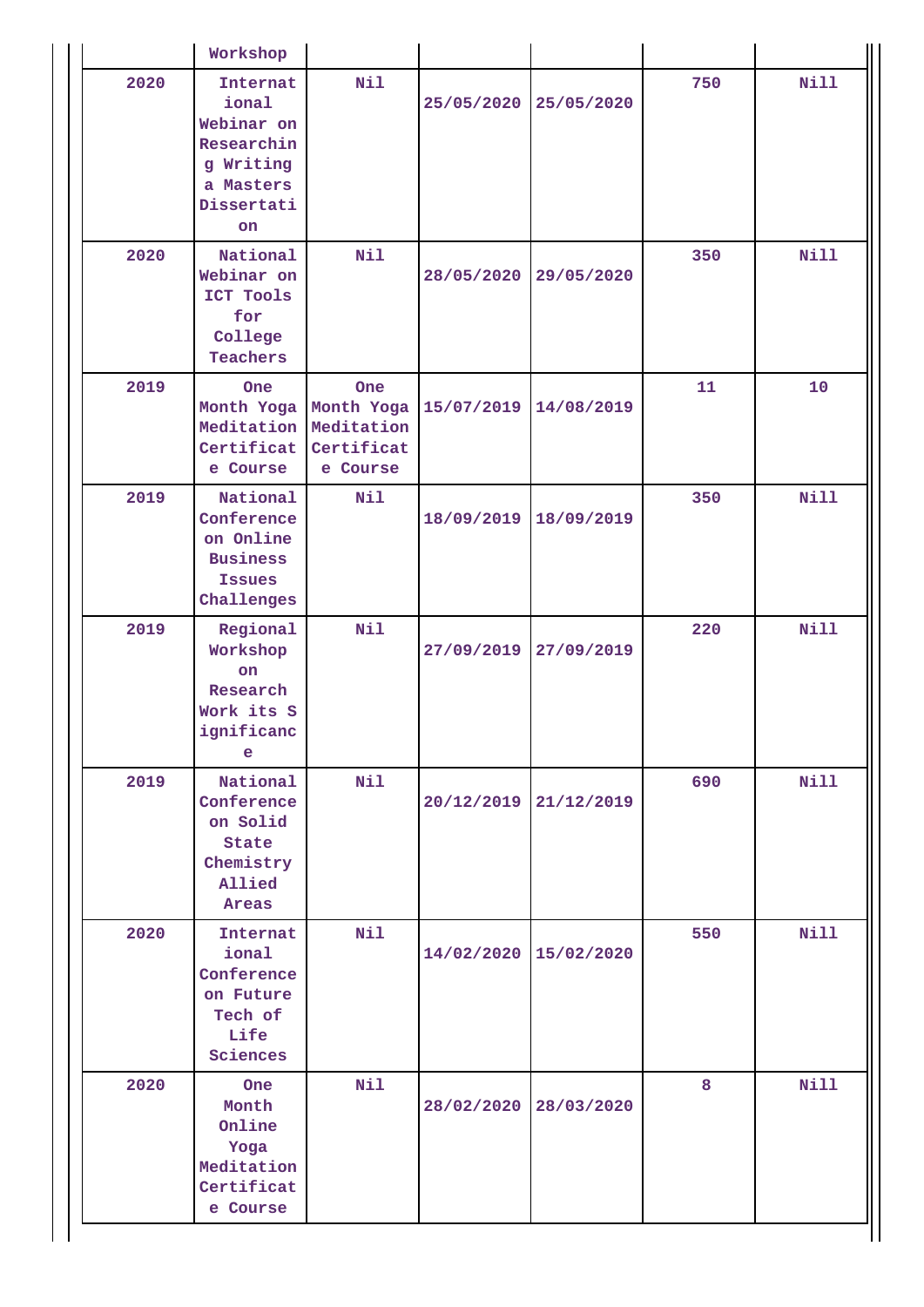| | | | | | | |
|---|---|---|---|---|---|---|
| | Workshop | | | | | |
| 2020 | International Webinar on Researching Writing a Masters Dissertation | Nil | 25/05/2020 | 25/05/2020 | 750 | Nill |
| 2020 | National Webinar on ICT Tools for College Teachers | Nil | 28/05/2020 | 29/05/2020 | 350 | Nill |
| 2019 | One Month Yoga Meditation Certificate Course | One Month Yoga Meditation Certificate Course | 15/07/2019 | 14/08/2019 | 11 | 10 |
| 2019 | National Conference on Online Business Issues Challenges | Nil | 18/09/2019 | 18/09/2019 | 350 | Nill |
| 2019 | Regional Workshop on Research Work its Significance | Nil | 27/09/2019 | 27/09/2019 | 220 | Nill |
| 2019 | National Conference on Solid State Chemistry Allied Areas | Nil | 20/12/2019 | 21/12/2019 | 690 | Nill |
| 2020 | International Conference on Future Tech of Life Sciences | Nil | 14/02/2020 | 15/02/2020 | 550 | Nill |
| 2020 | One Month Online Yoga Meditation Certificate Course | Nil | 28/02/2020 | 28/03/2020 | 8 | Nill |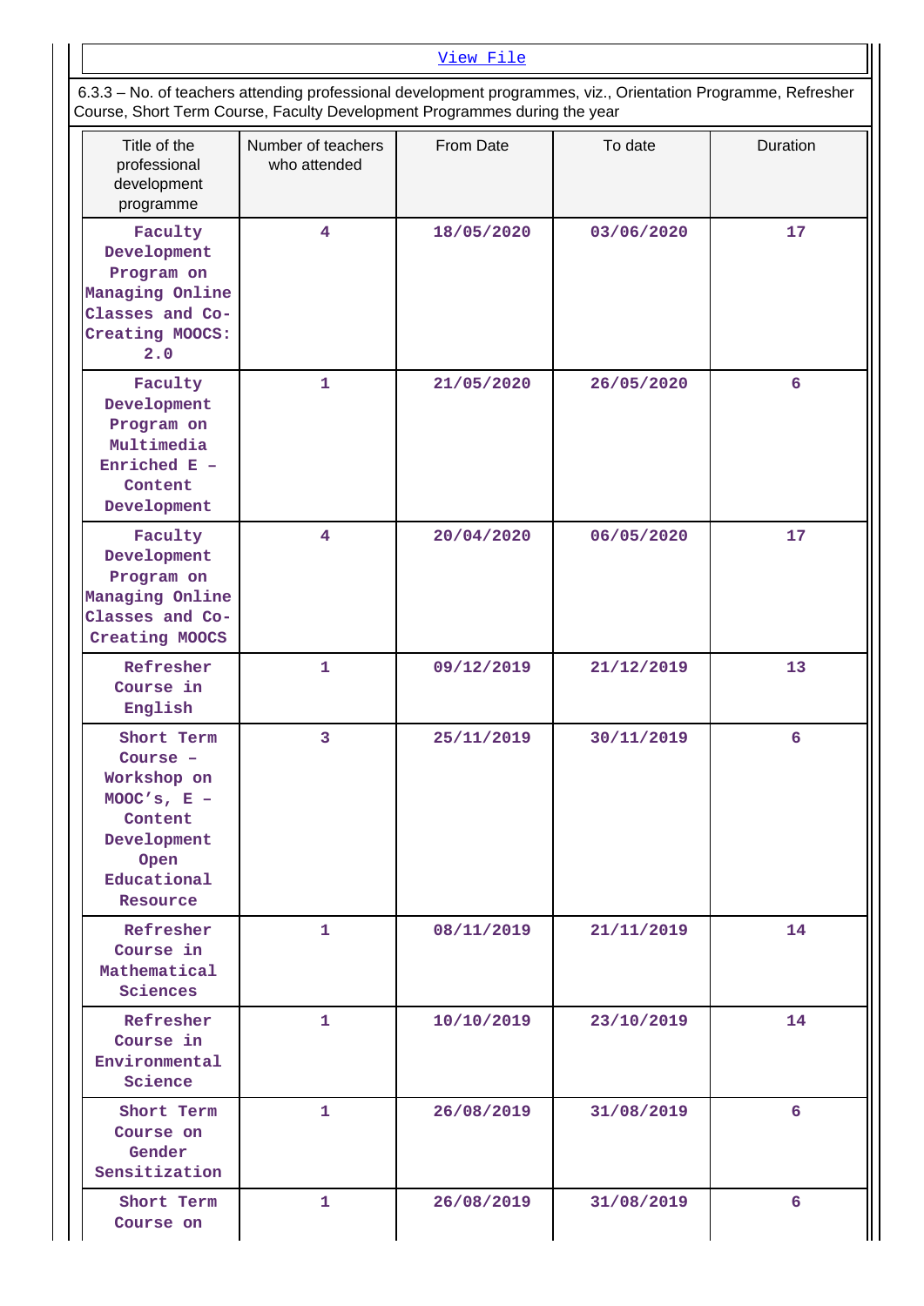View File

6.3.3 – No. of teachers attending professional development programmes, viz., Orientation Programme, Refresher Course, Short Term Course, Faculty Development Programmes during the year

| Title of the professional development programme | Number of teachers who attended | From Date | To date | Duration |
|---|---|---|---|---|
| Faculty Development Program on Managing Online Classes and Co-Creating MOOCS: 2.0 | 4 | 18/05/2020 | 03/06/2020 | 17 |
| Faculty Development Program on Multimedia Enriched E – Content Development | 1 | 21/05/2020 | 26/05/2020 | 6 |
| Faculty Development Program on Managing Online Classes and Co-Creating MOOCS | 4 | 20/04/2020 | 06/05/2020 | 17 |
| Refresher Course in English | 1 | 09/12/2019 | 21/12/2019 | 13 |
| Short Term Course – Workshop on MOOC's, E – Content Development Open Educational Resource | 3 | 25/11/2019 | 30/11/2019 | 6 |
| Refresher Course in Mathematical Sciences | 1 | 08/11/2019 | 21/11/2019 | 14 |
| Refresher Course in Environmental Science | 1 | 10/10/2019 | 23/10/2019 | 14 |
| Short Term Course on Gender Sensitization | 1 | 26/08/2019 | 31/08/2019 | 6 |
| Short Term Course on | 1 | 26/08/2019 | 31/08/2019 | 6 |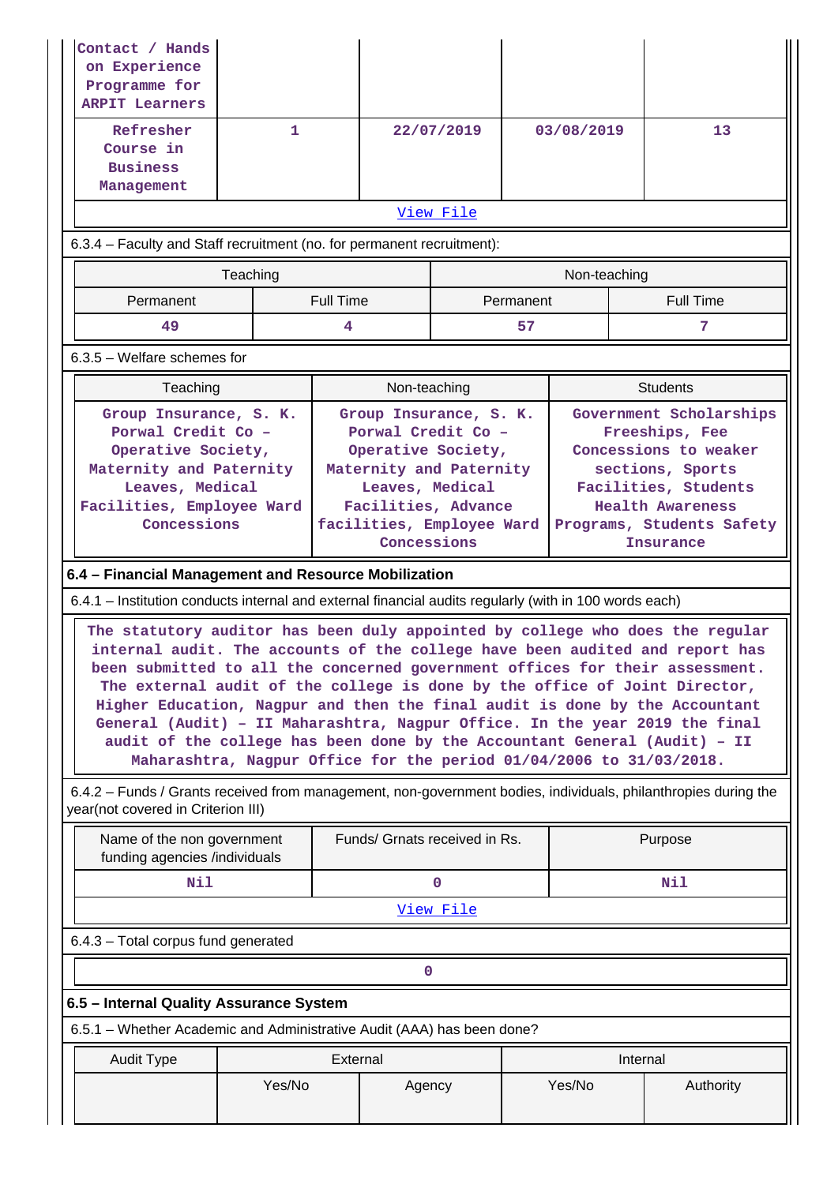| | | | | |
|---|---|---|---|---|
| Contact / Hands on Experience Programme for ARPIT Learners | | | | |
| Refresher Course in Business Management | 1 | 22/07/2019 | 03/08/2019 | 13 |

View File

6.3.4 – Faculty and Staff recruitment (no. for permanent recruitment):

| Teaching | | Non-teaching | |
|---|---|---|---|
| Permanent | Full Time | Permanent | Full Time |
| 49 | 4 | 57 | 7 |

6.3.5 – Welfare schemes for

| Teaching | Non-teaching | Students |
|---|---|---|
| Group Insurance, S. K. Porwal Credit Co – Operative Society, Maternity and Paternity Leaves, Medical Facilities, Employee Ward Concessions | Group Insurance, S. K. Porwal Credit Co – Operative Society, Maternity and Paternity Leaves, Medical Facilities, Advance facilities, Employee Ward Concessions | Government Scholarships Freeships, Fee Concessions to weaker sections, Sports Facilities, Students Health Awareness Programs, Students Safety Insurance |

**6.4 – Financial Management and Resource Mobilization**

6.4.1 – Institution conducts internal and external financial audits regularly (with in 100 words each)

The statutory auditor has been duly appointed by college who does the regular internal audit. The accounts of the college have been audited and report has been submitted to all the concerned government offices for their assessment. The external audit of the college is done by the office of Joint Director, Higher Education, Nagpur and then the final audit is done by the Accountant General (Audit) – II Maharashtra, Nagpur Office. In the year 2019 the final audit of the college has been done by the Accountant General (Audit) – II Maharashtra, Nagpur Office for the period 01/04/2006 to 31/03/2018.

6.4.2 – Funds / Grants received from management, non-government bodies, individuals, philanthropies during the year(not covered in Criterion III)

| Name of the non government funding agencies /individuals | Funds/ Grnats received in Rs. | Purpose |
|---|---|---|
| Nil | 0 | Nil |

View File

6.4.3 – Total corpus fund generated

0

**6.5 – Internal Quality Assurance System**

6.5.1 – Whether Academic and Administrative Audit (AAA) has been done?

| Audit Type | External | | Internal | |
|---|---|---|---|---|
| | Yes/No | Agency | Yes/No | Authority |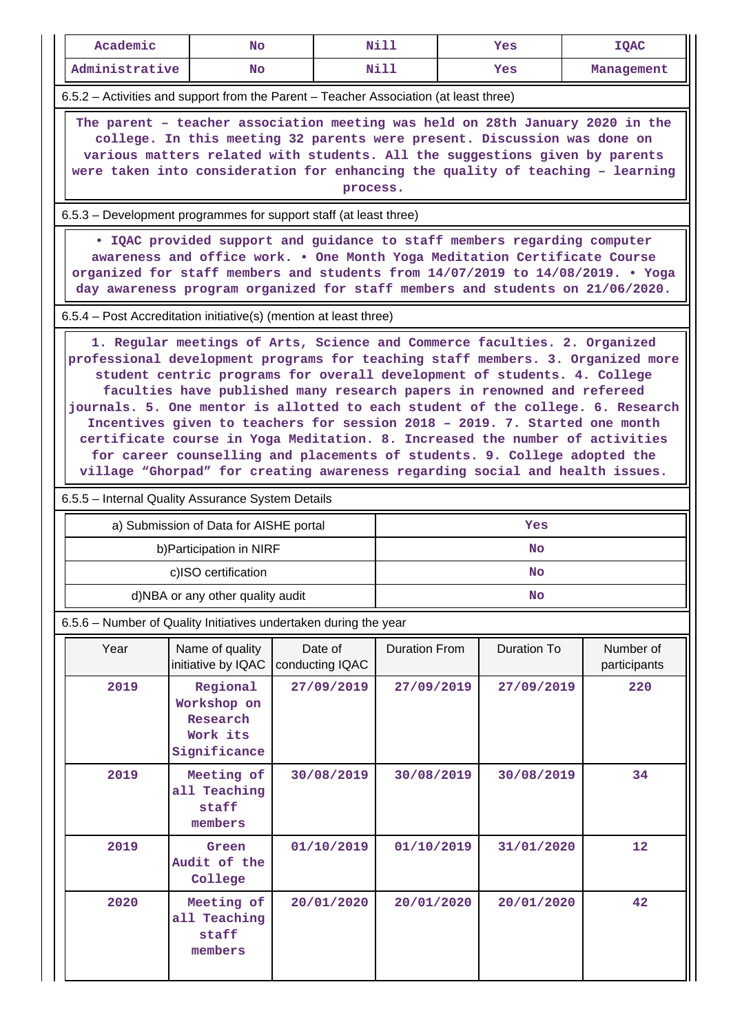| Academic | No | Nill | Yes | IQAC |
|---|---|---|---|---|
| Administrative | No | Nill | Yes | Management |

6.5.2 – Activities and support from the Parent – Teacher Association (at least three)

The parent – teacher association meeting was held on 28th January 2020 in the college. In this meeting 32 parents were present. Discussion was done on various matters related with students. All the suggestions given by parents were taken into consideration for enhancing the quality of teaching – learning process.

6.5.3 – Development programmes for support staff (at least three)

• IQAC provided support and guidance to staff members regarding computer awareness and office work. • One Month Yoga Meditation Certificate Course organized for staff members and students from 14/07/2019 to 14/08/2019. • Yoga day awareness program organized for staff members and students on 21/06/2020.

6.5.4 – Post Accreditation initiative(s) (mention at least three)

1. Regular meetings of Arts, Science and Commerce faculties. 2. Organized professional development programs for teaching staff members. 3. Organized more student centric programs for overall development of students. 4. College faculties have published many research papers in renowned and refereed journals. 5. One mentor is allotted to each student of the college. 6. Research Incentives given to teachers for session 2018 – 2019. 7. Started one month certificate course in Yoga Meditation. 8. Increased the number of activities for career counselling and placements of students. 9. College adopted the village “Ghorpad” for creating awareness regarding social and health issues.

6.5.5 – Internal Quality Assurance System Details

| | |
|---|---|
| a) Submission of Data for AISHE portal | Yes |
| b)Participation in NIRF | No |
| c)ISO certification | No |
| d)NBA or any other quality audit | No |

6.5.6 – Number of Quality Initiatives undertaken during the year

| Year | Name of quality initiative by IQAC | Date of conducting IQAC | Duration From | Duration To | Number of participants |
|---|---|---|---|---|---|
| 2019 | Regional Workshop on Research Work its Significance | 27/09/2019 | 27/09/2019 | 27/09/2019 | 220 |
| 2019 | Meeting of all Teaching staff members | 30/08/2019 | 30/08/2019 | 30/08/2019 | 34 |
| 2019 | Green Audit of the College | 01/10/2019 | 01/10/2019 | 31/01/2020 | 12 |
| 2020 | Meeting of all Teaching staff members | 20/01/2020 | 20/01/2020 | 20/01/2020 | 42 |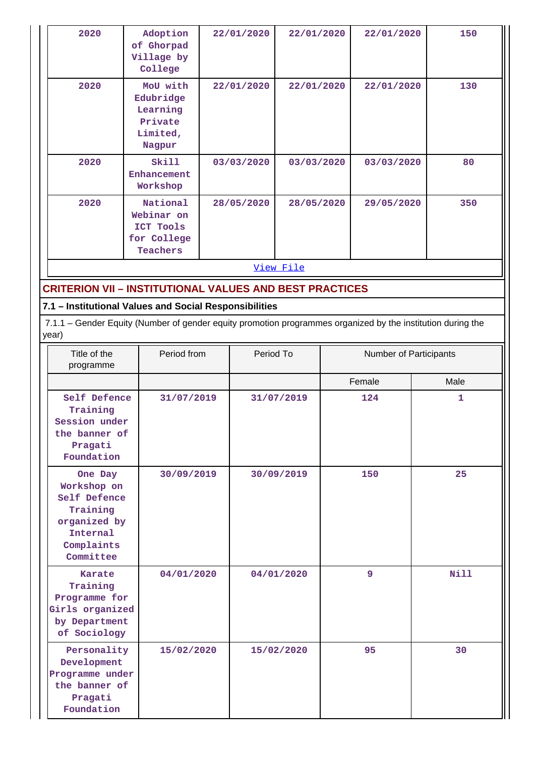| 2020 | Adoption of Ghorpad Village by College | 22/01/2020 | 22/01/2020 | 22/01/2020 | 150 |
|---|---|---|---|---|---|
| 2020 | MoU with Edubridge Learning Private Limited, Nagpur | 22/01/2020 | 22/01/2020 | 22/01/2020 | 130 |
| 2020 | Skill Enhancement Workshop | 03/03/2020 | 03/03/2020 | 03/03/2020 | 80 |
| 2020 | National Webinar on ICT Tools for College Teachers | 28/05/2020 | 28/05/2020 | 29/05/2020 | 350 |

View File

## CRITERION VII – INSTITUTIONAL VALUES AND BEST PRACTICES

### 7.1 – Institutional Values and Social Responsibilities

7.1.1 – Gender Equity (Number of gender equity promotion programmes organized by the institution during the year)

| Title of the programme | Period from | Period To | Number of Participants | |
|---|---|---|---|---|
| | | | Female | Male |
| Self Defence Training Session under the banner of Pragati Foundation | 31/07/2019 | 31/07/2019 | 124 | 1 |
| One Day Workshop on Self Defence Training organized by Internal Complaints Committee | 30/09/2019 | 30/09/2019 | 150 | 25 |
| Karate Training Programme for Girls organized by Department of Sociology | 04/01/2020 | 04/01/2020 | 9 | Nill |
| Personality Development Programme under the banner of Pragati Foundation | 15/02/2020 | 15/02/2020 | 95 | 30 |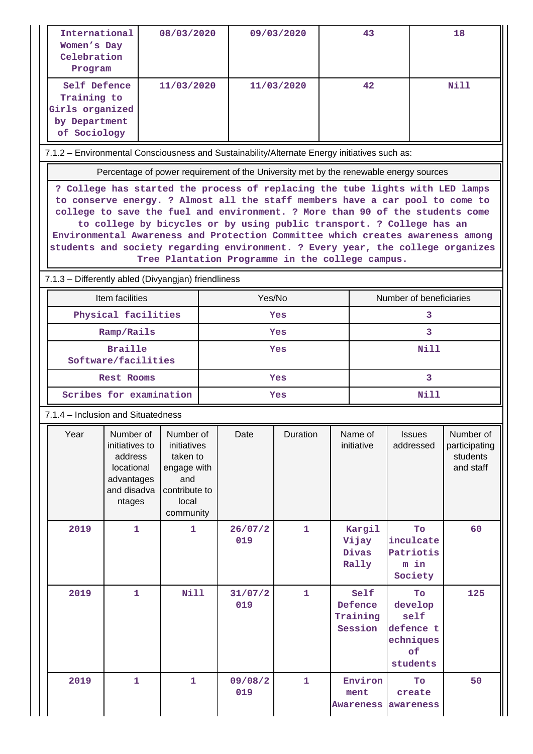| International Women's Day Celebration Program | 08/03/2020 | 09/03/2020 | 43 | 18 |
|---|---|---|---|---|
| Self Defence Training to Girls organized by Department of Sociology | 11/03/2020 | 11/03/2020 | 42 | Nill |

7.1.2 – Environmental Consciousness and Sustainability/Alternate Energy initiatives such as:

| Percentage of power requirement of the University met by the renewable energy sources |
|---|
| ? College has started the process of replacing the tube lights with LED lamps to conserve energy. ? Almost all the staff members have a car pool to come to college to save the fuel and environment. ? More than 90 of the students come to college by bicycles or by using public transport. ? College has an Environmental Awareness and Protection Committee which creates awareness among students and society regarding environment. ? Every year, the college organizes Tree Plantation Programme in the college campus. |

7.1.3 – Differently abled (Divyangjan) friendliness

| Item facilities | Yes/No | Number of beneficiaries |
|---|---|---|
| Physical facilities | Yes | 3 |
| Ramp/Rails | Yes | 3 |
| Braille Software/facilities | Yes | Nill |
| Rest Rooms | Yes | 3 |
| Scribes for examination | Yes | Nill |

7.1.4 – Inclusion and Situatedness

| Year | Number of initiatives to address locational advantages and disadvantages | Number of initiatives taken to engage with and contribute to local community | Date | Duration | Name of initiative | Issues addressed | Number of participating students and staff |
|---|---|---|---|---|---|---|---|
| 2019 | 1 | 1 | 26/07/2019 | 1 | Kargil Vijay Divas Rally | To inculcate Patriotism in Society | 60 |
| 2019 | 1 | Nill | 31/07/2019 | 1 | Self Defence Training Session | To develop self defence techniques of students | 125 |
| 2019 | 1 | 1 | 09/08/2019 | 1 | Environment Awareness | To create awareness | 50 |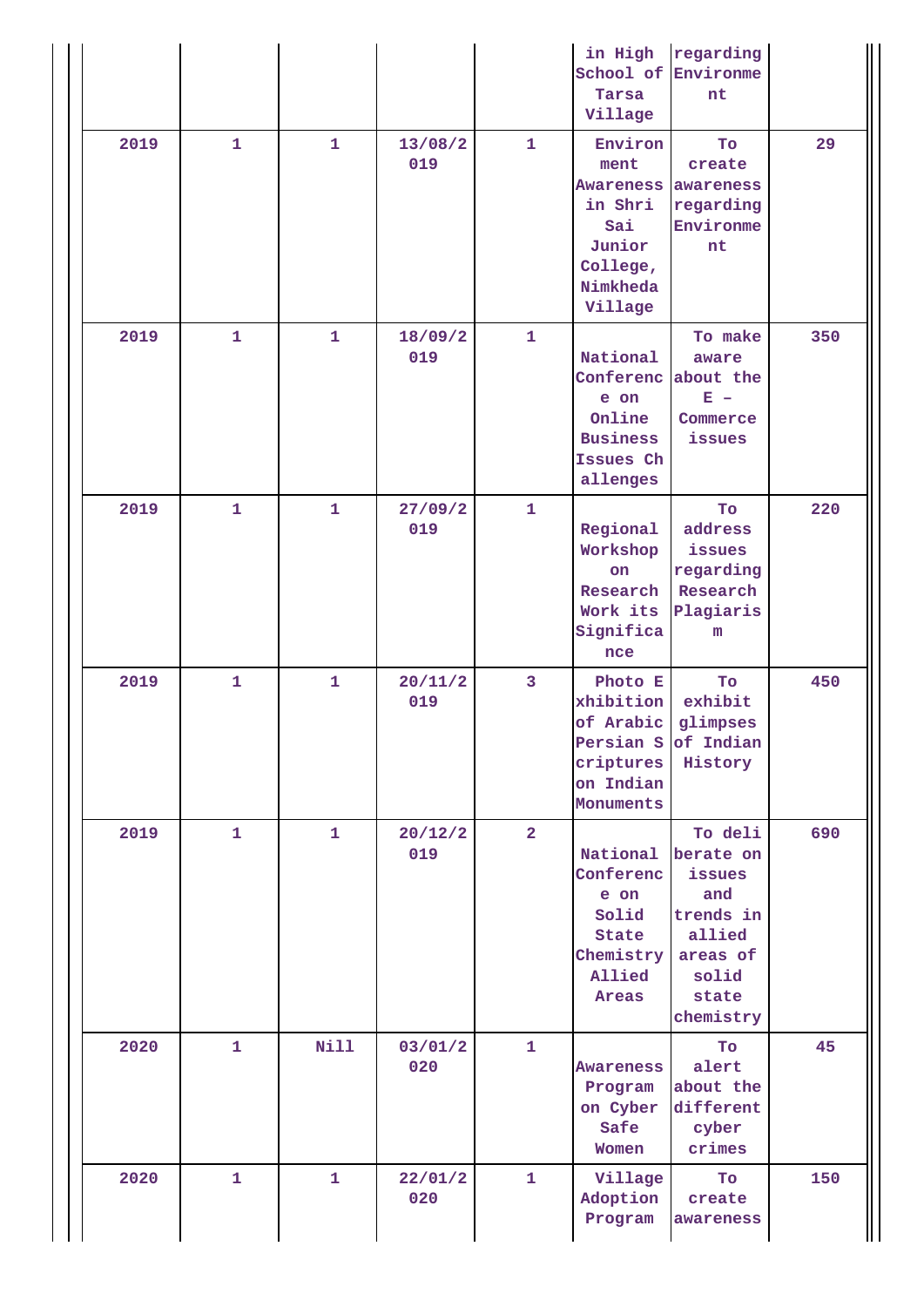| | | | | | | | |
|---|---|---|---|---|---|---|---|
| | | | | | in High School of Tarsa Village | regarding Environment | |
| 2019 | 1 | 1 | 13/08/2019 | 1 | Environment Awareness in Shri Sai Junior College, Nimkheda Village | To create awareness regarding Environment | 29 |
| 2019 | 1 | 1 | 18/09/2019 | 1 | National Conference on Online Business Issues Challenges | To make aware about the E – Commerce issues | 350 |
| 2019 | 1 | 1 | 27/09/2019 | 1 | Regional Workshop on Research Work its Significance | To address issues regarding Research Plagiarism | 220 |
| 2019 | 1 | 1 | 20/11/2019 | 3 | Photo Exhibition of Arabic Persian Scriptures on Indian Monuments | To exhibit glimpses of Indian History | 450 |
| 2019 | 1 | 1 | 20/12/2019 | 2 | National Conference on Solid State Chemistry Allied Areas | To deliberate on issues and trends in allied areas of solid state chemistry | 690 |
| 2020 | 1 | Nill | 03/01/2020 | 1 | Awareness Program on Cyber Safe Women | To alert about the different cyber crimes | 45 |
| 2020 | 1 | 1 | 22/01/2020 | 1 | Village Adoption Program | To create awareness | 150 |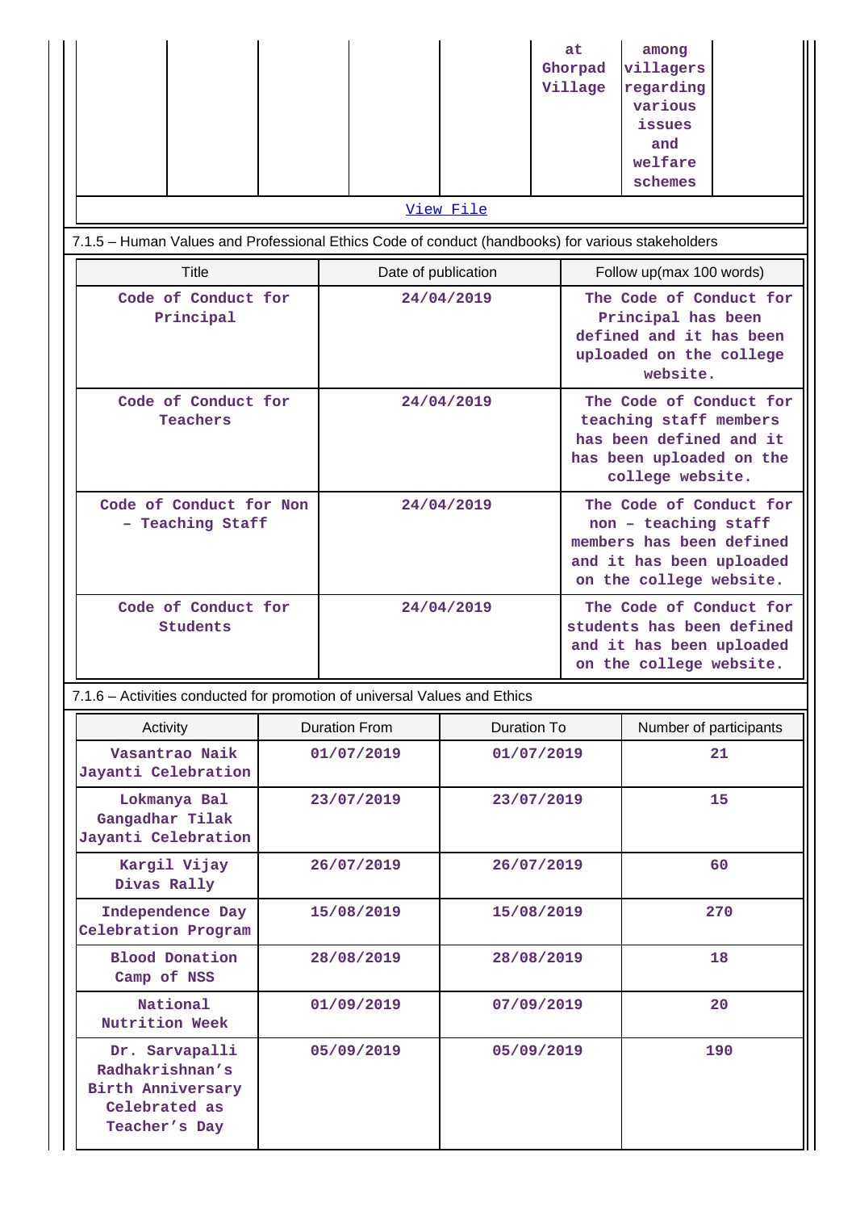| | | | | | at Ghorpad Village | among villagers regarding various issues and welfare schemes | |
|---|---|---|---|---|---|---|---|

View File

7.1.5 – Human Values and Professional Ethics Code of conduct (handbooks) for various stakeholders

| Title | Date of publication | Follow up(max 100 words) |
|---|---|---|
| Code of Conduct for Principal | 24/04/2019 | The Code of Conduct for Principal has been defined and it has been uploaded on the college website. |
| Code of Conduct for Teachers | 24/04/2019 | The Code of Conduct for teaching staff members has been defined and it has been uploaded on the college website. |
| Code of Conduct for Non – Teaching Staff | 24/04/2019 | The Code of Conduct for non – teaching staff members has been defined and it has been uploaded on the college website. |
| Code of Conduct for Students | 24/04/2019 | The Code of Conduct for students has been defined and it has been uploaded on the college website. |

7.1.6 – Activities conducted for promotion of universal Values and Ethics

| Activity | Duration From | Duration To | Number of participants |
|---|---|---|---|
| Vasantrao Naik Jayanti Celebration | 01/07/2019 | 01/07/2019 | 21 |
| Lokmanya Bal Gangadhar Tilak Jayanti Celebration | 23/07/2019 | 23/07/2019 | 15 |
| Kargil Vijay Divas Rally | 26/07/2019 | 26/07/2019 | 60 |
| Independence Day Celebration Program | 15/08/2019 | 15/08/2019 | 270 |
| Blood Donation Camp of NSS | 28/08/2019 | 28/08/2019 | 18 |
| National Nutrition Week | 01/09/2019 | 07/09/2019 | 20 |
| Dr. Sarvapalli Radhakrishnan's Birth Anniversary Celebrated as Teacher's Day | 05/09/2019 | 05/09/2019 | 190 |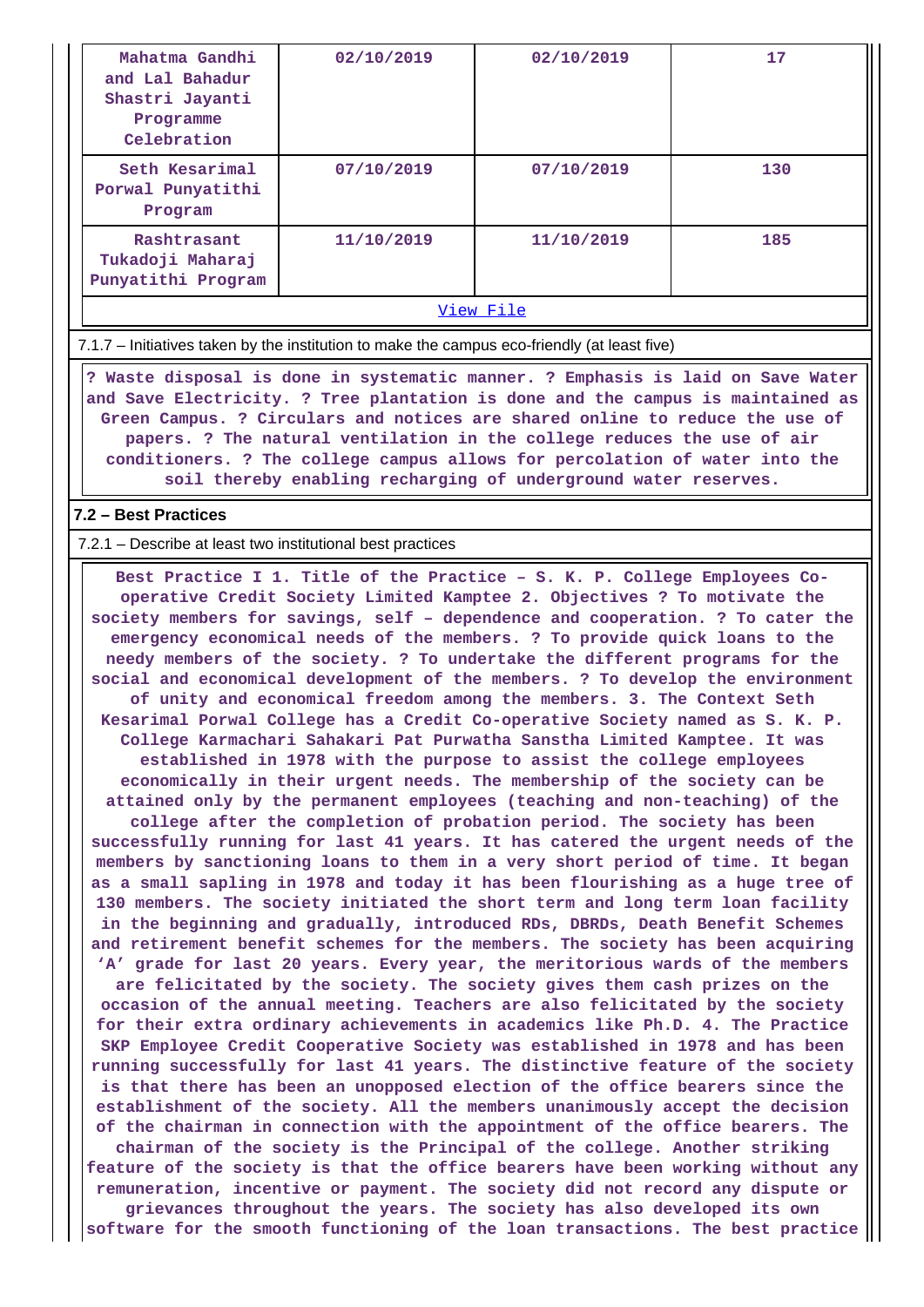| Mahatma Gandhi and Lal Bahadur Shastri Jayanti Programme Celebration | 02/10/2019 | 02/10/2019 | 17 |
|---|---|---|---|
| Seth Kesarimal Porwal Punyatithi Program | 07/10/2019 | 07/10/2019 | 130 |
| Rashtrasant Tukadoji Maharaj Punyatithi Program | 11/10/2019 | 11/10/2019 | 185 |

View File

7.1.7 – Initiatives taken by the institution to make the campus eco-friendly (at least five)

? Waste disposal is done in systematic manner. ? Emphasis is laid on Save Water and Save Electricity. ? Tree plantation is done and the campus is maintained as Green Campus. ? Circulars and notices are shared online to reduce the use of papers. ? The natural ventilation in the college reduces the use of air conditioners. ? The college campus allows for percolation of water into the soil thereby enabling recharging of underground water reserves.

**7.2 – Best Practices**

7.2.1 – Describe at least two institutional best practices

Best Practice I 1. Title of the Practice – S. K. P. College Employees Co-operative Credit Society Limited Kamptee 2. Objectives ? To motivate the society members for savings, self – dependence and cooperation. ? To cater the emergency economical needs of the members. ? To provide quick loans to the needy members of the society. ? To undertake the different programs for the social and economical development of the members. ? To develop the environment of unity and economical freedom among the members. 3. The Context Seth Kesarimal Porwal College has a Credit Co-operative Society named as S. K. P. College Karmachari Sahakari Pat Purwatha Sanstha Limited Kamptee. It was established in 1978 with the purpose to assist the college employees economically in their urgent needs. The membership of the society can be attained only by the permanent employees (teaching and non-teaching) of the college after the completion of probation period. The society has been successfully running for last 41 years. It has catered the urgent needs of the members by sanctioning loans to them in a very short period of time. It began as a small sapling in 1978 and today it has been flourishing as a huge tree of 130 members. The society initiated the short term and long term loan facility in the beginning and gradually, introduced RDs, DBRDs, Death Benefit Schemes and retirement benefit schemes for the members. The society has been acquiring 'A' grade for last 20 years. Every year, the meritorious wards of the members are felicitated by the society. The society gives them cash prizes on the occasion of the annual meeting. Teachers are also felicitated by the society for their extra ordinary achievements in academics like Ph.D. 4. The Practice SKP Employee Credit Cooperative Society was established in 1978 and has been running successfully for last 41 years. The distinctive feature of the society is that there has been an unopposed election of the office bearers since the establishment of the society. All the members unanimously accept the decision of the chairman in connection with the appointment of the office bearers. The chairman of the society is the Principal of the college. Another striking feature of the society is that the office bearers have been working without any remuneration, incentive or payment. The society did not record any dispute or grievances throughout the years. The society has also developed its own software for the smooth functioning of the loan transactions. The best practice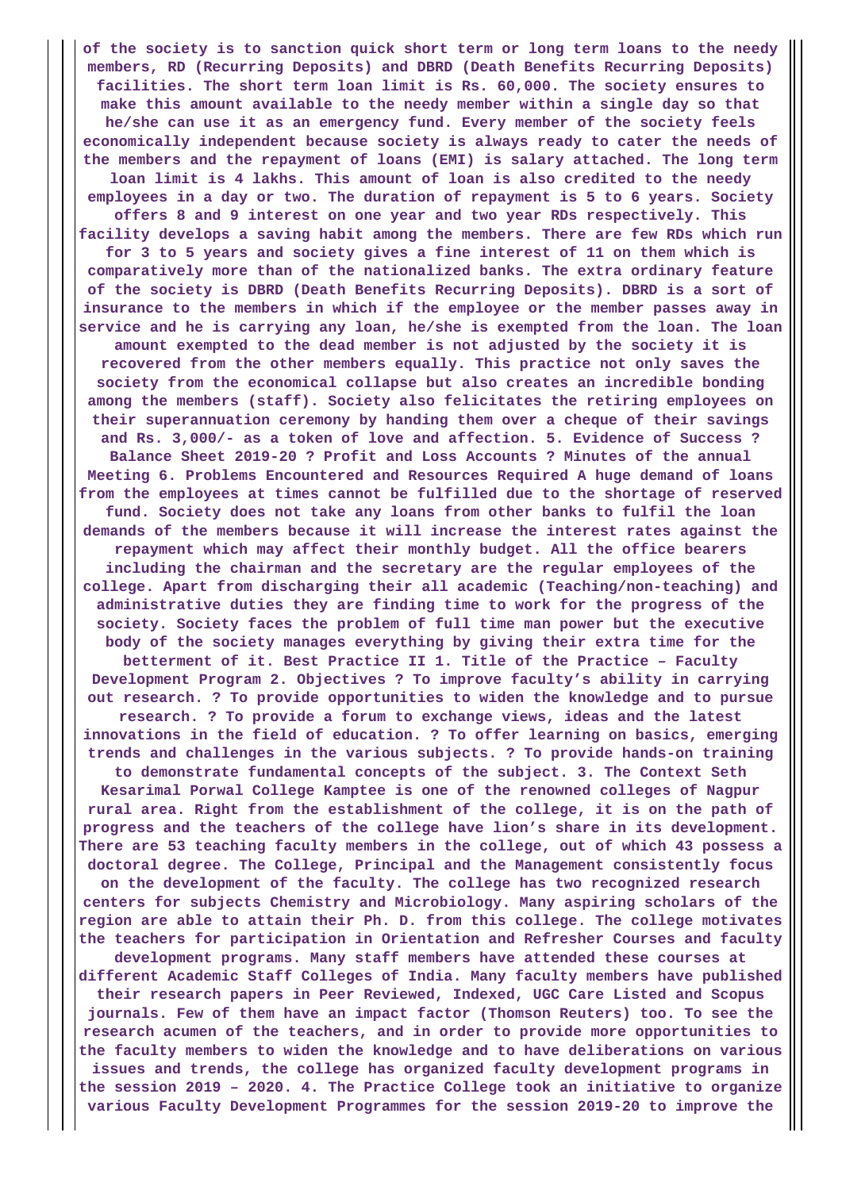of the society is to sanction quick short term or long term loans to the needy members, RD (Recurring Deposits) and DBRD (Death Benefits Recurring Deposits) facilities. The short term loan limit is Rs. 60,000. The society ensures to make this amount available to the needy member within a single day so that he/she can use it as an emergency fund. Every member of the society feels economically independent because society is always ready to cater the needs of the members and the repayment of loans (EMI) is salary attached. The long term loan limit is 4 lakhs. This amount of loan is also credited to the needy employees in a day or two. The duration of repayment is 5 to 6 years. Society offers 8 and 9 interest on one year and two year RDs respectively. This facility develops a saving habit among the members. There are few RDs which run for 3 to 5 years and society gives a fine interest of 11 on them which is comparatively more than of the nationalized banks. The extra ordinary feature of the society is DBRD (Death Benefits Recurring Deposits). DBRD is a sort of insurance to the members in which if the employee or the member passes away in service and he is carrying any loan, he/she is exempted from the loan. The loan amount exempted to the dead member is not adjusted by the society it is recovered from the other members equally. This practice not only saves the society from the economical collapse but also creates an incredible bonding among the members (staff). Society also felicitates the retiring employees on their superannuation ceremony by handing them over a cheque of their savings and Rs. 3,000/- as a token of love and affection. 5. Evidence of Success ? Balance Sheet 2019-20 ? Profit and Loss Accounts ? Minutes of the annual Meeting 6. Problems Encountered and Resources Required A huge demand of loans from the employees at times cannot be fulfilled due to the shortage of reserved fund. Society does not take any loans from other banks to fulfil the loan demands of the members because it will increase the interest rates against the repayment which may affect their monthly budget. All the office bearers including the chairman and the secretary are the regular employees of the college. Apart from discharging their all academic (Teaching/non-teaching) and administrative duties they are finding time to work for the progress of the society. Society faces the problem of full time man power but the executive body of the society manages everything by giving their extra time for the betterment of it. Best Practice II 1. Title of the Practice – Faculty Development Program 2. Objectives ? To improve faculty's ability in carrying out research. ? To provide opportunities to widen the knowledge and to pursue research. ? To provide a forum to exchange views, ideas and the latest innovations in the field of education. ? To offer learning on basics, emerging trends and challenges in the various subjects. ? To provide hands-on training to demonstrate fundamental concepts of the subject. 3. The Context Seth Kesarimal Porwal College Kamptee is one of the renowned colleges of Nagpur rural area. Right from the establishment of the college, it is on the path of progress and the teachers of the college have lion's share in its development. There are 53 teaching faculty members in the college, out of which 43 possess a doctoral degree. The College, Principal and the Management consistently focus on the development of the faculty. The college has two recognized research centers for subjects Chemistry and Microbiology. Many aspiring scholars of the region are able to attain their Ph. D. from this college. The college motivates the teachers for participation in Orientation and Refresher Courses and faculty development programs. Many staff members have attended these courses at different Academic Staff Colleges of India. Many faculty members have published their research papers in Peer Reviewed, Indexed, UGC Care Listed and Scopus journals. Few of them have an impact factor (Thomson Reuters) too. To see the research acumen of the teachers, and in order to provide more opportunities to the faculty members to widen the knowledge and to have deliberations on various issues and trends, the college has organized faculty development programs in the session 2019 – 2020. 4. The Practice College took an initiative to organize various Faculty Development Programmes for the session 2019-20 to improve the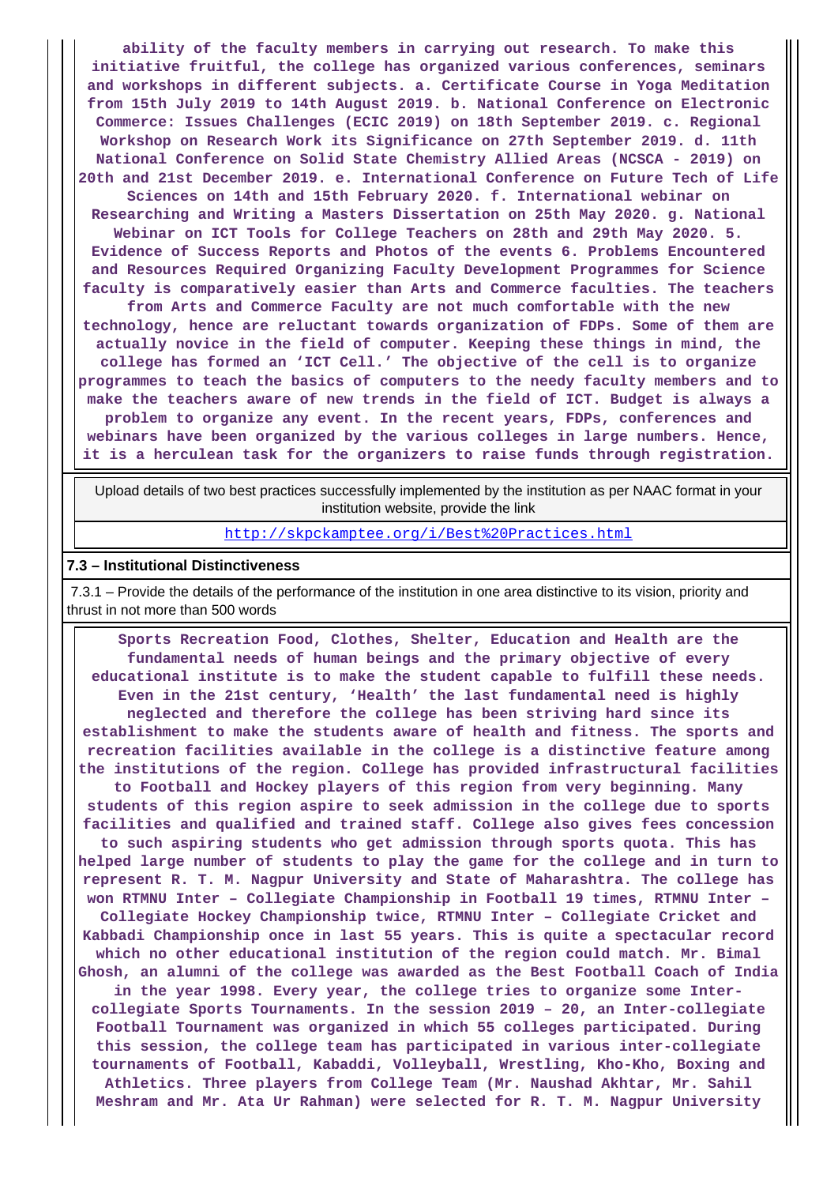ability of the faculty members in carrying out research. To make this initiative fruitful, the college has organized various conferences, seminars and workshops in different subjects. a. Certificate Course in Yoga Meditation from 15th July 2019 to 14th August 2019. b. National Conference on Electronic Commerce: Issues Challenges (ECIC 2019) on 18th September 2019. c. Regional Workshop on Research Work its Significance on 27th September 2019. d. 11th National Conference on Solid State Chemistry Allied Areas (NCSCA - 2019) on 20th and 21st December 2019. e. International Conference on Future Tech of Life Sciences on 14th and 15th February 2020. f. International webinar on Researching and Writing a Masters Dissertation on 25th May 2020. g. National Webinar on ICT Tools for College Teachers on 28th and 29th May 2020. 5. Evidence of Success Reports and Photos of the events 6. Problems Encountered and Resources Required Organizing Faculty Development Programmes for Science faculty is comparatively easier than Arts and Commerce faculties. The teachers from Arts and Commerce Faculty are not much comfortable with the new technology, hence are reluctant towards organization of FDPs. Some of them are actually novice in the field of computer. Keeping these things in mind, the college has formed an ‘ICT Cell.’ The objective of the cell is to organize programmes to teach the basics of computers to the needy faculty members and to make the teachers aware of new trends in the field of ICT. Budget is always a problem to organize any event. In the recent years, FDPs, conferences and webinars have been organized by the various colleges in large numbers. Hence, it is a herculean task for the organizers to raise funds through registration.

| Upload details of two best practices successfully implemented by the institution as per NAAC format in your institution website, provide the link |
|---|
| http://skpckamptee.org/i/Best%20Practices.html |

**7.3 – Institutional Distinctiveness**

7.3.1 – Provide the details of the performance of the institution in one area distinctive to its vision, priority and thrust in not more than 500 words

Sports Recreation Food, Clothes, Shelter, Education and Health are the fundamental needs of human beings and the primary objective of every educational institute is to make the student capable to fulfill these needs. Even in the 21st century, ‘Health’ the last fundamental need is highly neglected and therefore the college has been striving hard since its establishment to make the students aware of health and fitness. The sports and recreation facilities available in the college is a distinctive feature among the institutions of the region. College has provided infrastructural facilities to Football and Hockey players of this region from very beginning. Many students of this region aspire to seek admission in the college due to sports facilities and qualified and trained staff. College also gives fees concession to such aspiring students who get admission through sports quota. This has helped large number of students to play the game for the college and in turn to represent R. T. M. Nagpur University and State of Maharashtra. The college has won RTMNU Inter – Collegiate Championship in Football 19 times, RTMNU Inter – Collegiate Hockey Championship twice, RTMNU Inter – Collegiate Cricket and Kabbadi Championship once in last 55 years. This is quite a spectacular record which no other educational institution of the region could match. Mr. Bimal Ghosh, an alumni of the college was awarded as the Best Football Coach of India in the year 1998. Every year, the college tries to organize some Inter-collegiate Sports Tournaments. In the session 2019 – 20, an Inter-collegiate Football Tournament was organized in which 55 colleges participated. During this session, the college team has participated in various inter-collegiate tournaments of Football, Kabaddi, Volleyball, Wrestling, Kho-Kho, Boxing and Athletics. Three players from College Team (Mr. Naushad Akhtar, Mr. Sahil Meshram and Mr. Ata Ur Rahman) were selected for R. T. M. Nagpur University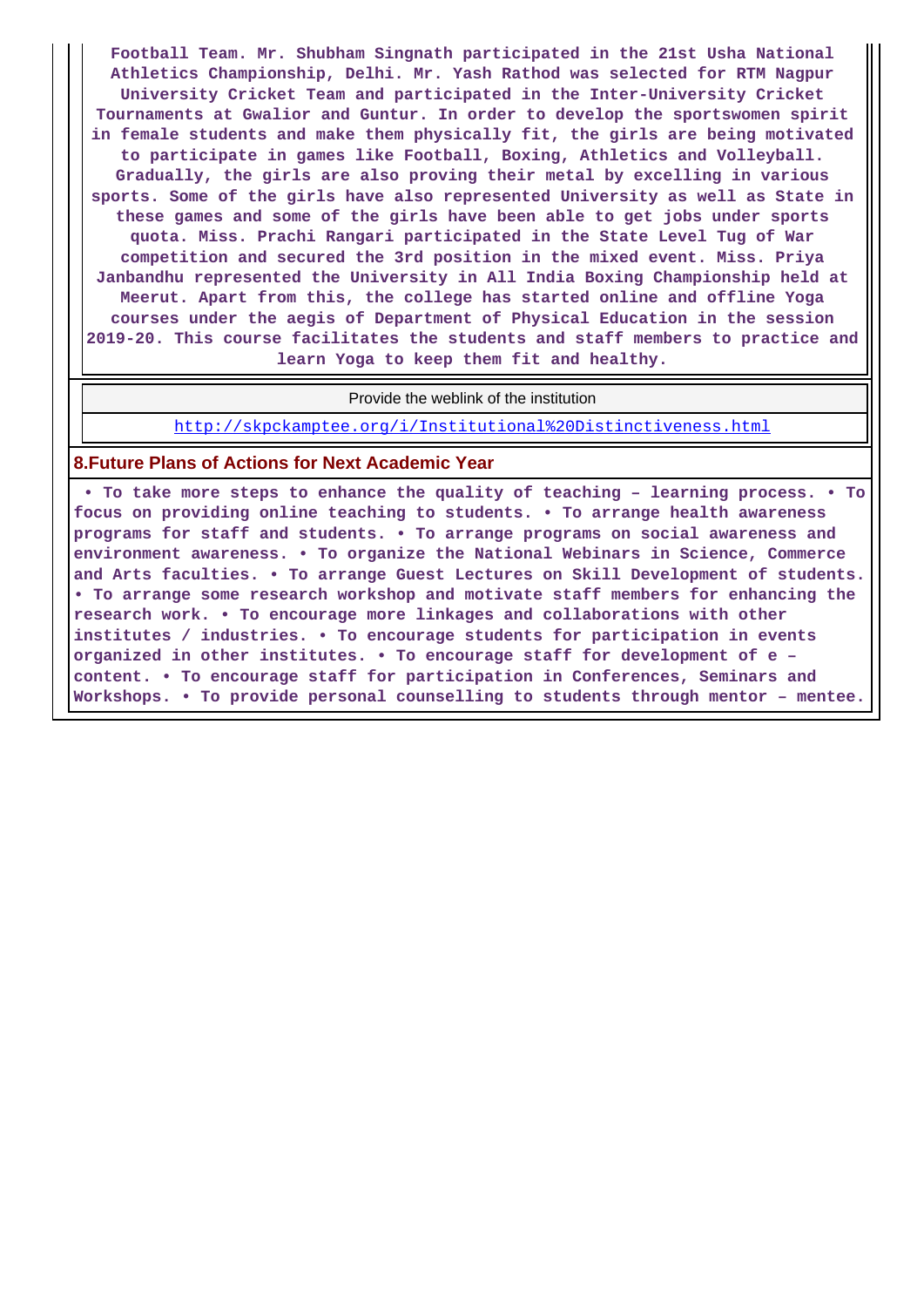Football Team. Mr. Shubham Singnath participated in the 21st Usha National Athletics Championship, Delhi. Mr. Yash Rathod was selected for RTM Nagpur University Cricket Team and participated in the Inter-University Cricket Tournaments at Gwalior and Guntur. In order to develop the sportswomen spirit in female students and make them physically fit, the girls are being motivated to participate in games like Football, Boxing, Athletics and Volleyball. Gradually, the girls are also proving their metal by excelling in various sports. Some of the girls have also represented University as well as State in these games and some of the girls have been able to get jobs under sports quota. Miss. Prachi Rangari participated in the State Level Tug of War competition and secured the 3rd position in the mixed event. Miss. Priya Janbandhu represented the University in All India Boxing Championship held at Meerut. Apart from this, the college has started online and offline Yoga courses under the aegis of Department of Physical Education in the session 2019-20. This course facilitates the students and staff members to practice and learn Yoga to keep them fit and healthy.

| Provide the weblink of the institution |
|---|
| http://skpckamptee.org/i/Institutional%20Distinctiveness.html |

## 8.Future Plans of Actions for Next Academic Year

• To take more steps to enhance the quality of teaching – learning process. • To focus on providing online teaching to students. • To arrange health awareness programs for staff and students. • To arrange programs on social awareness and environment awareness. • To organize the National Webinars in Science, Commerce and Arts faculties. • To arrange Guest Lectures on Skill Development of students. • To arrange some research workshop and motivate staff members for enhancing the research work. • To encourage more linkages and collaborations with other institutes / industries. • To encourage students for participation in events organized in other institutes. • To encourage staff for development of e – content. • To encourage staff for participation in Conferences, Seminars and Workshops. • To provide personal counselling to students through mentor – mentee.